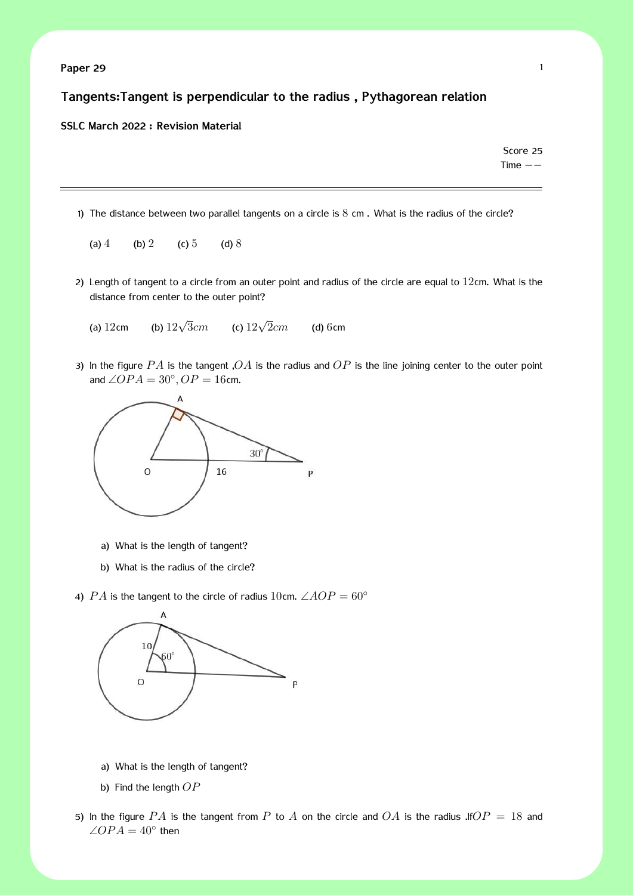**Paper 29**

## Tangents:Tangent is perpendicular to the radius , Pythagorean relation

**SSLC March 2022 : Revision Material**

Score 25
Time $--$

---

1) The distance between two parallel tangents on a circle is $8$ cm . What is the radius of the circle?

   (a) $4$  (b) $2$  (c) $5$  (d) $8$

2) Length of tangent to a circle from an outer point and radius of the circle are equal to $12$cm. What is the distance from center to the outer point?

   (a) $12$cm  (b) $12\sqrt{3}cm$  (c) $12\sqrt{2}cm$  (d) $6$cm

3) In the figure $PA$ is the tangent ,$OA$ is the radius and $OP$ is the line joining center to the outer point and $\angle OPA = 30^\circ, OP = 16$cm.

   a) What is the length of tangent?

   b) What is the radius of the circle?

4) $PA$ is the tangent to the circle of radius $10$cm. $\angle AOP = 60^\circ$

   a) What is the length of tangent?

   b) Find the length $OP$

5) In the figure $PA$ is the tangent from $P$ to $A$ on the circle and $OA$ is the radius .If$OP = 18$ and $\angle OPA = 40^\circ$ then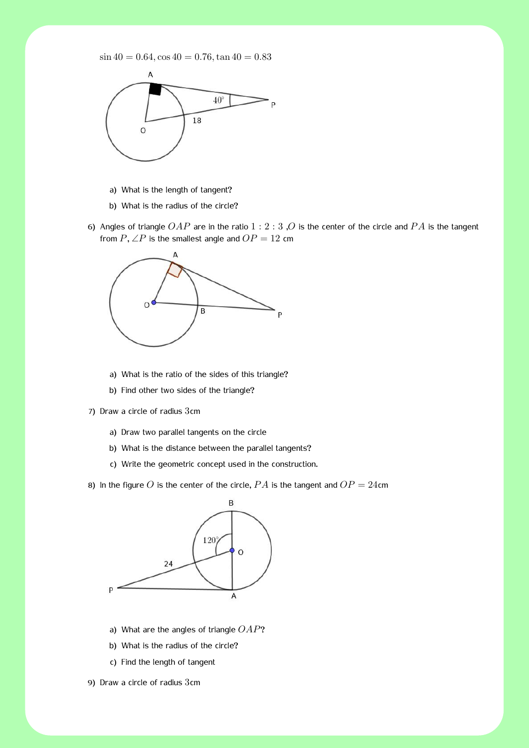$\sin 40 = 0.64, \cos 40 = 0.76, \tan 40 = 0.83$

a) What is the length of tangent?

b) What is the radius of the circle?

6) Angles of triangle $OAP$ are in the ratio $1:2:3$ ,$O$ is the center of the circle and $PA$ is the tangent from $P$, $\angle P$ is the smallest angle and $OP = 12$ cm

a) What is the ratio of the sides of this triangle?

b) Find other two sides of the triangle?

7) Draw a circle of radius $3$cm

a) Draw two parallel tangents on the circle

b) What is the distance between the parallel tangents?

c) Write the geometric concept used in the construction.

8) In the figure $O$ is the center of the circle, $PA$ is the tangent and $OP = 24$cm

a) What are the angles of triangle $OAP$?

b) What is the radius of the circle?

c) Find the length of tangent

9) Draw a circle of radius $3$cm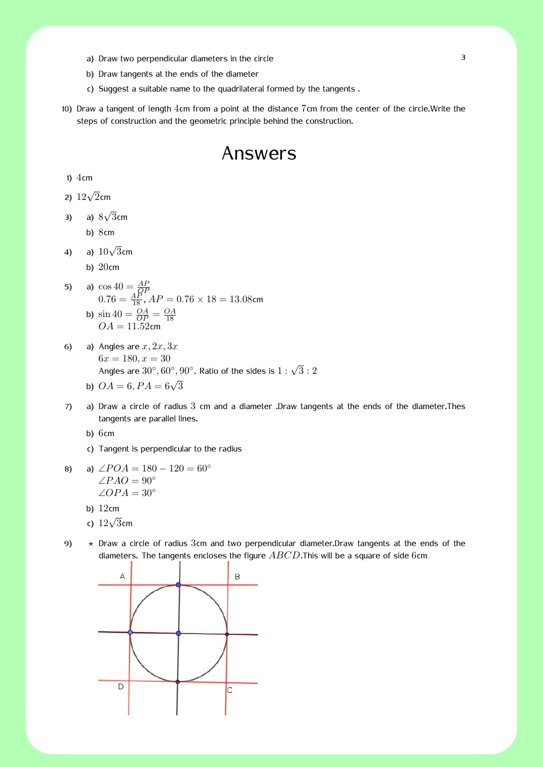a) Draw two perpendicular diameters in the circle

b) Draw tangents at the ends of the diameter

c) Suggest a suitable name to the quadrilateral formed by the tangents .

10) Draw a tangent of length $4$cm from a point at the distance $7$cm from the center of the circle.Write the steps of construction and the geometric principle behind the construction.

# Answers

1) $4$cm

2) $12\sqrt{2}$cm

3)
   a) $8\sqrt{3}$cm
   b) $8$cm

4)
   a) $10\sqrt{3}$cm
   b) $20$cm

5)
   a) $\cos 40 = \frac{AP}{OP}$
      $0.76 = \frac{AP}{18}, AP = 0.76 \times 18 = 13.08$cm
   b) $\sin 40 = \frac{OA}{OP} = \frac{OA}{18}$
      $OA = 11.52$cm

6)
   a) Angles are $x, 2x, 3x$
      $6x = 180, x = 30$
      Angles are $30^\circ, 60^\circ, 90^\circ$. Ratio of the sides is $1 : \sqrt{3} : 2$
   b) $OA = 6, PA = 6\sqrt{3}$

7)
   a) Draw a circle of radius $3$ cm and a diameter .Draw tangents at the ends of the diameter.Thes tangents are parallel lines.
   b) $6$cm
   c) Tangent is perpendicular to the radius

8)
   a) $\angle POA = 180 - 120 = 60^\circ$
      $\angle PAO = 90^\circ$
      $\angle OPA = 30^\circ$
   b) $12$cm
   c) $12\sqrt{3}$cm

9)
   ⋆ Draw a circle of radius $3$cm and two perpendicular diameter.Draw tangents at the ends of the diameters. The tangents encloses the figure $ABCD$.This will be a square of side $6$cm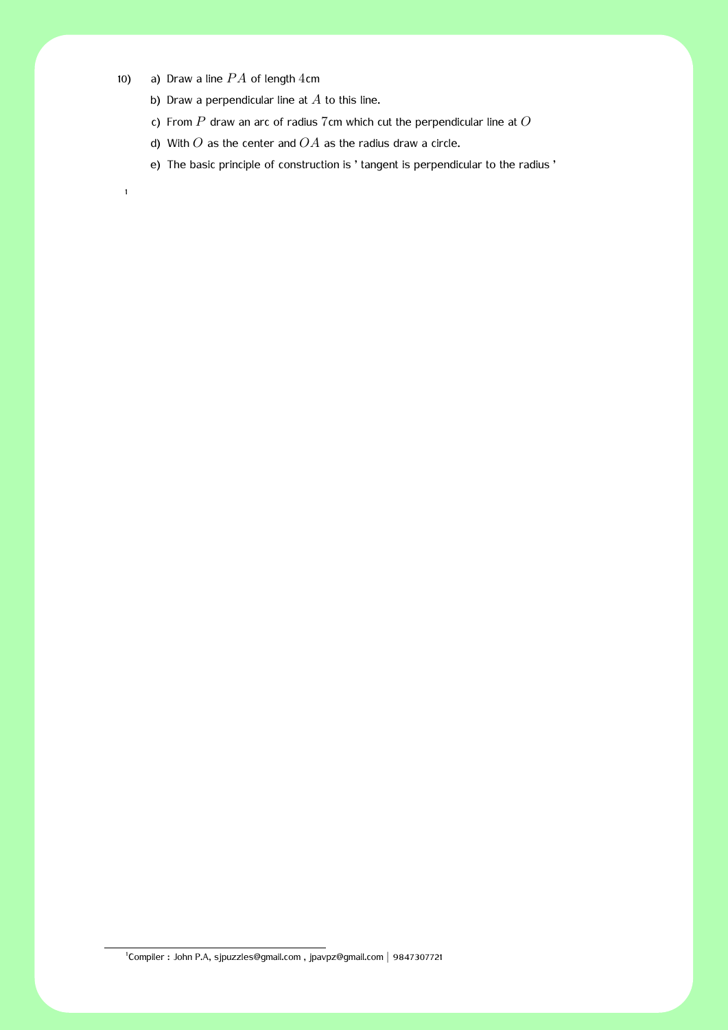10) a) Draw a line $PA$ of length $4$cm

b) Draw a perpendicular line at $A$ to this line.

c) From $P$ draw an arc of radius $7$cm which cut the perpendicular line at $O$

d) With $O$ as the center and $OA$ as the radius draw a circle.

e) The basic principle of construction is ' tangent is perpendicular to the radius '

[1]

---

[1] Compiler : John P.A, sjpuzzles@gmail.com , jpavpz@gmail.com | 9847307721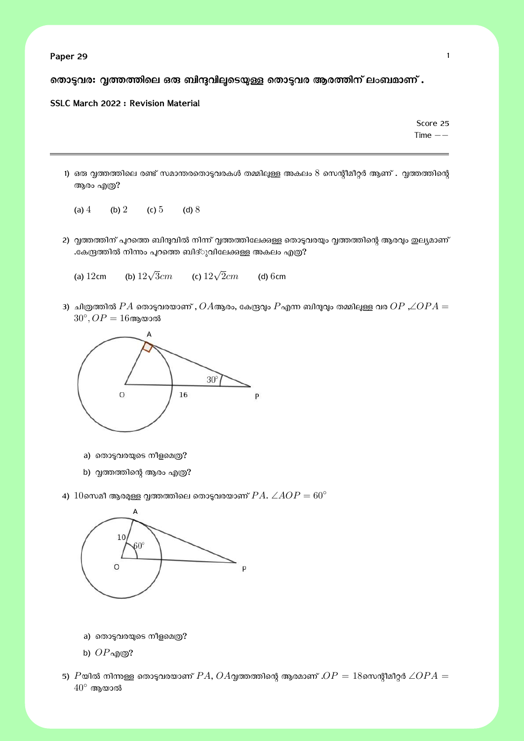**Paper 29**

## തൊട്ടുവര: വൃത്തത്തിലെ ഒരു ബിന്ദുവിലൂടെയുള്ള തൊട്ടുവര ആരത്തിന് ലംബമാണ് .

**SSLC March 2022 : Revision Material**

Score 25
Time $--$

---

1) ഒരു വൃത്തത്തിലെ രണ്ട് സമാന്തരതൊട്ടുവരകൾ തമ്മിലുള്ള അകലം $8$ സെന്റീമീറ്റർ ആണ് . വൃത്തത്തിന്റെ ആരം എത്ര?

   (a) $4$ (b) $2$ (c) $5$ (d) $8$

2) വൃത്തത്തിന് പുറത്തെ ബിന്ദുവിൽ നിന്ന് വൃത്തത്തിലേക്കുള്ള തൊട്ടുവരയും വൃത്തത്തിന്റെ ആരവും തുല്യമാണ് .കേന്ദ്രത്തിൽ നിന്നും പുറത്തെ ബിന്ദുവിലേക്കുള്ള അകലം എത്ര?

   (a) $12$cm (b) $12\sqrt{3}cm$ (c) $12\sqrt{2}cm$ (d) 6cm

3) ചിത്രത്തിൽ $PA$ തൊട്ടുവരയാണ് , $OA$ആരം, കേന്ദ്രവും $P$എന്ന ബിന്ദുവും തമ്മിലുള്ള വര $OP$ ,$\angle OPA = 30^\circ, OP = 16$ആയാൽ

   a) തൊട്ടുവരയുടെ നീളമെത്ര?
   b) വൃത്തത്തിന്റെ ആരം എത്ര?

4) $10$സെമീ ആരമുള്ള വൃത്തത്തിലെ തൊട്ടുവരയാണ് $PA$. $\angle AOP = 60^\circ$

   a) തൊട്ടുവരയുടെ നീളമെത്ര?
   b) $OP$എത്ര?

5) $P$യിൽ നിന്നുള്ള തൊട്ടുവരയാണ് $PA$, $OA$വൃത്തത്തിന്റെ ആരമാണ് .$OP = 18$സെന്റീമീറ്റർ $\angle OPA = 40^\circ$ ആയാൽ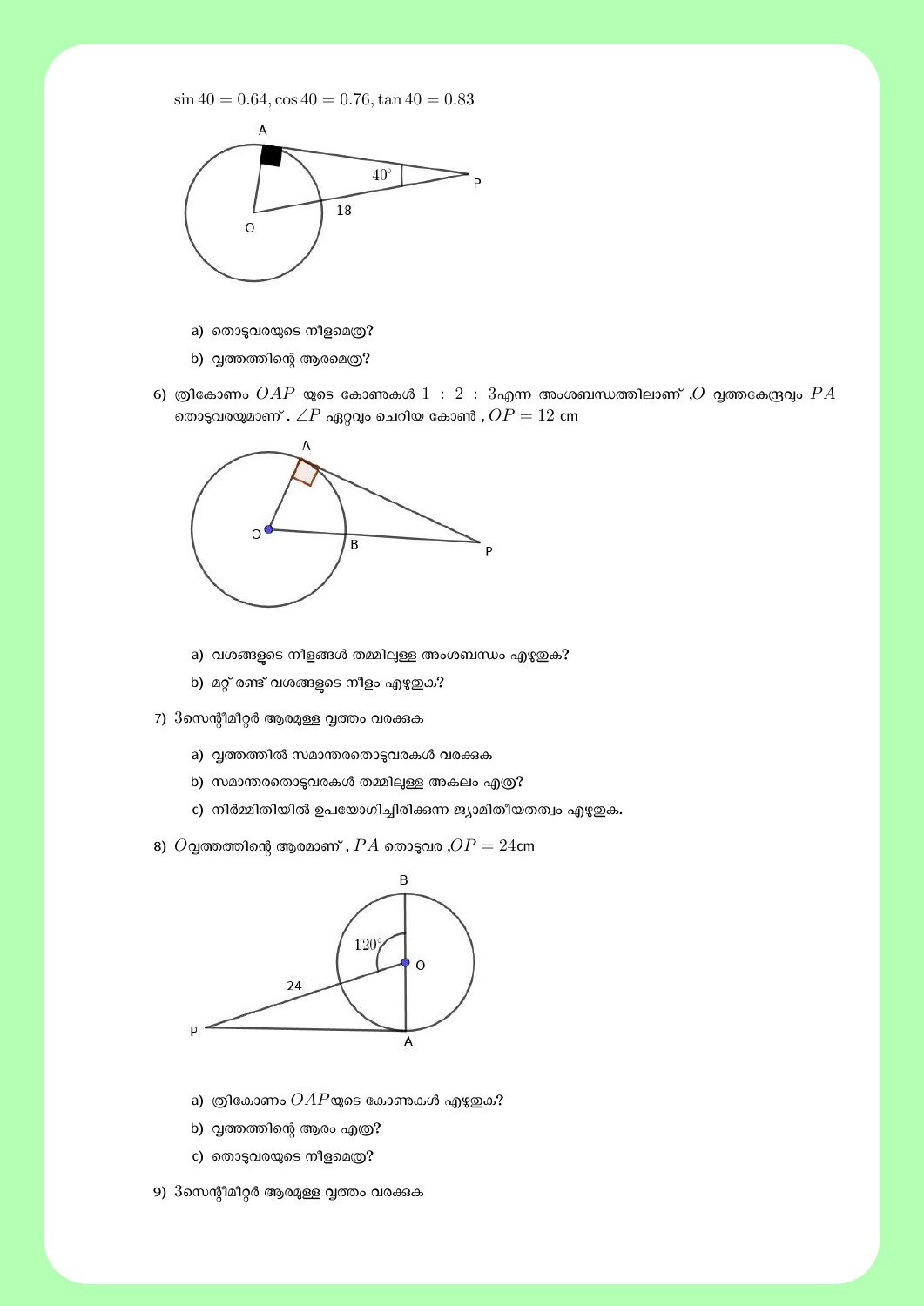$\sin 40 = 0.64, \cos 40 = 0.76, \tan 40 = 0.83$

a) തൊടുവരയുടെ നീളമെത്ര?

b) വൃത്തത്തിന്റെ ആരമെത്ര?

6) ത്രികോണം $OAP$ യുടെ കോണുകൾ $1 : 2 : 3$എന്ന അംശബന്ധത്തിലാണ് ,$O$ വൃത്തകേന്ദ്രവും $PA$ തൊടുവരയുമാണ് . $\angle P$ ഏറ്റവും ചെറിയ കോൺ , $OP = 12$ cm

a) വശങ്ങളുടെ നീളങ്ങൾ തമ്മിലുള്ള അംശബന്ധം എഴുതുക?

b) മറ്റ് രണ്ട് വശങ്ങളുടെ നീളം എഴുതുക?

7) $3$സെന്റീമീറ്റർ ആരമുള്ള വൃത്തം വരക്കുക

a) വൃത്തത്തിൽ സമാന്തരതൊടുവരകൾ വരക്കുക

b) സമാന്തരതൊടുവരകൾ തമ്മിലുള്ള അകലം എത്ര?

c) നിർമ്മിതിയിൽ ഉപയോഗിച്ചിരിക്കുന്ന ജ്യാമിതീയതത്വം എഴുതുക.

8) $O$വൃത്തത്തിന്റെ ആരമാണ് , $PA$ തൊടുവര ,$OP = 24$cm

a) ത്രികോണം $OAP$യുടെ കോണുകൾ എഴുതുക?

b) വൃത്തത്തിന്റെ ആരം എത്ര?

c) തൊടുവരയുടെ നീളമെത്ര?

9) $3$സെന്റീമീറ്റർ ആരമുള്ള വൃത്തം വരക്കുക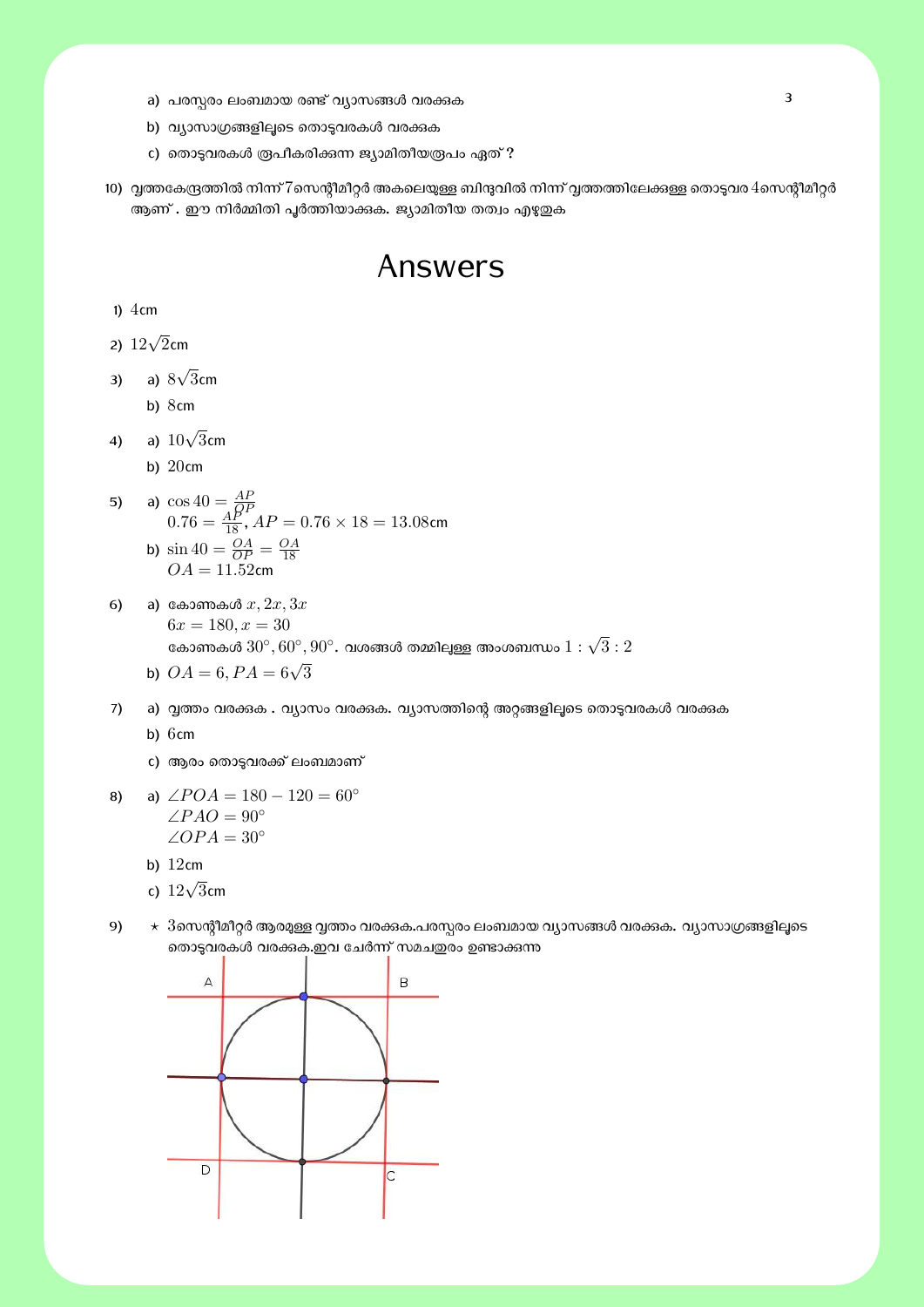a) പരസ്പരം ലംബമായ രണ്ട് വ്യാസങ്ങൾ വരക്കുക

b) വ്യാസാഗ്രങ്ങളിലൂടെ തൊടുവരകൾ വരക്കുക

c) തൊടുവരകൾ രൂപീകരിക്കുന്ന ജ്യാമിതീയരൂപം ഏത് ?

10) വൃത്തകേന്ദ്രത്തിൽ നിന്ന് $7$സെന്റീമീറ്റർ അകലെയുള്ള ബിന്ദുവിൽ നിന്ന് വൃത്തത്തിലേക്കുള്ള തൊടുവര $4$സെന്റീമീറ്റർ ആണ് . ഈ നിർമ്മിതി പൂർത്തിയാക്കുക. ജ്യാമിതീയ തത്വം എഴുതുക

# Answers

1) $4$cm

2) $12\sqrt{2}$cm

3) a) $8\sqrt{3}$cm
   b) $8$cm

4) a) $10\sqrt{3}$cm
   b) $20$cm

5) a) $\cos 40 = \frac{AP}{OP}$
   $0.76 = \frac{AP}{18}$, $AP = 0.76 \times 18 = 13.08$cm
   b) $\sin 40 = \frac{OA}{OP} = \frac{OA}{18}$
   $OA = 11.52$cm

6) a) കോണുകൾ $x, 2x, 3x$
   $6x = 180, x = 30$
   കോണുകൾ $30^\circ, 60^\circ, 90^\circ$. വശങ്ങൾ തമ്മിലുള്ള അംശബന്ധം $1 : \sqrt{3} : 2$
   b) $OA = 6, PA = 6\sqrt{3}$

7) a) വൃത്തം വരക്കുക . വ്യാസം വരക്കുക. വ്യാസത്തിന്റെ അറ്റങ്ങളിലൂടെ തൊടുവരകൾ വരക്കുക
   b) $6$cm
   c) ആരം തൊടുവരക്ക് ലംബമാണ്

8) a) $\angle POA = 180 - 120 = 60^\circ$
   $\angle PAO = 90^\circ$
   $\angle OPA = 30^\circ$
   b) $12$cm
   c) $12\sqrt{3}$cm

9) ⋆ $3$സെന്റീമീറ്റർ ആരമുള്ള വൃത്തം വരക്കുക.പരസ്പരം ലംബമായ വ്യാസങ്ങൾ വരക്കുക. വ്യാസാഗ്രങ്ങളിലൂടെ തൊടുവരകൾ വരക്കുക.ഇവ ചേർന്ന് സമചതുരം ഉണ്ടാകുന്നു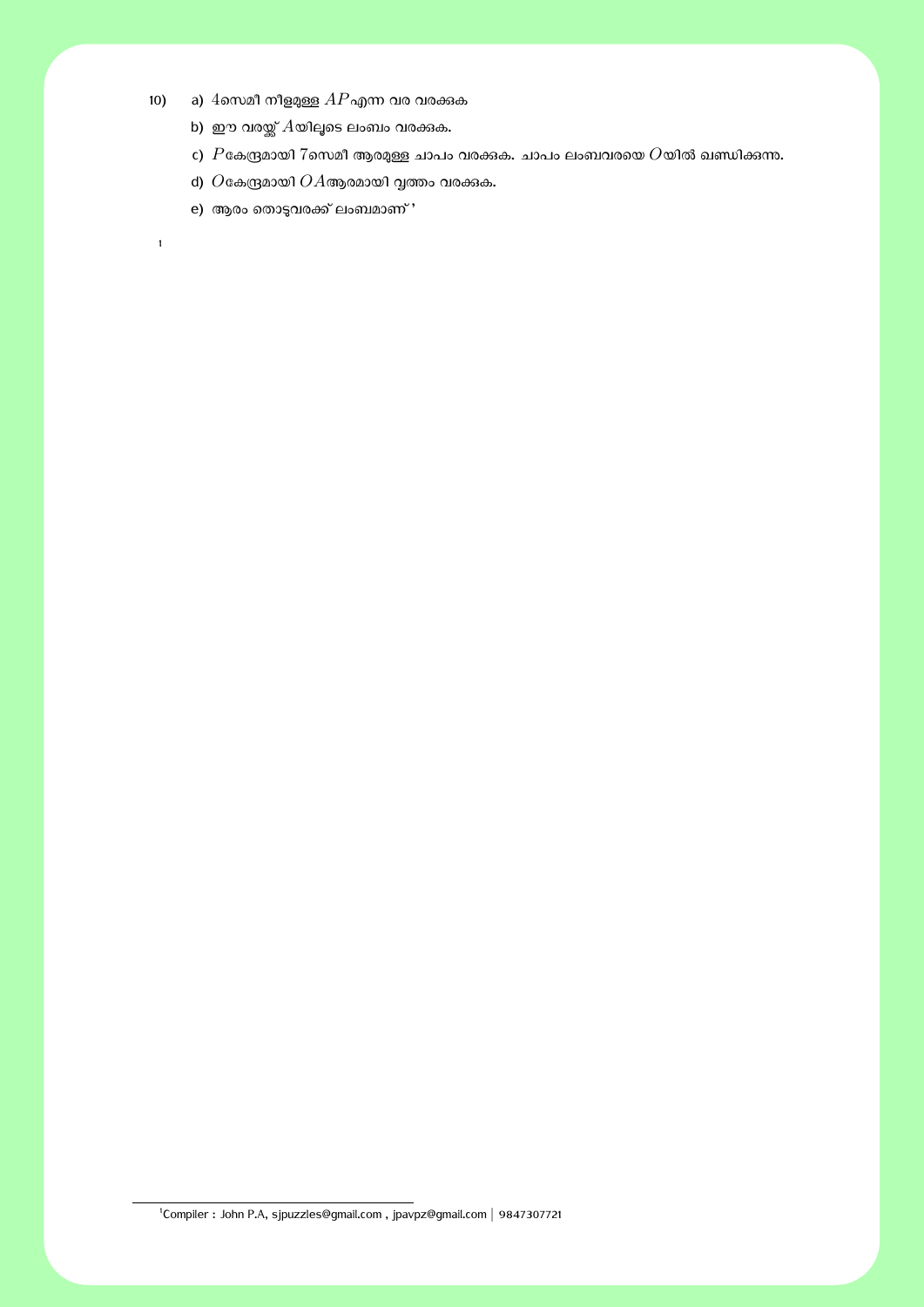10) a) $4$സെമീ നീളമുള്ള $AP$എന്ന വര വരക്കുക

b) ഈ വരയ്ക്ക് $A$യിലൂടെ ലംബം വരക്കുക.

c) $P$കേന്ദ്രമായി $7$സെമീ ആരമുള്ള ചാപം വരക്കുക. ചാപം ലംബവരയെ $O$യിൽ ഖണ്ഡിക്കുന്നു.

d) $O$കേന്ദ്രമായി $OA$ആരമായി വൃത്തം വരക്കുക.

e) ആരം തൊട്ടുവരക്ക് ലംബമാണ്'

[1]

[1] Compiler : John P.A, sjpuzzles@gmail.com , jpavpz@gmail.com | 9847307721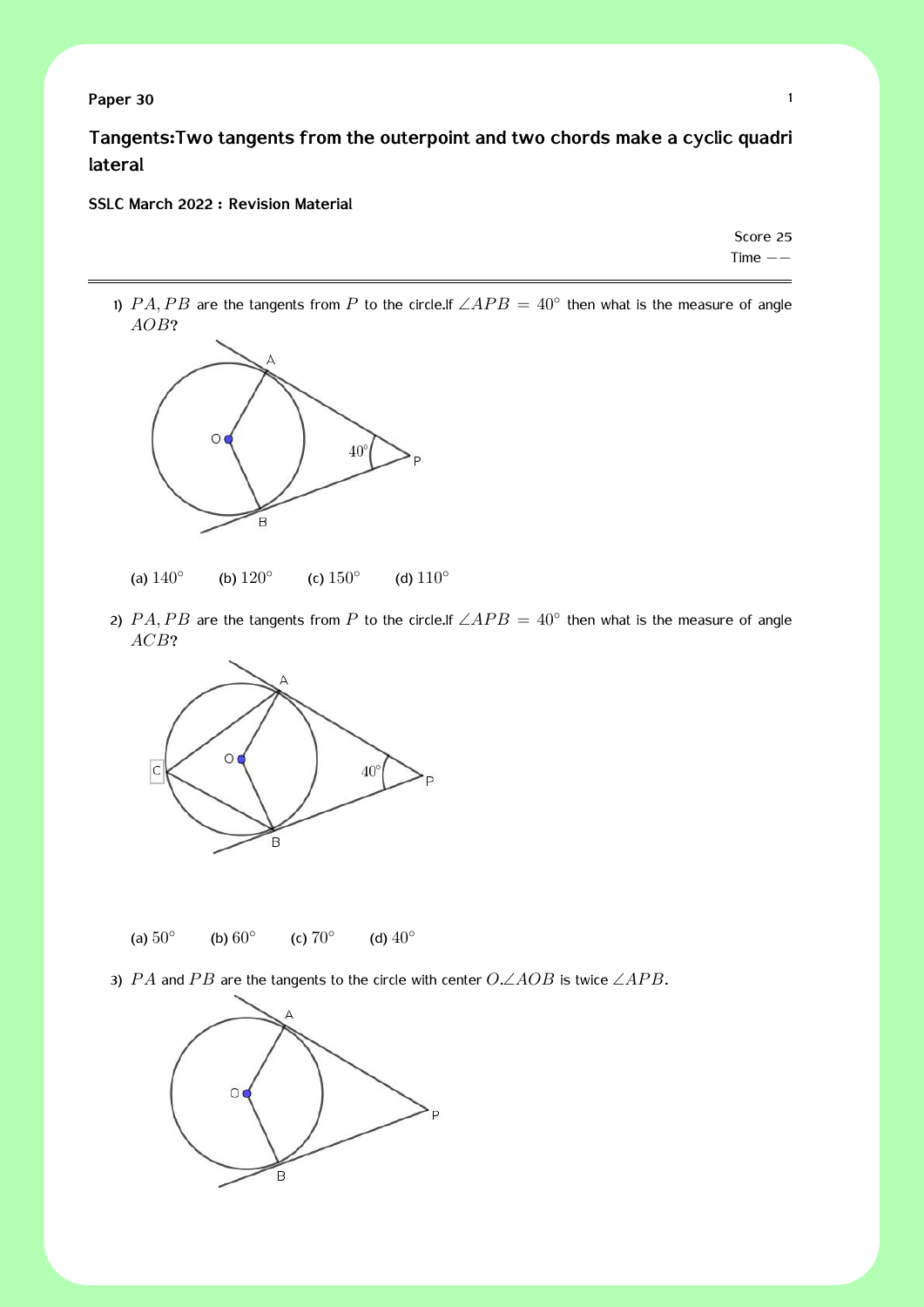**Paper 30**

## Tangents:Two tangents from the outerpoint and two chords make a cyclic quadri lateral

**SSLC March 2022 : Revision Material**

Score 25
Time $--$

---

1) $PA, PB$ are the tangents from $P$ to the circle.If $\angle APB = 40^\circ$ then what is the measure of angle $AOB$?

(a) $140^\circ$ (b) $120^\circ$ (c) $150^\circ$ (d) $110^\circ$

2) $PA, PB$ are the tangents from $P$ to the circle.If $\angle APB = 40^\circ$ then what is the measure of angle $ACB$?

(a) $50^\circ$ (b) $60^\circ$ (c) $70^\circ$ (d) $40^\circ$

3) $PA$ and $PB$ are the tangents to the circle with center $O$.$\angle AOB$ is twice $\angle APB$.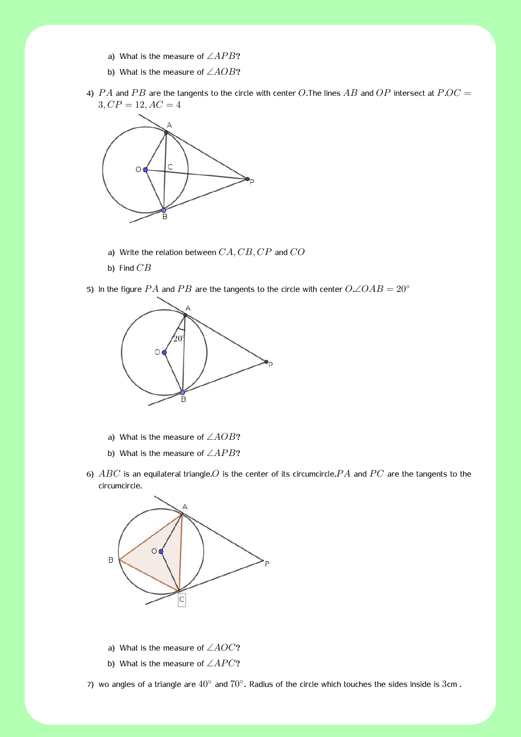a) What is the measure of $\angle APB$?

b) What is the measure of $\angle AOB$?

4) $PA$ and $PB$ are the tangents to the circle with center $O$.The lines $AB$ and $OP$ intersect at $P$.$OC = 3, CP = 12, AC = 4$

a) Write the relation between $CA, CB, CP$ and $CO$

b) Find $CB$

5) In the figure $PA$ and $PB$ are the tangents to the circle with center $O$.$\angle OAB = 20^\circ$

a) What is the measure of $\angle AOB$?

b) What is the measure of $\angle APB$?

6) $ABC$ is an equilateral triangle.$O$ is the center of its circumcircle.$PA$ and $PC$ are the tangents to the circumcircle.

a) What is the measure of $\angle AOC$?

b) What is the measure of $\angle APC$?

7) wo angles of a triangle are $40^\circ$ and $70^\circ$. Radius of the circle which touches the sides inside is $3$cm .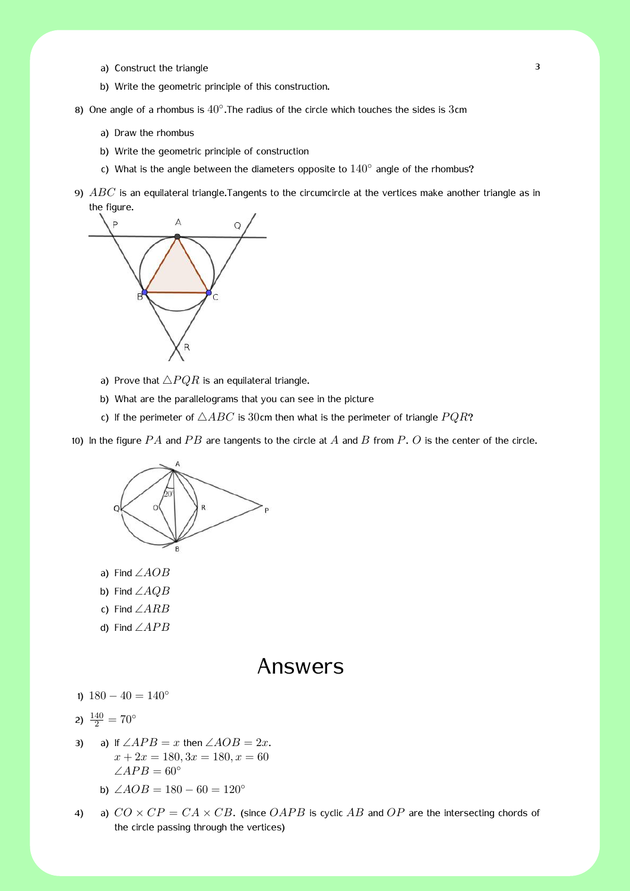a) Construct the triangle

b) Write the geometric principle of this construction.

8) One angle of a rhombus is $40°$.The radius of the circle which touches the sides is $3$cm

   a) Draw the rhombus

   b) Write the geometric principle of construction

   c) What is the angle between the diameters opposite to $140°$ angle of the rhombus?

9) $ABC$ is an equilateral triangle.Tangents to the circumcircle at the vertices make another triangle as in the figure.

   a) Prove that $\triangle PQR$ is an equilateral triangle.

   b) What are the parallelograms that you can see in the picture

   c) If the perimeter of $\triangle ABC$ is $30$cm then what is the perimeter of triangle $PQR$?

10) In the figure $PA$ and $PB$ are tangents to the circle at $A$ and $B$ from $P$. $O$ is the center of the circle.

   a) Find $\angle AOB$

   b) Find $\angle AQB$

   c) Find $\angle ARB$

   d) Find $\angle APB$

# Answers

1) $180 - 40 = 140°$

2) $\frac{140}{2} = 70°$

3) a) If $\angle APB = x$ then $\angle AOB = 2x$.
   $x + 2x = 180, 3x = 180, x = 60$
   $\angle APB = 60°$

   b) $\angle AOB = 180 - 60 = 120°$

4) a) $CO \times CP = CA \times CB$. (since $OAPB$ is cyclic $AB$ and $OP$ are the intersecting chords of the circle passing through the vertices)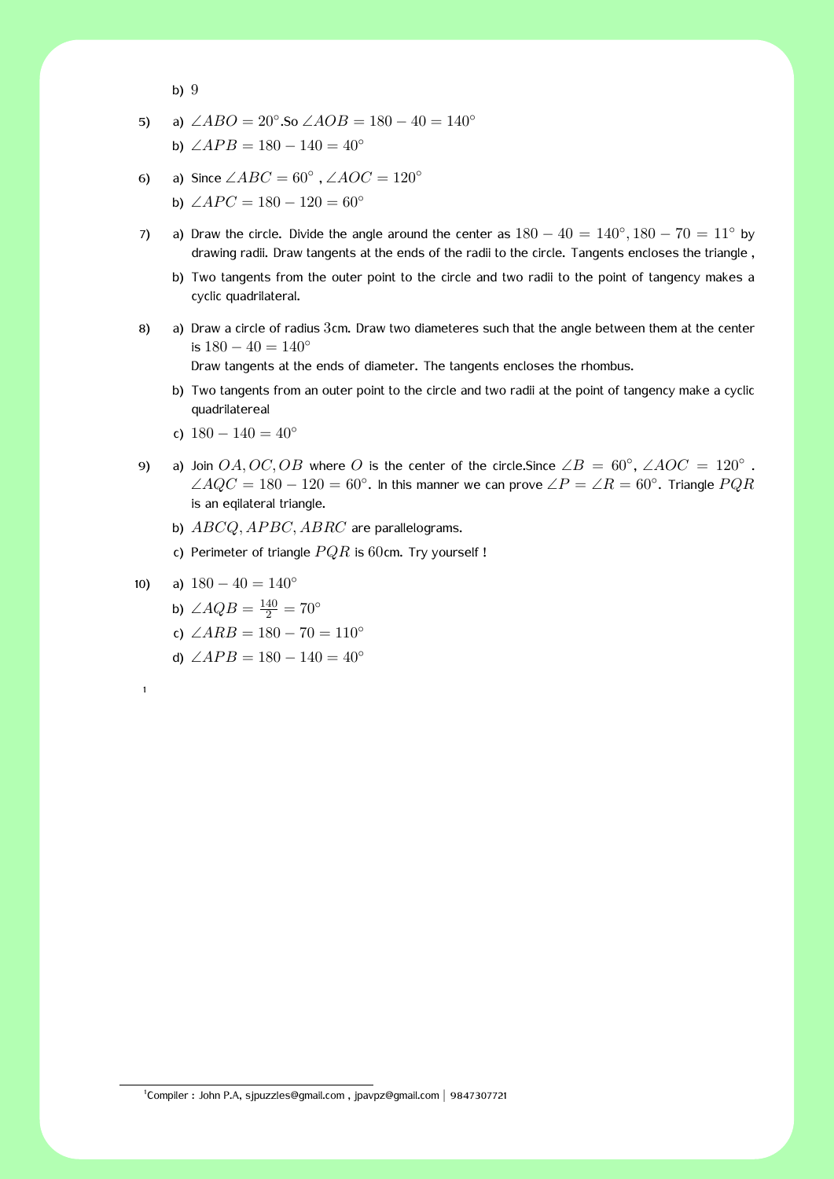b) $9$

5) a) $\angle ABO = 20^\circ$.So $\angle AOB = 180 - 40 = 140^\circ$

b) $\angle APB = 180 - 140 = 40^\circ$

6) a) Since $\angle ABC = 60^\circ$ , $\angle AOC = 120^\circ$

b) $\angle APC = 180 - 120 = 60^\circ$

7) a) Draw the circle. Divide the angle around the center as $180 - 40 = 140^\circ, 180 - 70 = 11^\circ$ by drawing radii. Draw tangents at the ends of the radii to the circle. Tangents encloses the triangle ,

b) Two tangents from the outer point to the circle and two radii to the point of tangency makes a cyclic quadrilateral.

8) a) Draw a circle of radius $3$cm. Draw two diameteres such that the angle between them at the center is $180 - 40 = 140^\circ$

Draw tangents at the ends of diameter. The tangents encloses the rhombus.

b) Two tangents from an outer point to the circle and two radii at the point of tangency make a cyclic quadrilatereal

c) $180 - 140 = 40^\circ$

9) a) Join $OA, OC, OB$ where $O$ is the center of the circle.Since $\angle B = 60^\circ$, $\angle AOC = 120^\circ$ . $\angle AQC = 180 - 120 = 60^\circ$. In this manner we can prove $\angle P = \angle R = 60^\circ$. Triangle $PQR$ is an eqilateral triangle.

b) $ABCQ, APBC, ABRC$ are parallelograms.

c) Perimeter of triangle $PQR$ is $60$cm. Try yourself !

10) a) $180 - 40 = 140^\circ$

b) $\angle AQB = \frac{140}{2} = 70^\circ$

c) $\angle ARB = 180 - 70 = 110^\circ$

d) $\angle APB = 180 - 140 = 40^\circ$

[1]

[1]Compiler : John P.A, sjpuzzles@gmail.com , jpavpz@gmail.com | 9847307721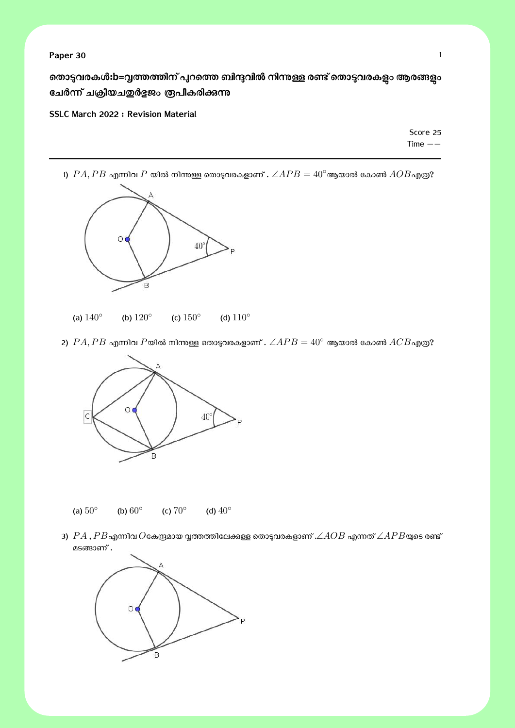**Paper 30**

## തൊട്ടുവരകൾ:b=വൃത്തത്തിന് പുറത്തെ ബിന്ദുവിൽ നിന്നുള്ള രണ്ട് തൊട്ടുവരകളും ആരങ്ങളും ചേർന്ന് ചക്രീയചതുർഭുജം രൂപീകരിക്കുന്നു

**SSLC March 2022 : Revision Material**

Score 25
Time $--$

---

1) $PA, PB$ എന്നിവ $P$ യിൽ നിന്നുള്ള തൊട്ടുവരകളാണ് . $\angle APB = 40^{\circ}$ആയാൽ കോൺ $AOB$എത്ര?

(a) $140^{\circ}$ (b) $120^{\circ}$ (c) $150^{\circ}$ (d) $110^{\circ}$

2) $PA, PB$ എന്നിവ $P$യിൽ നിന്നുള്ള തൊട്ടുവരകളാണ് . $\angle APB = 40^{\circ}$ ആയാൽ കോൺ $ACB$എത്ര?

(a) $50^{\circ}$ (b) $60^{\circ}$ (c) $70^{\circ}$ (d) $40^{\circ}$

3) $PA$ , $PB$എന്നിവ $O$കേന്ദ്രമായ വൃത്തത്തിലേക്കുള്ള തൊട്ടുവരകളാണ്.$\angle AOB$ എന്നത് $\angle APB$യുടെ രണ്ട് മടങ്ങാണ് .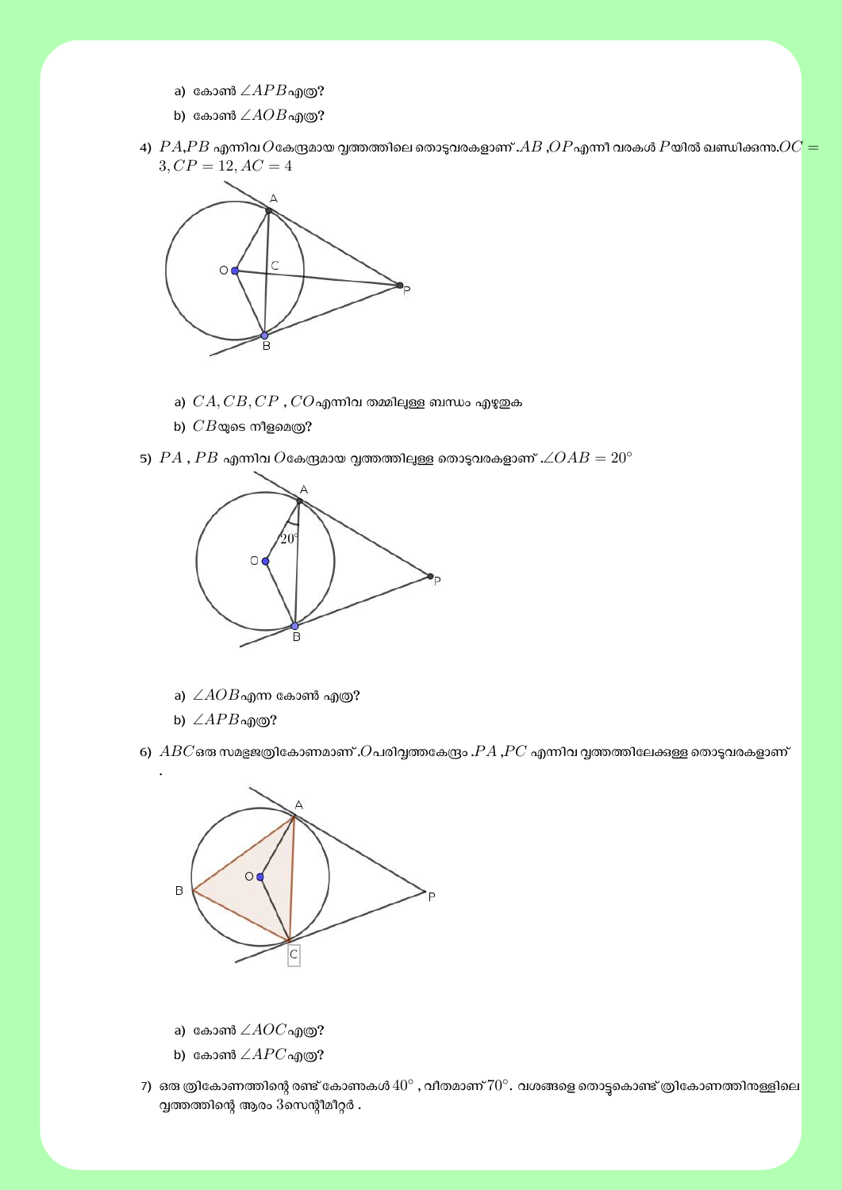a) കോൺ $\angle APB$ എത്ര?

b) കോൺ $\angle AOB$ എത്ര?

4) $PA$,$PB$ എന്നിവ $O$ കേന്ദ്രമായ വൃത്തത്തിലെ തൊടുവരകളാണ് .$AB$ ,$OP$ എന്നീ വരകൾ $P$ യിൽ ഖണ്ഡിക്കുന്നു.$OC = 3, CP = 12, AC = 4$

a) $CA, CB, CP$ , $CO$ എന്നിവ തമ്മിലുള്ള ബന്ധം എഴുതുക

b) $CB$ യുടെ നീളമെത്ര?

5) $PA$ , $PB$ എന്നിവ $O$ കേന്ദ്രമായ വൃത്തത്തിലുള്ള തൊടുവരകളാണ് .$\angle OAB = 20^\circ$

a) $\angle AOB$ എന്ന കോൺ എത്ര?

b) $\angle APB$ എത്ര?

6) $ABC$ ഒരു സമഭുജത്രികോണമാണ് .$O$ പരിവൃത്തകേന്ദ്രം .$PA$ ,$PC$ എന്നിവ വൃത്തത്തിലേക്കുള്ള തൊടുവരകളാണ് .

a) കോൺ $\angle AOC$ എത്ര?

b) കോൺ $\angle APC$ എത്ര?

7) ഒരു ത്രികോണത്തിന്റെ രണ്ട് കോണുകൾ $40^\circ$ , വീതമാണ് $70^\circ$. വശങ്ങളെ തൊട്ടുകൊണ്ട് ത്രികോണത്തിനുള്ളിലെ വൃത്തത്തിന്റെ ആരം 3സെന്റീമീറ്റർ .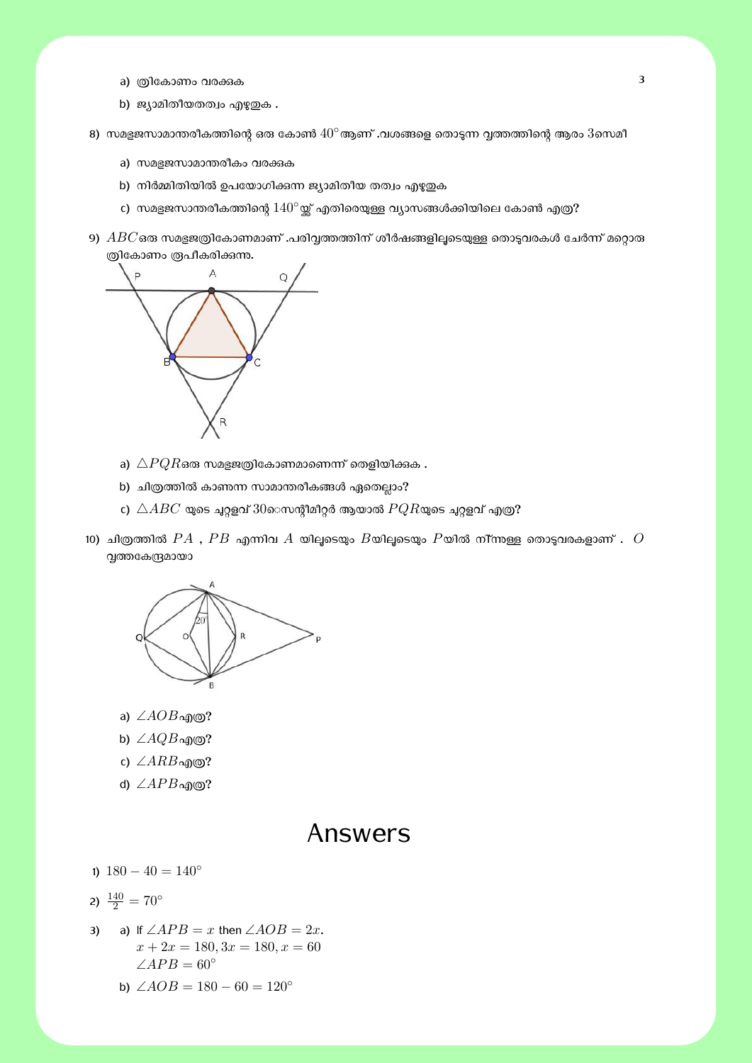a) ത്രികോണം വരക്കുക

b) ജ്യാമിതീയതത്വം എഴുതുക .

8) സമഭുജസാമാന്തരീകത്തിന്റെ ഒരു കോൺ $40^\circ$ ആണ് .വശങ്ങളെ തൊടുന്ന വൃത്തത്തിന്റെ ആരം $3$സെമീ

   a) സമഭുജസാമാന്തരീകം വരക്കുക

   b) നിർമ്മിതിയിൽ ഉപയോഗിക്കുന്ന ജ്യാമിതീയ തത്വം എഴുതുക

   c) സമഭുജസാന്തരീകത്തിന്റെ $140^\circ$യ്ക്ക് എതിരെയുള്ള വ്യാസങ്ങൾക്കിയിലെ കോൺ എത്ര?

9) $ABC$ഒരു സമഭുജത്രികോണമാണ് .പരിവൃത്തത്തിന് ശീർഷങ്ങളിലൂടെയുള്ള തൊടുവരകൾ ചേർന്ന് മറ്റൊരു ത്രികോണം രൂപീകരിക്കുന്നു.

   a) $\triangle PQR$ഒരു സമഭുജത്രികോണമാണെന്ന് തെളിയിക്കുക .

   b) ചിത്രത്തിൽ കാണുന്ന സാമാന്തരീകങ്ങൾ ഏതെല്ലാം?

   c) $\triangle ABC$ യുടെ ചുറ്റളവ് $30$സെന്റീമീറ്റർ ആയാൽ $PQR$യുടെ ചുറ്റളവ് എത്ര?

10) ചിത്രത്തിൽ $PA$ , $PB$ എന്നിവ $A$ യിലൂടെയും $B$യിലൂടെയും $P$യിൽ നിന്നുള്ള തൊടുവരകളാണ് . $O$ വൃത്തകേന്ദ്രമായാ

   a) $\angle AOB$എത്ര?

   b) $\angle AQB$എത്ര?

   c) $\angle ARB$എത്ര?

   d) $\angle APB$എത്ര?

# Answers

1) $180 - 40 = 140^\circ$

2) $\frac{140}{2} = 70^\circ$

3) a) If $\angle APB = x$ then $\angle AOB = 2x$.
   $x + 2x = 180, 3x = 180, x = 60$
   $\angle APB = 60^\circ$

   b) $\angle AOB = 180 - 60 = 120^\circ$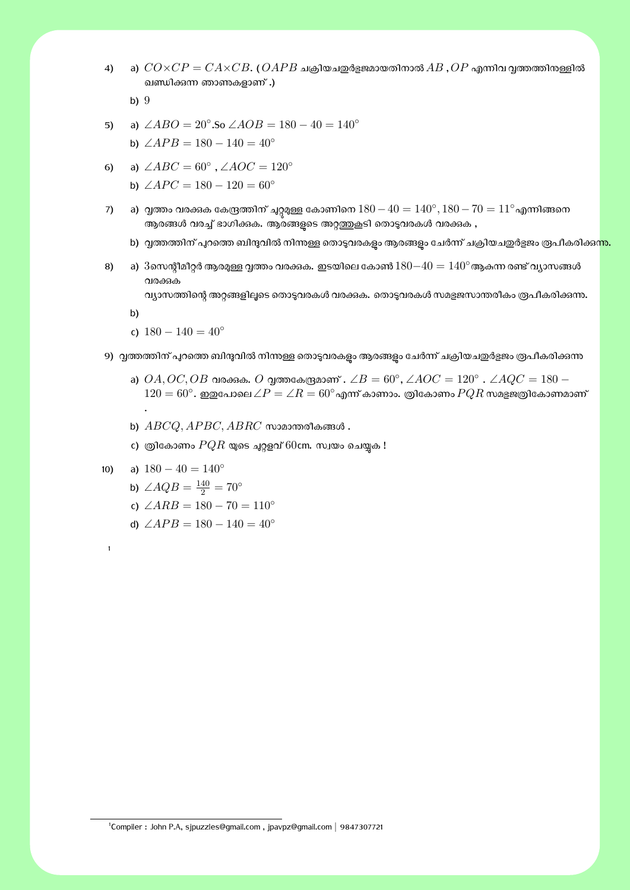4) a) $CO \times CP = CA \times CB$. ( $OAPB$ ചക്രിയചതുർഭുജമായതിനാൽ $AB$ , $OP$ എന്നിവ വൃത്തത്തിനുള്ളിൽ ഖണ്ഡിക്കുന്ന ഞാണുകളാണ് .)

   b) $9$

5) a) $\angle ABO = 20^\circ$.So $\angle AOB = 180 - 40 = 140^\circ$

   b) $\angle APB = 180 - 140 = 40^\circ$

6) a) $\angle ABC = 60^\circ$ , $\angle AOC = 120^\circ$

   b) $\angle APC = 180 - 120 = 60^\circ$

7) a) വൃത്തം വരക്കുക കേന്ദ്രത്തിന് ചുറ്റുമുള്ള കോണിനെ $180 - 40 = 140^\circ, 180 - 70 = 11^\circ$ എന്നിങ്ങനെ ആരങ്ങൾ വരച്ച് ഭാഗിക്കുക. ആരങ്ങളുടെ അറ്റത്തുകൂടി തൊടുവരകൾ വരക്കുക ,

   b) വൃത്തത്തിന് പുറത്തെ ബിന്ദുവിൽ നിന്നുള്ള തൊടുവരകളും ആരങ്ങളും ചേർന്ന് ചക്രിയചതുർഭുജം രൂപീകരിക്കുന്നു.

8) a) $3$സെന്റീമീറ്റർ ആരമുള്ള വൃത്തം വരക്കുക. ഇടയിലെ കോൺ $180 - 40 = 140^\circ$ ആകുന്ന രണ്ട് വ്യാസങ്ങൾ വരക്കുക
   വ്യാസത്തിന്റെ അറ്റങ്ങളിലൂടെ തൊടുവരകൾ വരക്കുക. തൊടുവരകൾ സമഭുജസാന്തരീകം രൂപീകരിക്കുന്നു.

   b)

   c) $180 - 140 = 40^\circ$

9) വൃത്തത്തിന് പുറത്തെ ബിന്ദുവിൽ നിന്നുള്ള തൊടുവരകളും ആരങ്ങളും ചേർന്ന് ചക്രിയചതുർഭുജം രൂപീകരിക്കുന്നു

   a) $OA, OC, OB$ വരക്കുക. $O$ വൃത്തകേന്ദ്രമാണ് . $\angle B = 60^\circ, \angle AOC = 120^\circ$ . $\angle AQC = 180 - 120 = 60^\circ$. ഇതുപോലെ $\angle P = \angle R = 60^\circ$ എന്ന് കാണാം. ത്രികോണം $PQR$ സമഭുജത്രികോണമാണ് .

   b) $ABCQ, APBC, ABRC$ സാമാന്തരീകങ്ങൾ .

   c) ത്രികോണം $PQR$ യുടെ ചുറ്റളവ് $60$cm. സ്വയം ചെയ്യുക !

10) a) $180 - 40 = 140^\circ$

   b) $\angle AQB = \frac{140}{2} = 70^\circ$

   c) $\angle ARB = 180 - 70 = 110^\circ$

   d) $\angle APB = 180 - 140 = 40^\circ$

[1]

---

[1] Compiler : John P.A, sjpuzzles@gmail.com , jpavpz@gmail.com | 9847307721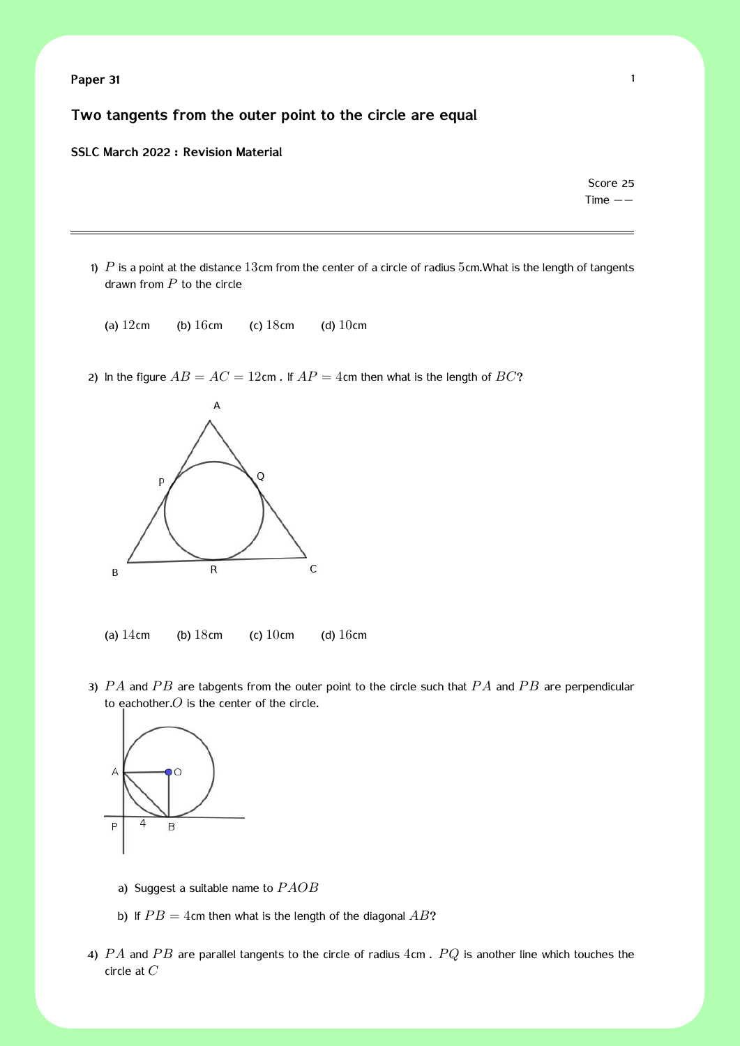**Paper 31**

## Two tangents from the outer point to the circle are equal

**SSLC March 2022 : Revision Material**

Score 25
Time −−

---

1) $P$ is a point at the distance $13$cm from the center of a circle of radius $5$cm.What is the length of tangents drawn from $P$ to the circle

(a) $12$cm (b) $16$cm (c) $18$cm (d) $10$cm

2) In the figure $AB = AC = 12$cm . If $AP = 4$cm then what is the length of $BC$?

(a) $14$cm (b) $18$cm (c) $10$cm (d) $16$cm

3) $PA$ and $PB$ are tabgents from the outer point to the circle such that $PA$ and $PB$ are perpendicular to eachother.$O$ is the center of the circle.

a) Suggest a suitable name to $PAOB$

b) If $PB = 4$cm then what is the length of the diagonal $AB$?

4) $PA$ and $PB$ are parallel tangents to the circle of radius $4$cm . $PQ$ is another line which touches the circle at $C$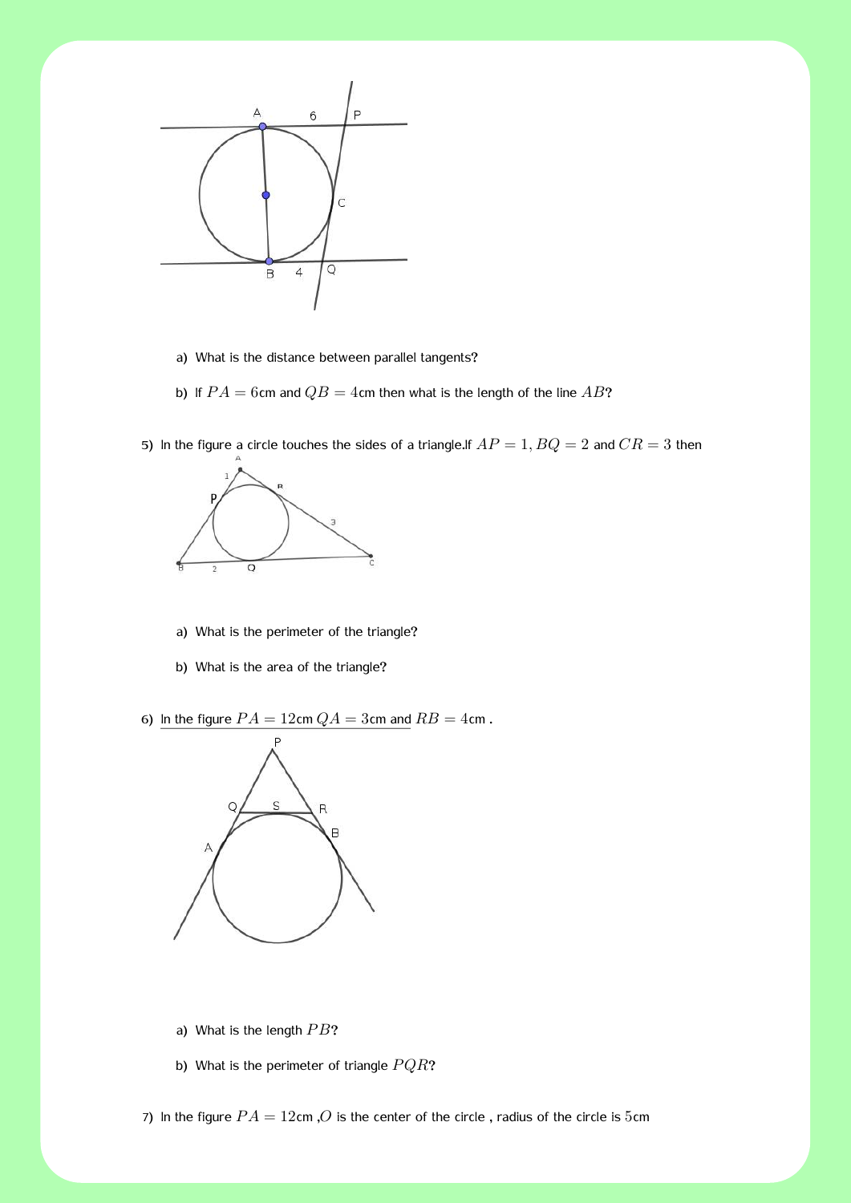a) What is the distance between parallel tangents?

b) If $PA = 6$cm and $QB = 4$cm then what is the length of the line $AB$?

5) In the figure a circle touches the sides of a triangle.If $AP = 1, BQ = 2$ and $CR = 3$ then

a) What is the perimeter of the triangle?

b) What is the area of the triangle?

6) In the figure $PA = 12$cm $QA = 3$cm and $RB = 4$cm .

a) What is the length $PB$?

b) What is the perimeter of triangle $PQR$?

7) In the figure $PA = 12$cm ,$O$ is the center of the circle , radius of the circle is $5$cm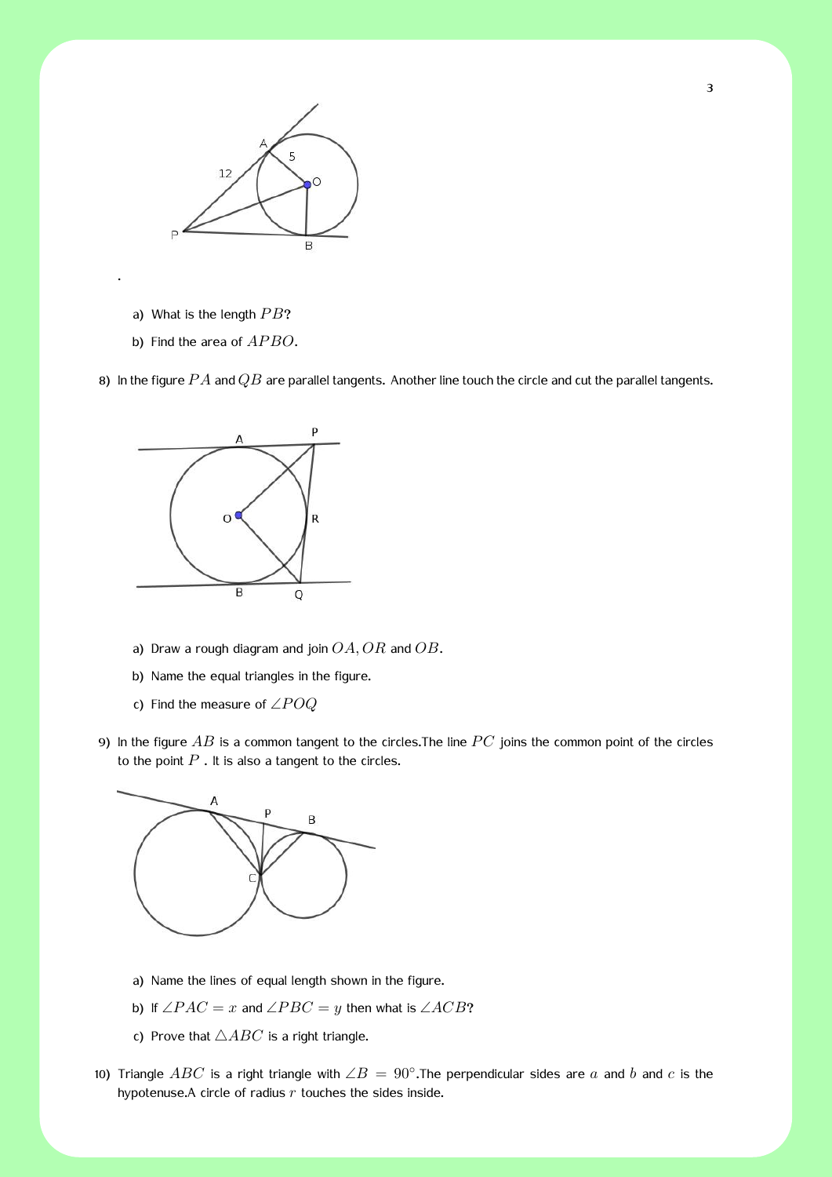.

a) What is the length $PB$?

b) Find the area of $APBO$.

8) In the figure $PA$ and $QB$ are parallel tangents. Another line touch the circle and cut the parallel tangents.

a) Draw a rough diagram and join $OA, OR$ and $OB$.

b) Name the equal triangles in the figure.

c) Find the measure of $\angle POQ$

9) In the figure $AB$ is a common tangent to the circles.The line $PC$ joins the common point of the circles to the point $P$ . It is also a tangent to the circles.

a) Name the lines of equal length shown in the figure.

b) If $\angle PAC = x$ and $\angle PBC = y$ then what is $\angle ACB$?

c) Prove that $\triangle ABC$ is a right triangle.

10) Triangle $ABC$ is a right triangle with $\angle B = 90°$.The perpendicular sides are $a$ and $b$ and $c$ is the hypotenuse.A circle of radius $r$ touches the sides inside.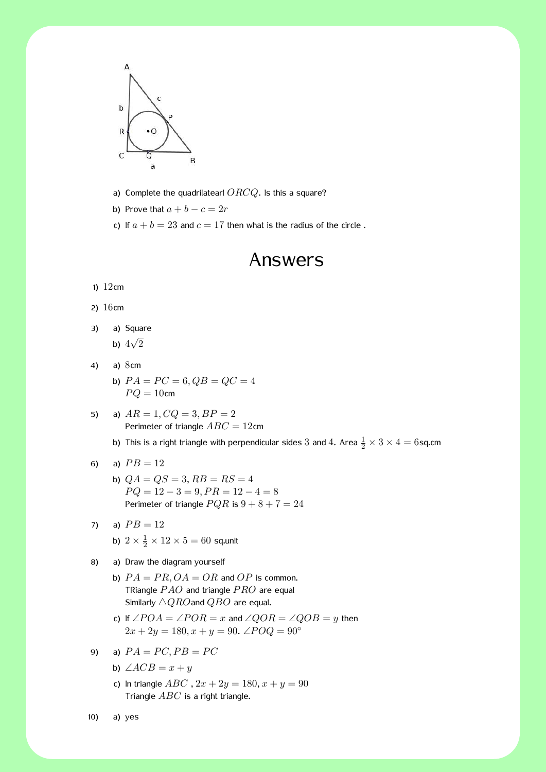a) Complete the quadrilatearl $ORCQ$. Is this a square?

b) Prove that $a + b - c = 2r$

c) If $a + b = 23$ and $c = 17$ then what is the radius of the circle .

# Answers

1) $12$cm

2) $16$cm

3) 
   a) Square
   
   b) $4\sqrt{2}$

4) 
   a) $8$cm
   
   b) $PA = PC = 6, QB = QC = 4$
   $PQ = 10$cm

5) 
   a) $AR = 1, CQ = 3, BP = 2$
   Perimeter of triangle $ABC = 12$cm
   
   b) This is a right triangle with perpendicular sides $3$ and $4$. Area $\frac{1}{2} \times 3 \times 4 = 6$sq.cm

6) 
   a) $PB = 12$
   
   b) $QA = QS = 3, RB = RS = 4$
   $PQ = 12 - 3 = 9, PR = 12 - 4 = 8$
   Perimeter of triangle $PQR$ is $9 + 8 + 7 = 24$

7) 
   a) $PB = 12$
   
   b) $2 \times \frac{1}{2} \times 12 \times 5 = 60$ sq.unit

8) 
   a) Draw the diagram yourself
   
   b) $PA = PR, OA = OR$ and $OP$ is common.
   TRiangle $PAO$ and triangle $PRO$ are equal
   Similarly $\triangle QRO$and $QBO$ are equal.
   
   c) If $\angle POA = \angle POR = x$ and $\angle QOR = \angle QOB = y$ then
   $2x + 2y = 180, x + y = 90$. $\angle POQ = 90°$

9) 
   a) $PA = PC, PB = PC$
   
   b) $\angle ACB = x + y$
   
   c) In triangle $ABC$ , $2x + 2y = 180, x + y = 90$
   Triangle $ABC$ is a right triangle.

10) 
   a) yes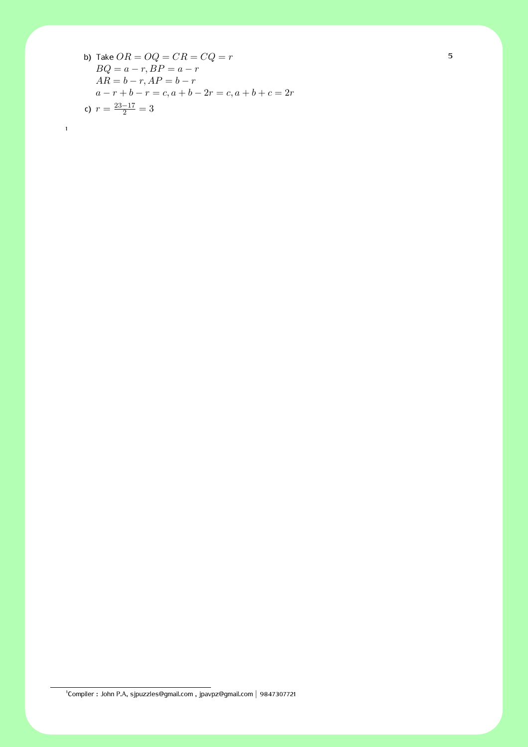b) Take $OR = OQ = CR = CQ = r$
   $BQ = a - r, BP = a - r$
   $AR = b - r, AP = b - r$
   $a - r + b - r = c, a + b - 2r = c, a + b + c = 2r$

c) $r = \frac{23-17}{2} = 3$

[1] Compiler : John P.A, sjpuzzles@gmail.com , jpavpz@gmail.com | 9847307721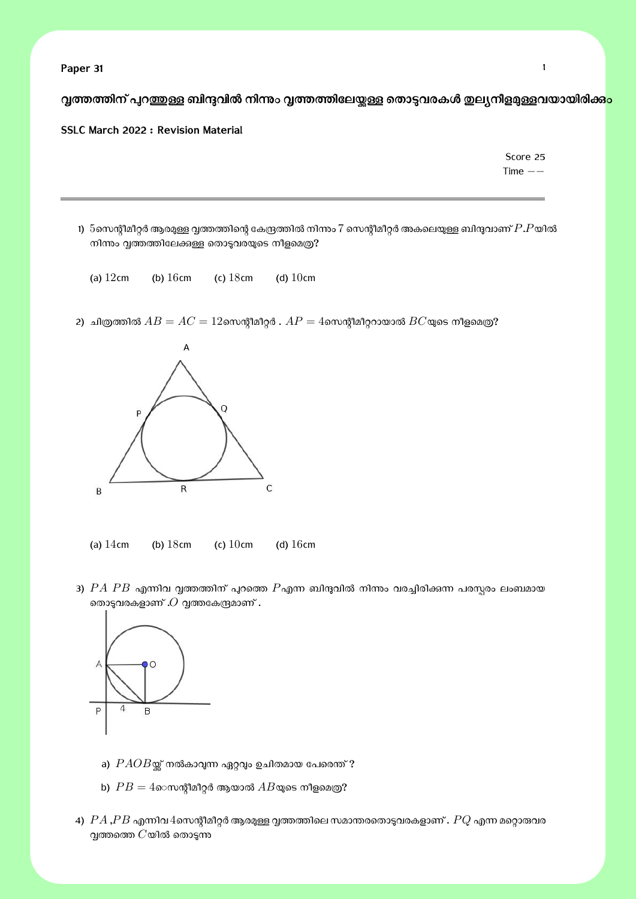Paper 31

## വൃത്തത്തിന് പുറത്തുള്ള ബിന്ദുവിൽ നിന്നും വൃത്തത്തിലേയ്ക്കുള്ള തൊട്ടുവരകൾ തുല്യനീളമുള്ളവയായിരിക്കും

**SSLC March 2022 : Revision Material**

Score 25

Time $--$

---

1) $5$സെന്റീമീറ്റർ ആരമുള്ള വൃത്തത്തിന്റെ കേന്ദ്രത്തിൽ നിന്നും $7$ സെന്റീമീറ്റർ അകലെയുള്ള ബിന്ദുവാണ് $P$.$P$യിൽ നിന്നും വൃത്തത്തിലേക്കുള്ള തൊട്ടുവരയുടെ നീളമെത്ര?

(a) $12$cm (b) $16$cm (c) $18$cm (d) $10$cm

2) ചിത്രത്തിൽ $AB = AC = 12$സെന്റീമീറ്റർ . $AP = 4$സെന്റീമീറ്ററായാൽ $BC$യുടെ നീളമെത്ര?

(a) $14$cm (b) $18$cm (c) $10$cm (d) $16$cm

3) $PA$ $PB$ എന്നിവ വൃത്തത്തിന് പുറത്തെ $P$എന്ന ബിന്ദുവിൽ നിന്നും വരച്ചിരിക്കുന്ന പരസ്പരം ലംബമായ തൊട്ടുവരകളാണ് .$O$ വൃത്തകേന്ദ്രമാണ് .

a) $PAOB$യ്ക്ക് നൽകാവുന്ന ഏറ്റവും ഉചിതമായ പേരെന്ത് ?

b) $PB = 4$സെന്റീമീറ്റർ ആയാൽ $AB$യുടെ നീളമെത്ര?

4) $PA$ ,$PB$ എന്നിവ $4$സെന്റീമീറ്റർ ആരമുള്ള വൃത്തത്തിലെ സമാന്തരതൊട്ടുവരകളാണ്. $PQ$ എന്ന മറ്റൊരുവര വൃത്തത്തെ $C$യിൽ തൊടുന്നു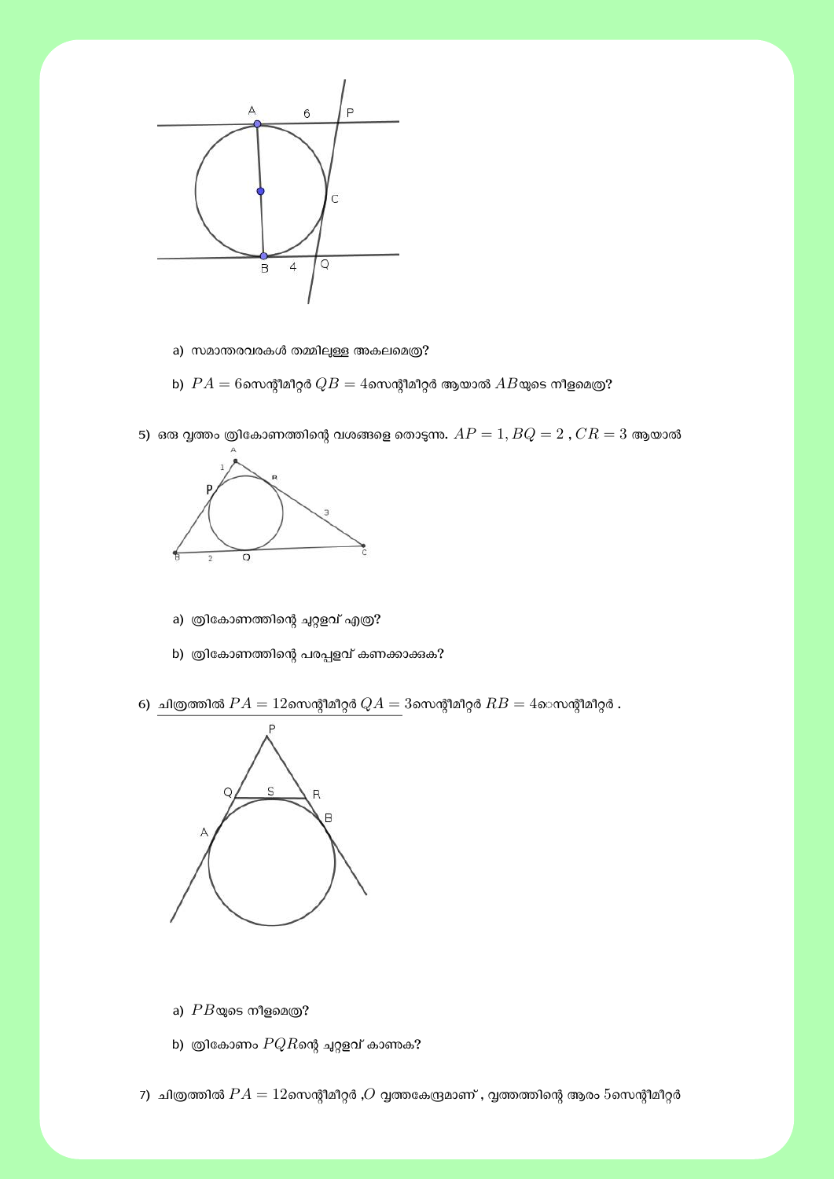a) സമാന്തരവരകൾ തമ്മിലുള്ള അകലമെത്ര?

b) $PA = 6$സെന്റീമീറ്റർ $QB = 4$സെന്റീമീറ്റർ ആയാൽ $AB$യുടെ നീളമെത്ര?

5) ഒരു വൃത്തം ത്രികോണത്തിന്റെ വശങ്ങളെ തൊടുന്നു. $AP = 1, BQ = 2$ , $CR = 3$ ആയാൽ

a) ത്രികോണത്തിന്റെ ചുറ്റളവ് എത്ര?

b) ത്രികോണത്തിന്റെ പരപ്പളവ് കണക്കാക്കുക?

6) ചിത്രത്തിൽ $PA = 12$സെന്റീമീറ്റർ $QA = 3$സെന്റീമീറ്റർ $RB = 4$സെന്റീമീറ്റർ .

a) $PB$യുടെ നീളമെത്ര?

b) ത്രികോണം $PQR$ന്റെ ചുറ്റളവ് കാണുക?

7) ചിത്രത്തിൽ $PA = 12$സെന്റീമീറ്റർ ,$O$ വൃത്തകേന്ദ്രമാണ് , വൃത്തത്തിന്റെ ആരം $5$സെന്റീമീറ്റർ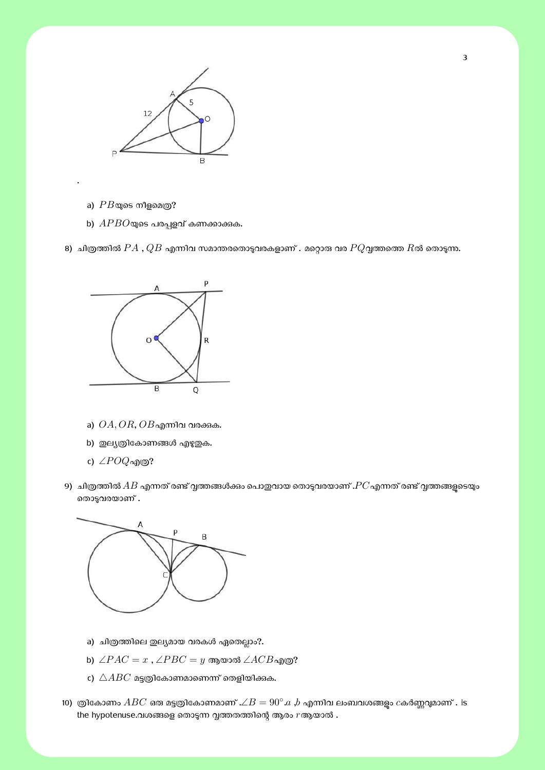.

a) $PB$യുടെ നീളമെത്ര?

b) $APBO$യുടെ പരപ്പളവ് കണക്കാക്കുക.

8) ചിത്രത്തിൽ $PA$ , $QB$ എന്നിവ സമാന്തരതൊടുവരകളാണ് . മറ്റൊരു വര $PQ$വൃത്തത്തെ $R$ൽ തൊടുന്നു.

a) $OA, OR, OB$എന്നിവ വരക്കുക.

b) തുല്യത്രികോണങ്ങൾ എഴുതുക.

c) $\angle POQ$എത്ര?

9) ചിത്രത്തിൽ $AB$ എന്നത് രണ്ട് വൃത്തങ്ങൾക്കും പൊതുവായ തൊടുവരയാണ് .$PC$എന്നത് രണ്ട് വൃത്തങ്ങളുടെയും തൊടുവരയാണ് .

a) ചിത്രത്തിലെ തുല്യമായ വരകൾ ഏതെല്ലാം?.

b) $\angle PAC = x$ , $\angle PBC = y$ ആയാൽ $\angle ACB$എത്ര?

c) $\triangle ABC$ മട്ടത്രികോണമാണെന്ന് തെളിയിക്കുക.

10) ത്രികോണം $ABC$ ഒരു മട്ടത്രികോണമാണ് .$\angle B = 90^{\circ}$.$a$ ,$b$ എന്നിവ ലംബവശങ്ങളും $c$കർണ്ണവുമാണ് . is the hypotenuse.വശങ്ങളെ തൊടുന്ന വൃത്തത്തിന്റെ ആരം $r$ആയാൽ .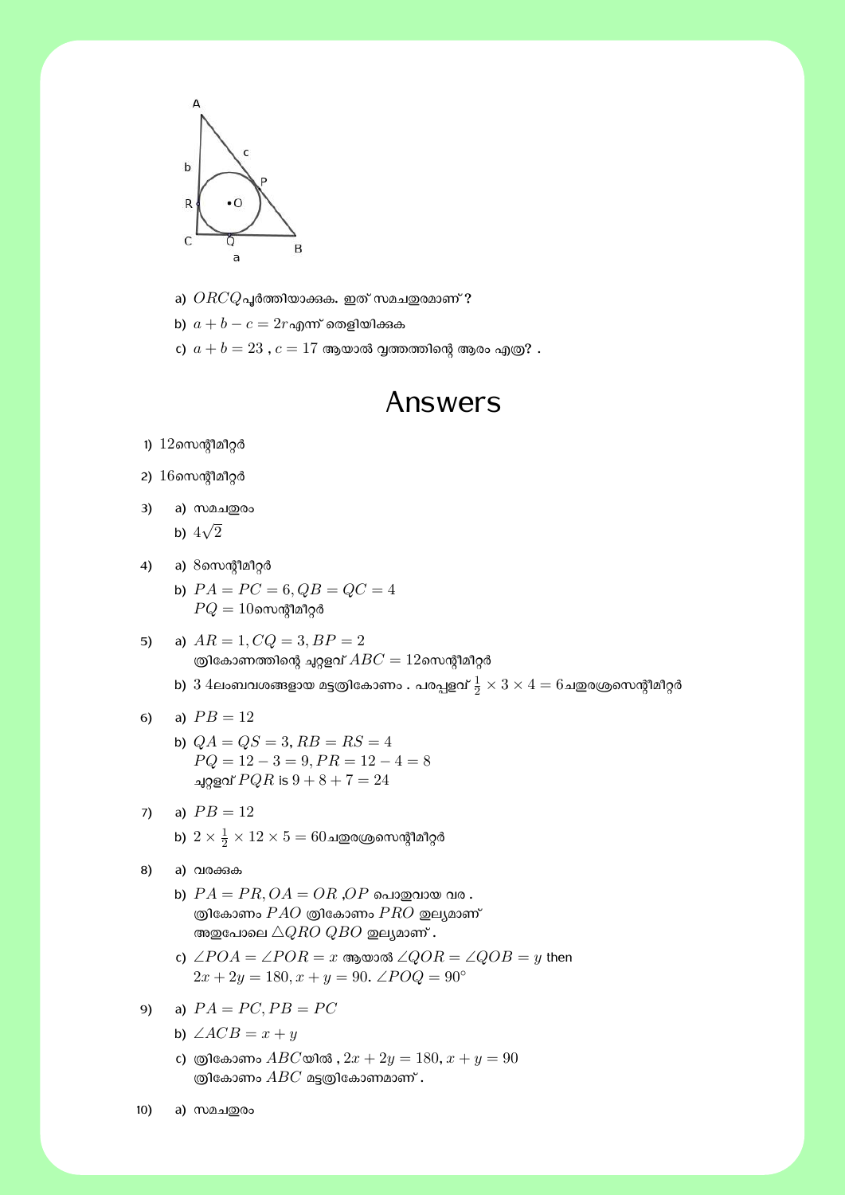a) $ORCQ$പൂർത്തിയാക്കുക. ഇത് സമചതുരമാണ്?

b) $a+b-c=2r$എന്ന് തെളിയിക്കുക

c) $a+b=23$ , $c=17$ ആയാൽ വൃത്തത്തിന്റെ ആരം എത്ര? .

# Answers

1) $12$സെന്റിമീറ്റർ

2) $16$സെന്റിമീറ്റർ

3)
   a) സമചതുരം
   b) $4\sqrt{2}$

4)
   a) $8$സെന്റിമീറ്റർ
   b) $PA = PC = 6, QB = QC = 4$
      $PQ = 10$സെന്റിമീറ്റർ

5)
   a) $AR = 1, CQ = 3, BP = 2$
      ത്രികോണത്തിന്റെ ചുറ്റളവ് $ABC = 12$സെന്റിമീറ്റർ
   b) $3$ $4$ലംബവശങ്ങളായ മട്ടത്രികോണം . പരപ്പളവ് $\frac{1}{2} \times 3 \times 4 = 6$ചതുരശ്രസെന്റിമീറ്റർ

6)
   a) $PB = 12$
   b) $QA = QS = 3, RB = RS = 4$
      $PQ = 12 - 3 = 9, PR = 12 - 4 = 8$
      ചുറ്റളവ് $PQR$ is $9 + 8 + 7 = 24$

7)
   a) $PB = 12$
   b) $2 \times \frac{1}{2} \times 12 \times 5 = 60$ചതുരശ്രസെന്റിമീറ്റർ

8)
   a) വരക്കുക
   b) $PA = PR, OA = OR$ ,$OP$ പൊതുവായ വര .
      ത്രികോണം $PAO$ ത്രികോണം $PRO$ തുല്യമാണ്
      അതുപോലെ $\triangle QRO$ $QBO$ തുല്യമാണ് .
   c) $\angle POA = \angle POR = x$ ആയാൽ $\angle QOR = \angle QOB = y$ then
      $2x + 2y = 180, x + y = 90.$ $\angle POQ = 90^\circ$

9)
   a) $PA = PC, PB = PC$
   b) $\angle ACB = x + y$
   c) ത്രികോണം $ABC$യിൽ , $2x + 2y = 180, x + y = 90$
      ത്രികോണം $ABC$ മട്ടത്രികോണമാണ് .

10)
   a) സമചതുരം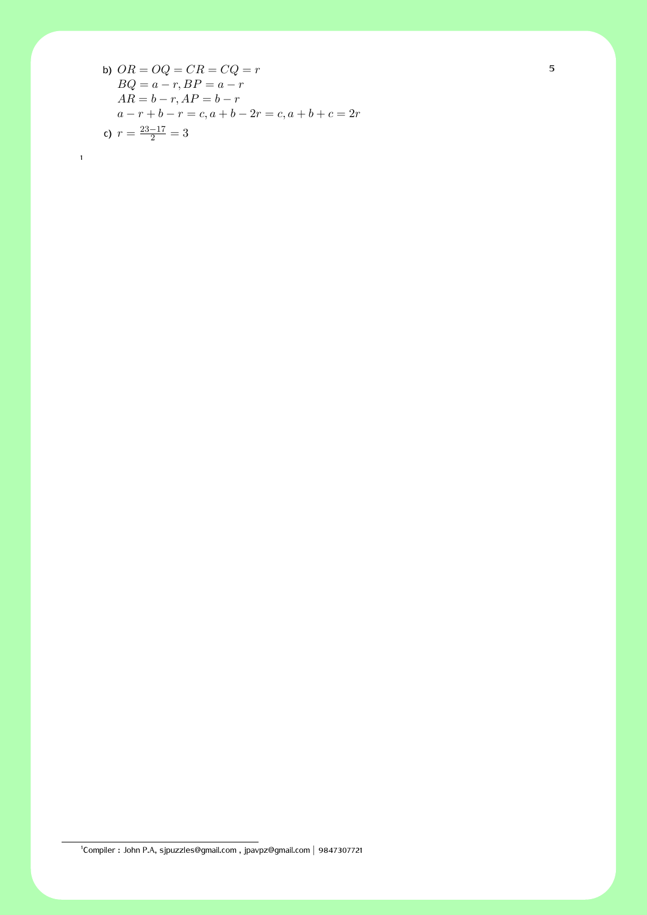b) $OR = OQ = CR = CQ = r$
$BQ = a - r, BP = a - r$
$AR = b - r, AP = b - r$
$a - r + b - r = c, a + b - 2r = c, a + b + c = 2r$

c) $r = \frac{23-17}{2} = 3$

[1] Compiler : John P.A, sjpuzzles@gmail.com , jpavpz@gmail.com | 9847307721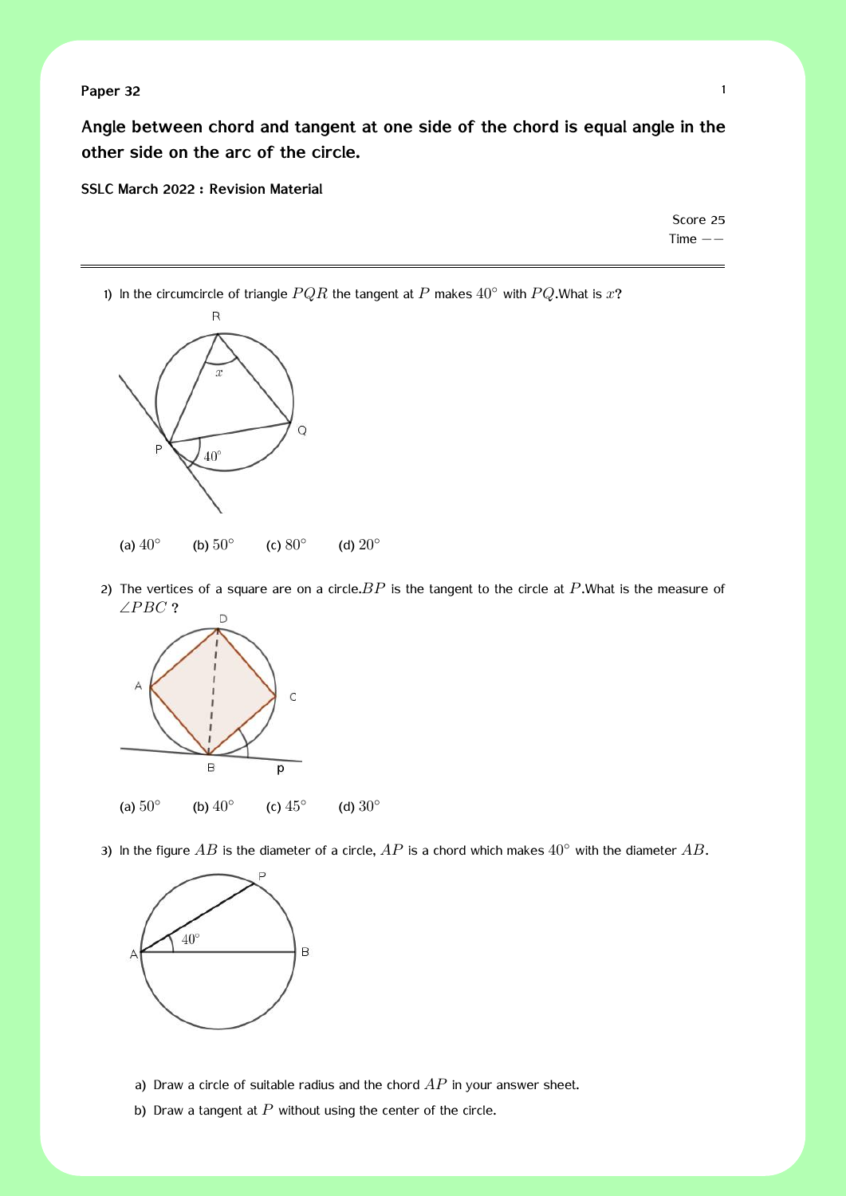**Paper 32**

**Angle between chord and tangent at one side of the chord is equal angle in the other side on the arc of the circle.**

**SSLC March 2022 : Revision Material**

Score 25
Time −−

---

1) In the circumcircle of triangle $PQR$ the tangent at $P$ makes $40^\circ$ with $PQ$.What is $x$?

(a) $40^\circ$ (b) $50^\circ$ (c) $80^\circ$ (d) $20^\circ$

2) The vertices of a square are on a circle.$BP$ is the tangent to the circle at $P$.What is the measure of $\angle PBC$ ?

(a) $50^\circ$ (b) $40^\circ$ (c) $45^\circ$ (d) $30^\circ$

3) In the figure $AB$ is the diameter of a circle, $AP$ is a chord which makes $40^\circ$ with the diameter $AB$.

a) Draw a circle of suitable radius and the chord $AP$ in your answer sheet.

b) Draw a tangent at $P$ without using the center of the circle.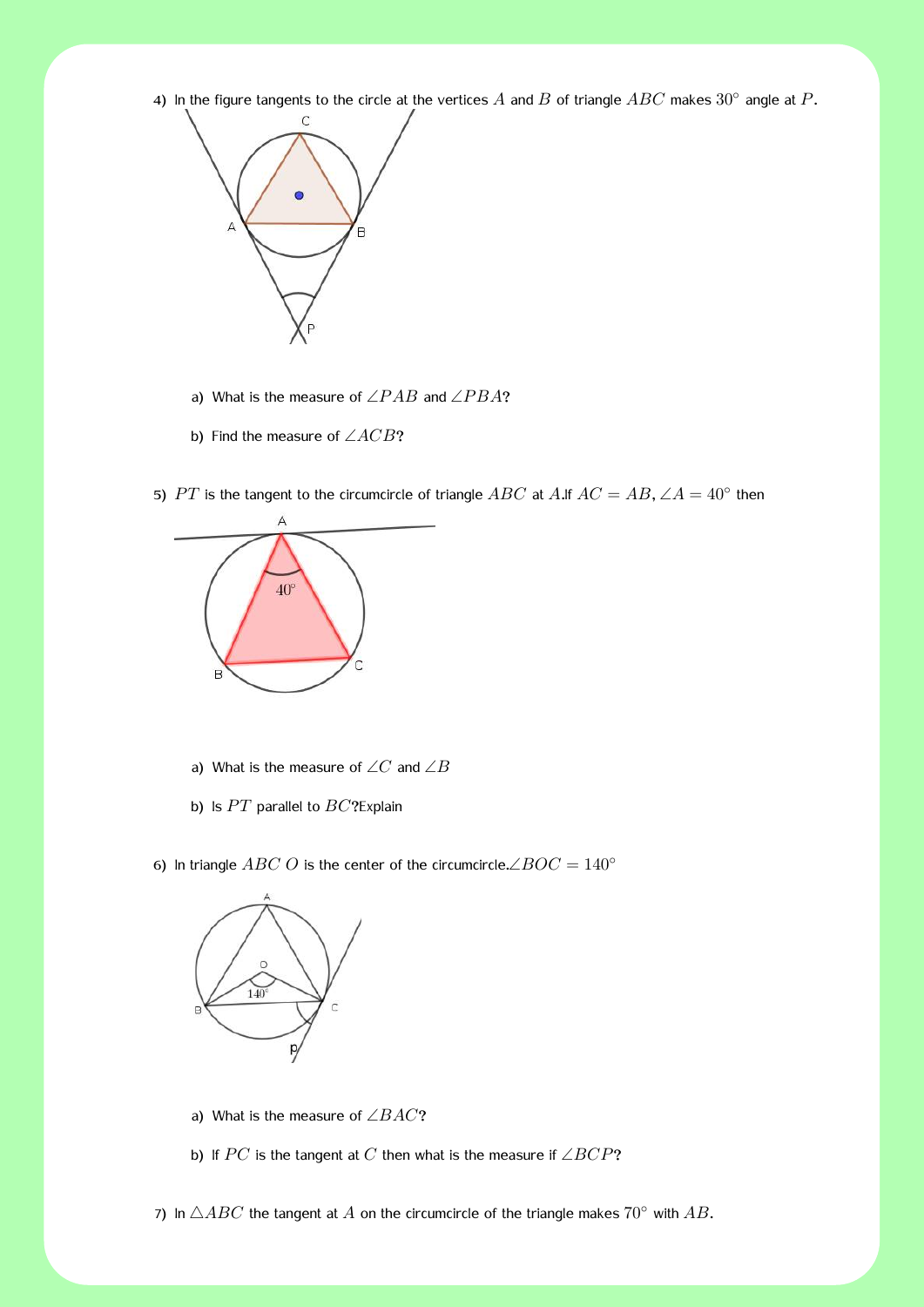4) In the figure tangents to the circle at the vertices $A$ and $B$ of triangle $ABC$ makes $30^\circ$ angle at $P$.

   a) What is the measure of $\angle PAB$ and $\angle PBA$?

   b) Find the measure of $\angle ACB$?

5) $PT$ is the tangent to the circumcircle of triangle $ABC$ at $A$.If $AC = AB$, $\angle A = 40^\circ$ then

   a) What is the measure of $\angle C$ and $\angle B$

   b) Is $PT$ parallel to $BC$?Explain

6) In triangle $ABC$ $O$ is the center of the circumcircle.$\angle BOC = 140^\circ$

   a) What is the measure of $\angle BAC$?

   b) If $PC$ is the tangent at $C$ then what is the measure if $\angle BCP$?

7) In $\triangle ABC$ the tangent at $A$ on the circumcircle of the triangle makes $70^\circ$ with $AB$.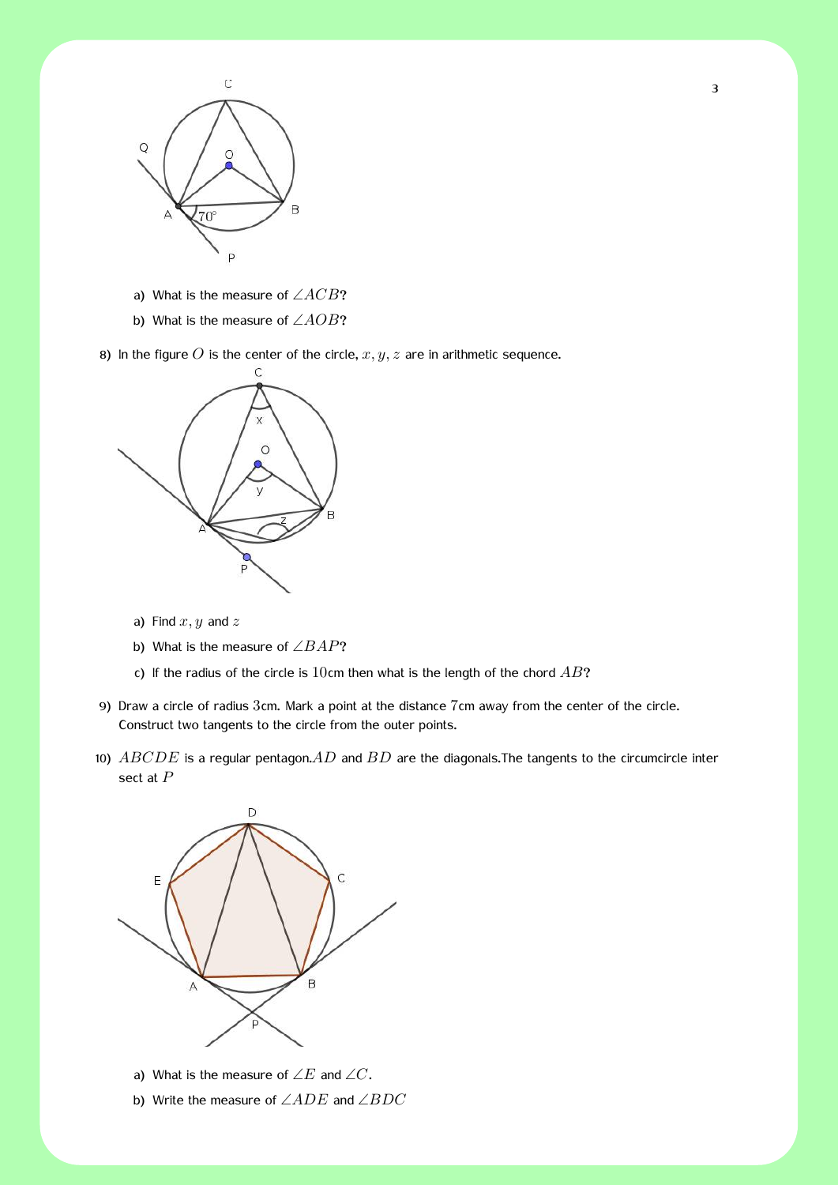a) What is the measure of $\angle ACB$?

b) What is the measure of $\angle AOB$?

8) In the figure $O$ is the center of the circle, $x, y, z$ are in arithmetic sequence.

a) Find $x, y$ and $z$

b) What is the measure of $\angle BAP$?

c) If the radius of the circle is $10$cm then what is the length of the chord $AB$?

9) Draw a circle of radius $3$cm. Mark a point at the distance $7$cm away from the center of the circle. Construct two tangents to the circle from the outer points.

10) $ABCDE$ is a regular pentagon. $AD$ and $BD$ are the diagonals. The tangents to the circumcircle intersect at $P$

a) What is the measure of $\angle E$ and $\angle C$.

b) Write the measure of $\angle ADE$ and $\angle BDC$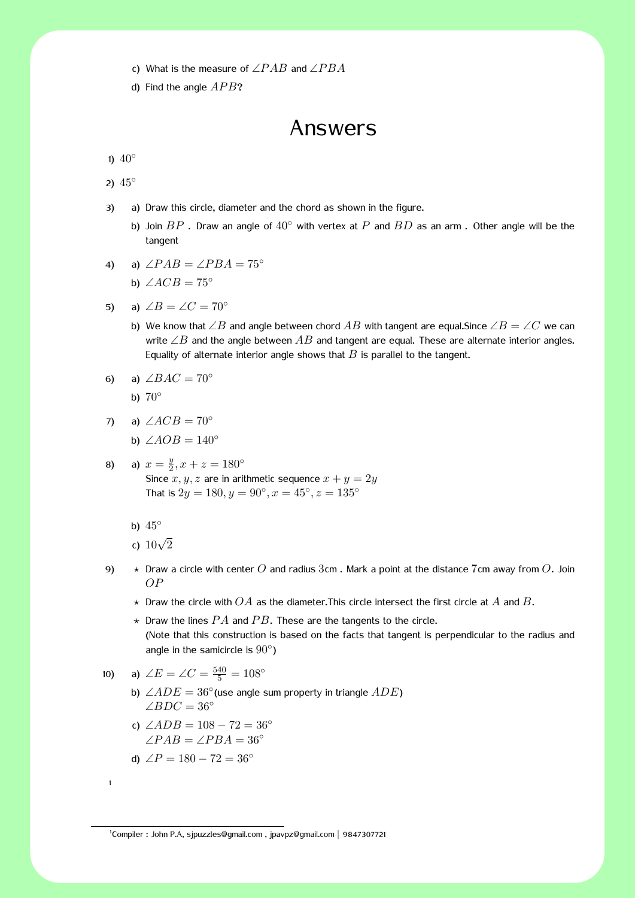c) What is the measure of $\angle PAB$ and $\angle PBA$

d) Find the angle $APB$?

# Answers

1) $40^\circ$

2) $45^\circ$

3) 
   a) Draw this circle, diameter and the chord as shown in the figure.
   b) Join $BP$ . Draw an angle of $40^\circ$ with vertex at $P$ and $BD$ as an arm . Other angle will be the tangent

4) 
   a) $\angle PAB = \angle PBA = 75^\circ$
   b) $\angle ACB = 75^\circ$

5) 
   a) $\angle B = \angle C = 70^\circ$
   b) We know that $\angle B$ and angle between chord $AB$ with tangent are equal.Since $\angle B = \angle C$ we can write $\angle B$ and the angle between $AB$ and tangent are equal. These are alternate interior angles. Equality of alternate interior angle shows that $B$ is parallel to the tangent.

6) 
   a) $\angle BAC = 70^\circ$
   b) $70^\circ$

7) 
   a) $\angle ACB = 70^\circ$
   b) $\angle AOB = 140^\circ$

8) 
   a) $x = \frac{y}{2}, x + z = 180^\circ$
      Since $x, y, z$ are in arithmetic sequence $x + y = 2y$
      That is $2y = 180, y = 90^\circ, x = 45^\circ, z = 135^\circ$
   b) $45^\circ$
   c) $10\sqrt{2}$

9) 
   ⋆ Draw a circle with center $O$ and radius $3$cm . Mark a point at the distance $7$cm away from $O$. Join $OP$
   
   ⋆ Draw the circle with $OA$ as the diameter.This circle intersect the first circle at $A$ and $B$.
   
   ⋆ Draw the lines $PA$ and $PB$. These are the tangents to the circle.
   (Note that this construction is based on the facts that tangent is perpendicular to the radius and angle in the samicircle is $90^\circ$)

10) 
   a) $\angle E = \angle C = \frac{540}{5} = 108^\circ$
   b) $\angle ADE = 36^\circ$(use angle sum property in triangle $ADE$)
      $\angle BDC = 36^\circ$
   c) $\angle ADB = 108 - 72 = 36^\circ$
      $\angle PAB = \angle PBA = 36^\circ$
   d) $\angle P = 180 - 72 = 36^\circ$

[1] Compiler : John P.A, sjpuzzles@gmail.com , jpavpz@gmail.com | 9847307721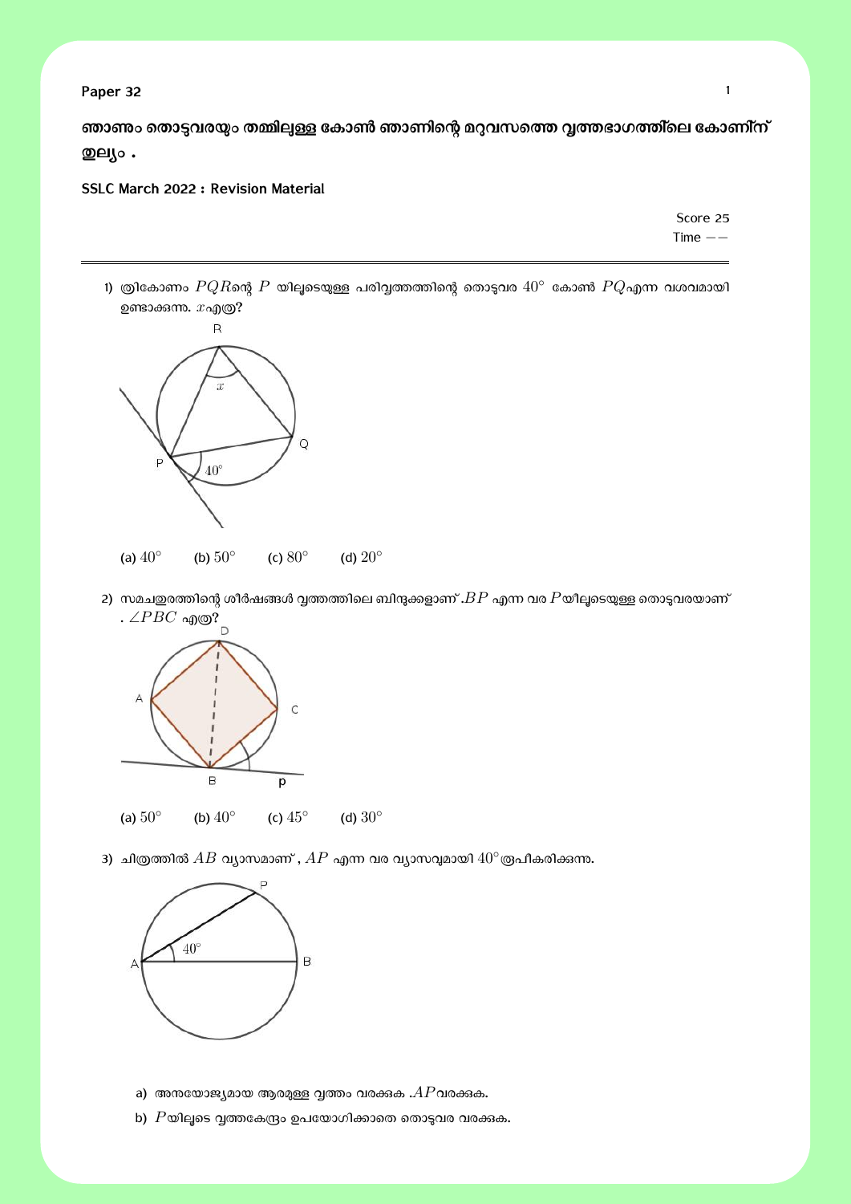Paper 32

**ഞാണം തൊട്ടുവരയും തമ്മിലുള്ള കോൺ ഞാണിന്റെ മറുവശത്തെ വൃത്തഭാഗത്തിലെ കോണിന് തുല്യം .**

**SSLC March 2022 : Revision Material**

Score 25
Time $--$

---

1) ത്രികോണം $PQR$ന്റെ $P$ യിലൂടെയുള്ള പരിവൃത്തത്തിന്റെ തൊട്ടുവര $40^\circ$ കോൺ $PQ$എന്ന വശവുമായി ഉണ്ടാക്കുന്നു. $x$എത്ര?

(a) $40^\circ$ (b) $50^\circ$ (c) $80^\circ$ (d) $20^\circ$

2) സമചതുരത്തിന്റെ ശീർഷങ്ങൾ വൃത്തത്തിലെ ബിന്ദുക്കളാണ് .$BP$ എന്ന വര $P$യിലൂടെയുള്ള തൊട്ടുവരയാണ് . $\angle PBC$ എത്ര?

(a) $50^\circ$ (b) $40^\circ$ (c) $45^\circ$ (d) $30^\circ$

3) ചിത്രത്തിൽ $AB$ വ്യാസമാണ് , $AP$ എന്ന വര വ്യാസവുമായി $40^\circ$ രൂപീകരിക്കുന്നു.

a) അനുയോജ്യമായ ആരമുള്ള വൃത്തം വരക്കുക .$AP$വരക്കുക.

b) $P$യിലൂടെ വൃത്തകേന്ദ്രം ഉപയോഗിക്കാതെ തൊട്ടുവര വരക്കുക.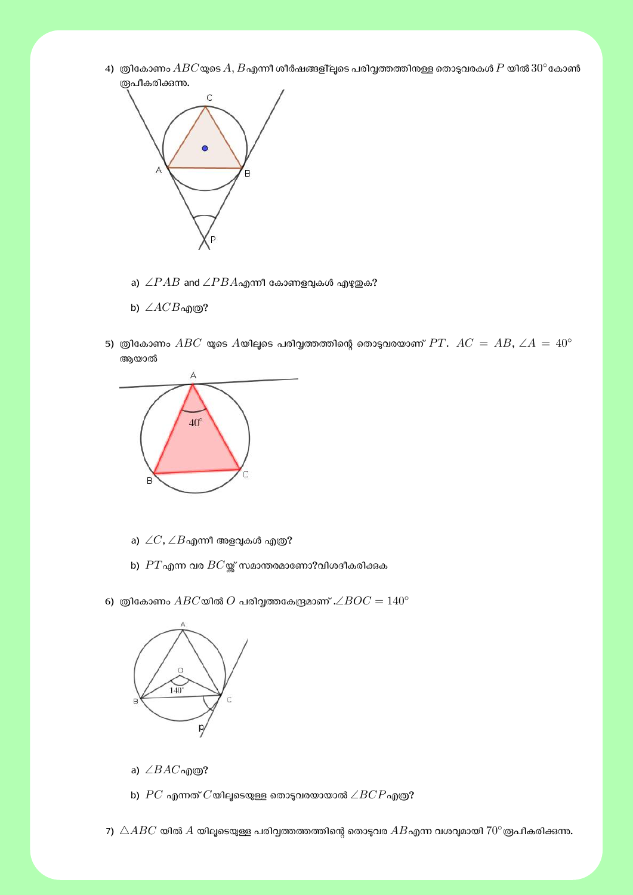4) ത്രികോണം $ABC$യുടെ $A, B$എന്നീ ശീർഷങ്ങളിലൂടെ പരിവൃത്തത്തിനുള്ള തൊട്ടുവരകൾ $P$ യിൽ $30^\circ$ കോൺ രൂപീകരിക്കുന്നു.

   a) $\angle PAB$ and $\angle PBA$എന്നീ കോണളവുകൾ എഴുതുക?

   b) $\angle ACB$എത്ര?

5) ത്രികോണം $ABC$ യുടെ $A$യിലൂടെ പരിവൃത്തത്തിന്റെ തൊട്ടുവരയാണ് $PT$. $AC = AB$, $\angle A = 40^\circ$ ആയാൽ

   a) $\angle C, \angle B$എന്നീ അളവുകൾ എത്ര?

   b) $PT$എന്ന വര $BC$യ്ക്ക് സമാന്തരമാണോ?വിശദീകരിക്കുക

6) ത്രികോണം $ABC$യിൽ $O$ പരിവൃത്തകേന്ദ്രമാണ് .$\angle BOC = 140^\circ$

   a) $\angle BAC$എത്ര?

   b) $PC$ എന്നത് $C$യിലൂടെയുള്ള തൊട്ടുവരയായാൽ $\angle BCP$എത്ര?

7) $\triangle ABC$ യിൽ $A$ യിലൂടെയുള്ള പരിവൃത്തത്തിന്റെ തൊട്ടുവര $AB$എന്ന വശവുമായി $70^\circ$ രൂപീകരിക്കുന്നു.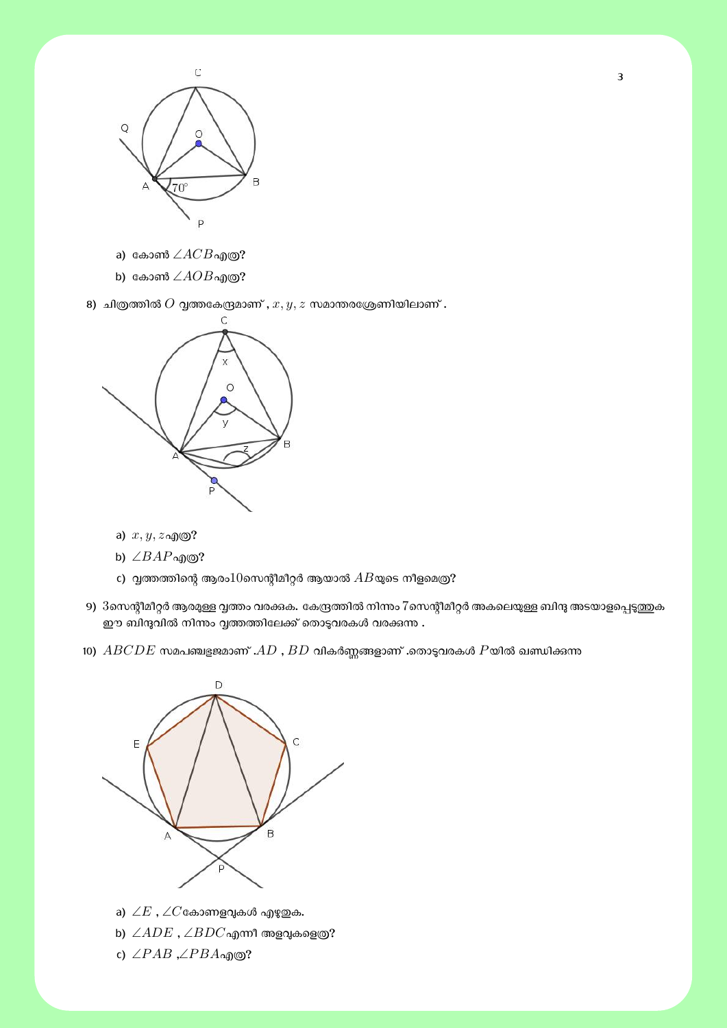a) കോൺ $\angle ACB$ എത്ര?

b) കോൺ $\angle AOB$ എത്ര?

8) ചിത്രത്തിൽ $O$ വൃത്തകേന്ദ്രമാണ് , $x, y, z$ സമാന്തരശ്രേണിയിലാണ് .

a) $x, y, z$ എത്ര?

b) $\angle BAP$ എത്ര?

c) വൃത്തത്തിന്റെ ആരം $10$ സെന്റിമീറ്റർ ആയാൽ $AB$ യുടെ നീളമെത്ര?

9) $3$ സെന്റിമീറ്റർ ആരമുള്ള വൃത്തം വരക്കുക. കേന്ദ്രത്തിൽ നിന്നും $7$ സെന്റിമീറ്റർ അകലെയുള്ള ബിന്ദു അടയാളപ്പെടുത്തുക ഈ ബിന്ദുവിൽ നിന്നും വൃത്തത്തിലേക്ക് തൊടുവരകൾ വരക്കുന്നു .

10) $ABCDE$ സമപഞ്ചഭുജമാണ് . $AD$ , $BD$ വികർണ്ണങ്ങളാണ് .തൊടുവരകൾ $P$ യിൽ ഖണ്ഡിക്കുന്നു

a) $\angle E$ , $\angle C$ കോണളവുകൾ എഴുതുക.

b) $\angle ADE$ , $\angle BDC$ എന്നീ അളവുകളെത്ര?

c) $\angle PAB$ ,$\angle PBA$ എത്ര?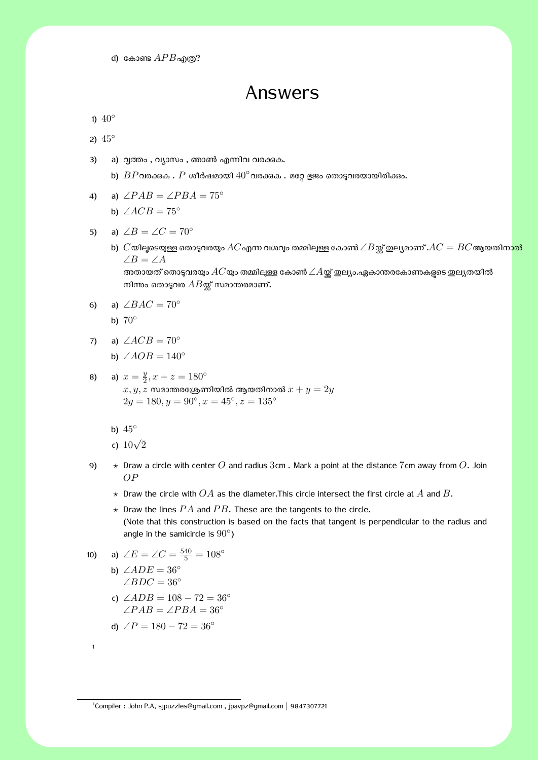d) കോണ് $APB$ എത്ര?

# Answers

1) $40^\circ$

2) $45^\circ$

3) a) വൃത്തം , വ്യാസം , ഞാൺ എന്നിവ വരക്കുക.

   b) $BP$ വരക്കുക . $P$ ശീർഷമായി $40^\circ$ വരക്കുക . മറ്റേ ഭുജം തൊടുവരയായിരിക്കും.

4) a) $\angle PAB = \angle PBA = 75^\circ$

   b) $\angle ACB = 75^\circ$

5) a) $\angle B = \angle C = 70^\circ$

   b) $C$ യിലൂടെയുള്ള തൊടുവരയും $AC$ എന്ന വശവും തമ്മിലുള്ള കോൺ $\angle B$ ക്ക് തുല്യമാണ് $.AC = BC$ ആയതിനാൽ $\angle B = \angle A$
   അതായത് തൊടുവരയും $AC$ യും തമ്മിലുള്ള കോൺ $\angle A$ ക്ക് തുല്യം.ഏകാന്തരകോണുകളുടെ തുല്യതയിൽ നിന്നും തൊടുവര $AB$ ക്ക് സമാന്തരമാണ്.

6) a) $\angle BAC = 70^\circ$

   b) $70^\circ$

7) a) $\angle ACB = 70^\circ$

   b) $\angle AOB = 140^\circ$

8) a) $x = \frac{y}{2}, x + z = 180^\circ$
   $x, y, z$ സമാന്തരശ്രേണിയിൽ ആയതിനാൽ $x + y = 2y$
   $2y = 180, y = 90^\circ, x = 45^\circ, z = 135^\circ$

   b) $45^\circ$

   c) $10\sqrt{2}$

9)
   - ⋆ Draw a circle with center $O$ and radius $3$cm . Mark a point at the distance $7$cm away from $O$. Join $OP$
   - ⋆ Draw the circle with $OA$ as the diameter.This circle intersect the first circle at $A$ and $B$.
   - ⋆ Draw the lines $PA$ and $PB$. These are the tangents to the circle.
     (Note that this construction is based on the facts that tangent is perpendicular to the radius and angle in the samicircle is $90^\circ$)

10) a) $\angle E = \angle C = \frac{540}{5} = 108^\circ$

    b) $\angle ADE = 36^\circ$
    $\angle BDC = 36^\circ$

    c) $\angle ADB = 108 - 72 = 36^\circ$
    $\angle PAB = \angle PBA = 36^\circ$

    d) $\angle P = 180 - 72 = 36^\circ$

[1]

[1] Compiler : John P.A, sjpuzzles@gmail.com , jpavpz@gmail.com | 9847307721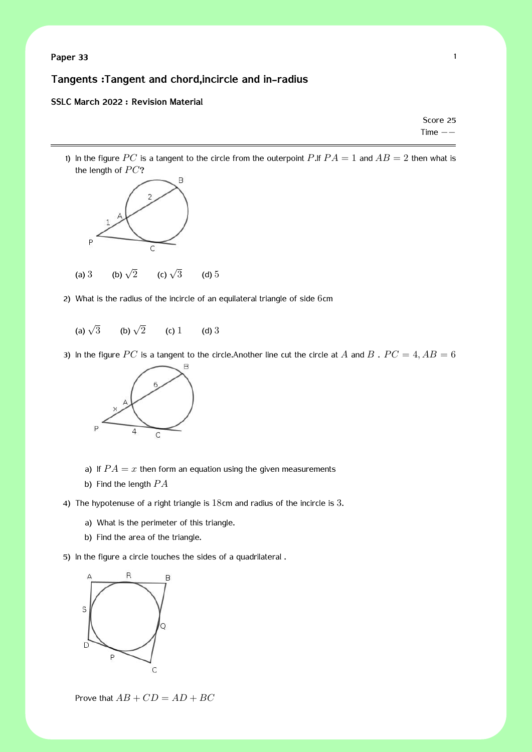**Paper 33**

## Tangents :Tangent and chord,incircle and in-radius

**SSLC March 2022 : Revision Material**

Score 25
Time $--$

---

1) In the figure $PC$ is a tangent to the circle from the outerpoint $P$.If $PA = 1$ and $AB = 2$ then what is the length of $PC$?

   (a) $3$ (b) $\sqrt{2}$ (c) $\sqrt{3}$ (d) $5$

2) What is the radius of the incircle of an equilateral triangle of side $6$cm

   (a) $\sqrt{3}$ (b) $\sqrt{2}$ (c) $1$ (d) $3$

3) In the figure $PC$ is a tangent to the circle.Another line cut the circle at $A$ and $B$ . $PC = 4, AB = 6$

   a) If $PA = x$ then form an equation using the given measurements
   b) Find the length $PA$

4) The hypotenuse of a right triangle is $18$cm and radius of the incircle is $3$.

   a) What is the perimeter of this triangle.
   b) Find the area of the triangle.

5) In the figure a circle touches the sides of a quadrilateral .

   Prove that $AB + CD = AD + BC$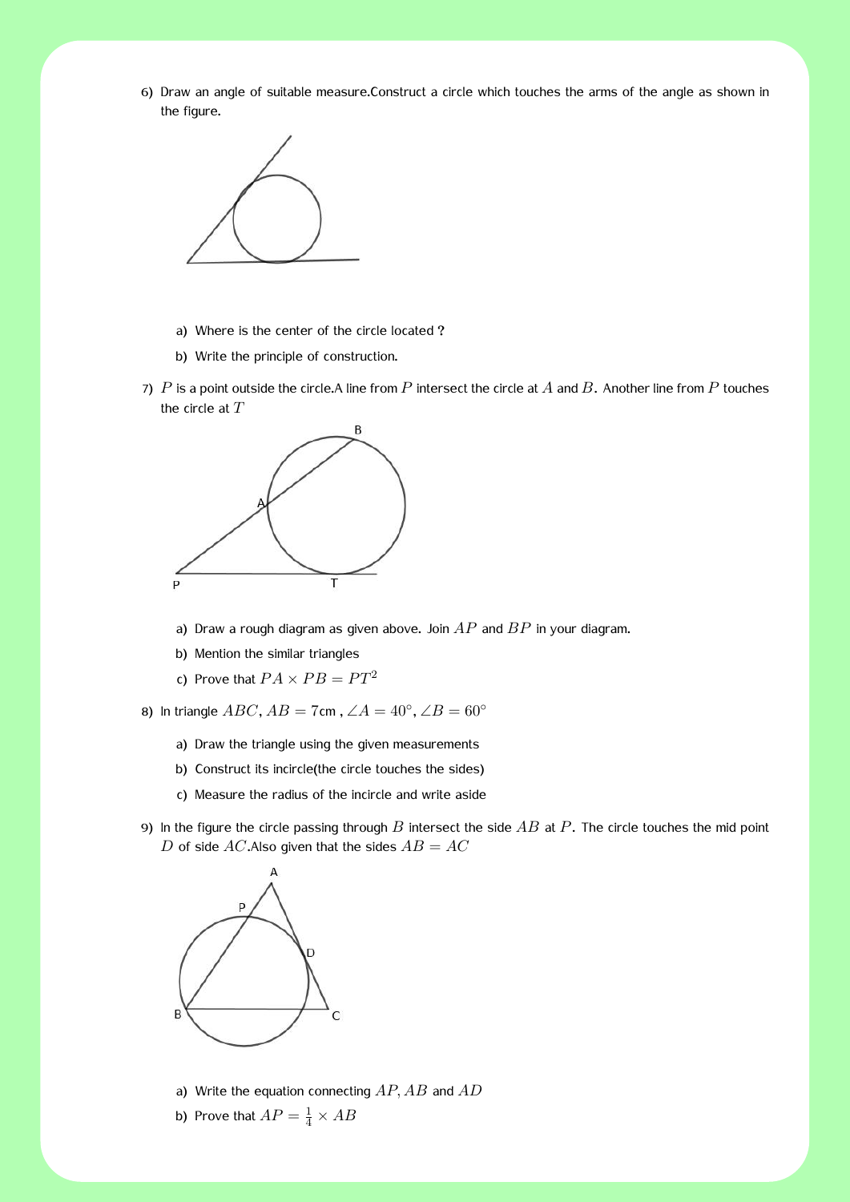6) Draw an angle of suitable measure.Construct a circle which touches the arms of the angle as shown in the figure.

   a) Where is the center of the circle located ?

   b) Write the principle of construction.

7) $P$ is a point outside the circle.A line from $P$ intersect the circle at $A$ and $B$. Another line from $P$ touches the circle at $T$

   a) Draw a rough diagram as given above. Join $AP$ and $BP$ in your diagram.

   b) Mention the similar triangles

   c) Prove that $PA \times PB = PT^2$

8) In triangle $ABC$, $AB = 7$cm , $\angle A = 40°$, $\angle B = 60°$

   a) Draw the triangle using the given measurements

   b) Construct its incircle(the circle touches the sides)

   c) Measure the radius of the incircle and write aside

9) In the figure the circle passing through $B$ intersect the side $AB$ at $P$. The circle touches the mid point $D$ of side $AC$.Also given that the sides $AB = AC$

   a) Write the equation connecting $AP, AB$ and $AD$

   b) Prove that $AP = \frac{1}{4} \times AB$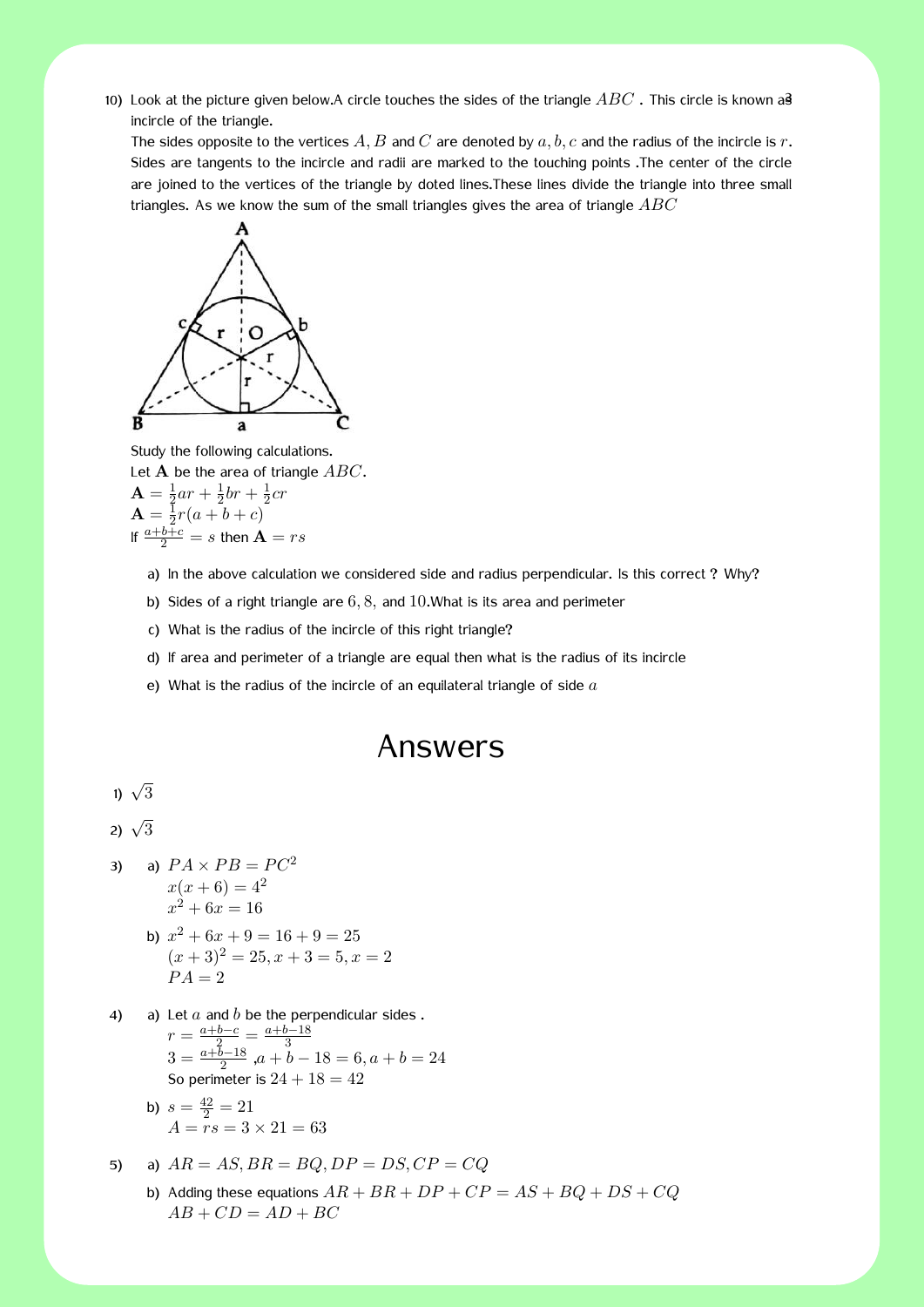10) Look at the picture given below.A circle touches the sides of the triangle $ABC$ . This circle is known as incircle of the triangle.

The sides opposite to the vertices $A, B$ and $C$ are denoted by $a, b, c$ and the radius of the incircle is $r$. Sides are tangents to the incircle and radii are marked to the touching points .The center of the circle are joined to the vertices of the triangle by doted lines.These lines divide the triangle into three small triangles. As we know the sum of the small triangles gives the area of triangle $ABC$

Study the following calculations.

Let $\mathbf{A}$ be the area of triangle $ABC$.

$\mathbf{A} = \frac{1}{2}ar + \frac{1}{2}br + \frac{1}{2}cr$

$\mathbf{A} = \frac{1}{2}r(a+b+c)$

If $\frac{a+b+c}{2} = s$ then $\mathbf{A} = rs$

a) In the above calculation we considered side and radius perpendicular. Is this correct ? Why?

b) Sides of a right triangle are $6, 8,$ and $10$.What is its area and perimeter

c) What is the radius of the incircle of this right triangle?

d) If area and perimeter of a triangle are equal then what is the radius of its incircle

e) What is the radius of the incircle of an equilateral triangle of side $a$

# Answers

1) $\sqrt{3}$

2) $\sqrt{3}$

3)
   a) $PA \times PB = PC^2$
   $x(x+6) = 4^2$
   $x^2 + 6x = 16$

   b) $x^2 + 6x + 9 = 16 + 9 = 25$
   $(x+3)^2 = 25, x+3 = 5, x = 2$
   $PA = 2$

4)
   a) Let $a$ and $b$ be the perpendicular sides .
   $r = \frac{a+b-c}{2} = \frac{a+b-18}{3}$
   $3 = \frac{a+b-18}{2}$ ,$a+b-18 = 6, a+b = 24$
   So perimeter is $24 + 18 = 42$

   b) $s = \frac{42}{2} = 21$
   $A = rs = 3 \times 21 = 63$

5)
   a) $AR = AS, BR = BQ, DP = DS, CP = CQ$

   b) Adding these equations $AR + BR + DP + CP = AS + BQ + DS + CQ$
   $AB + CD = AD + BC$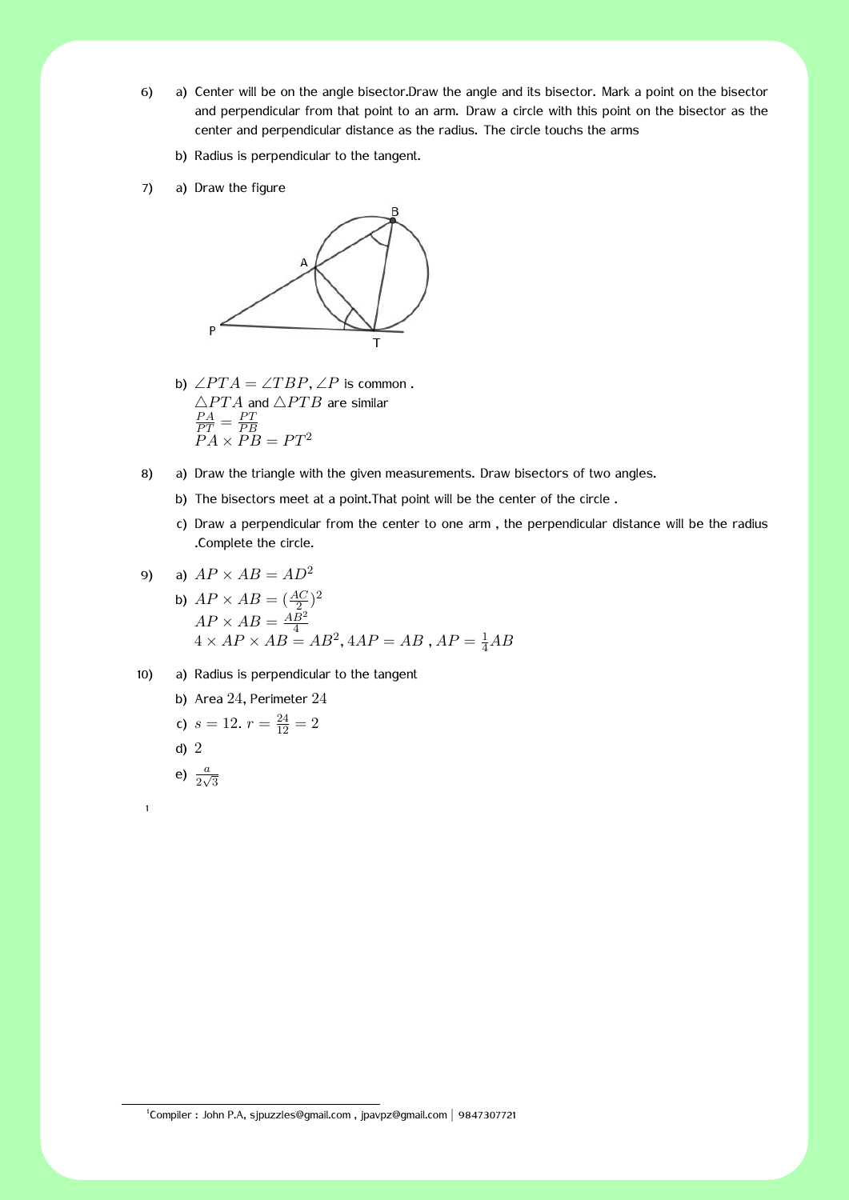6) a) Center will be on the angle bisector.Draw the angle and its bisector. Mark a point on the bisector and perpendicular from that point to an arm. Draw a circle with this point on the bisector as the center and perpendicular distance as the radius. The circle touchs the arms

   b) Radius is perpendicular to the tangent.

7) a) Draw the figure

   b) $\angle PTA = \angle TBP$, $\angle P$ is common .
   $\triangle PTA$ and $\triangle PTB$ are similar
   $\frac{PA}{PT} = \frac{PT}{PB}$
   $PA \times PB = PT^2$

8) a) Draw the triangle with the given measurements. Draw bisectors of two angles.

   b) The bisectors meet at a point.That point will be the center of the circle .

   c) Draw a perpendicular from the center to one arm , the perpendicular distance will be the radius .Complete the circle.

9) a) $AP \times AB = AD^2$

   b) $AP \times AB = (\frac{AC}{2})^2$
   $AP \times AB = \frac{AB^2}{4}$
   $4 \times AP \times AB = AB^2, 4AP = AB$ , $AP = \frac{1}{4}AB$

10) a) Radius is perpendicular to the tangent

   b) Area $24$, Perimeter $24$

   c) $s = 12$. $r = \frac{24}{12} = 2$

   d) $2$

   e) $\frac{a}{2\sqrt{3}}$

[1] Compiler : John P.A, sjpuzzles@gmail.com , jpavpz@gmail.com | 9847307721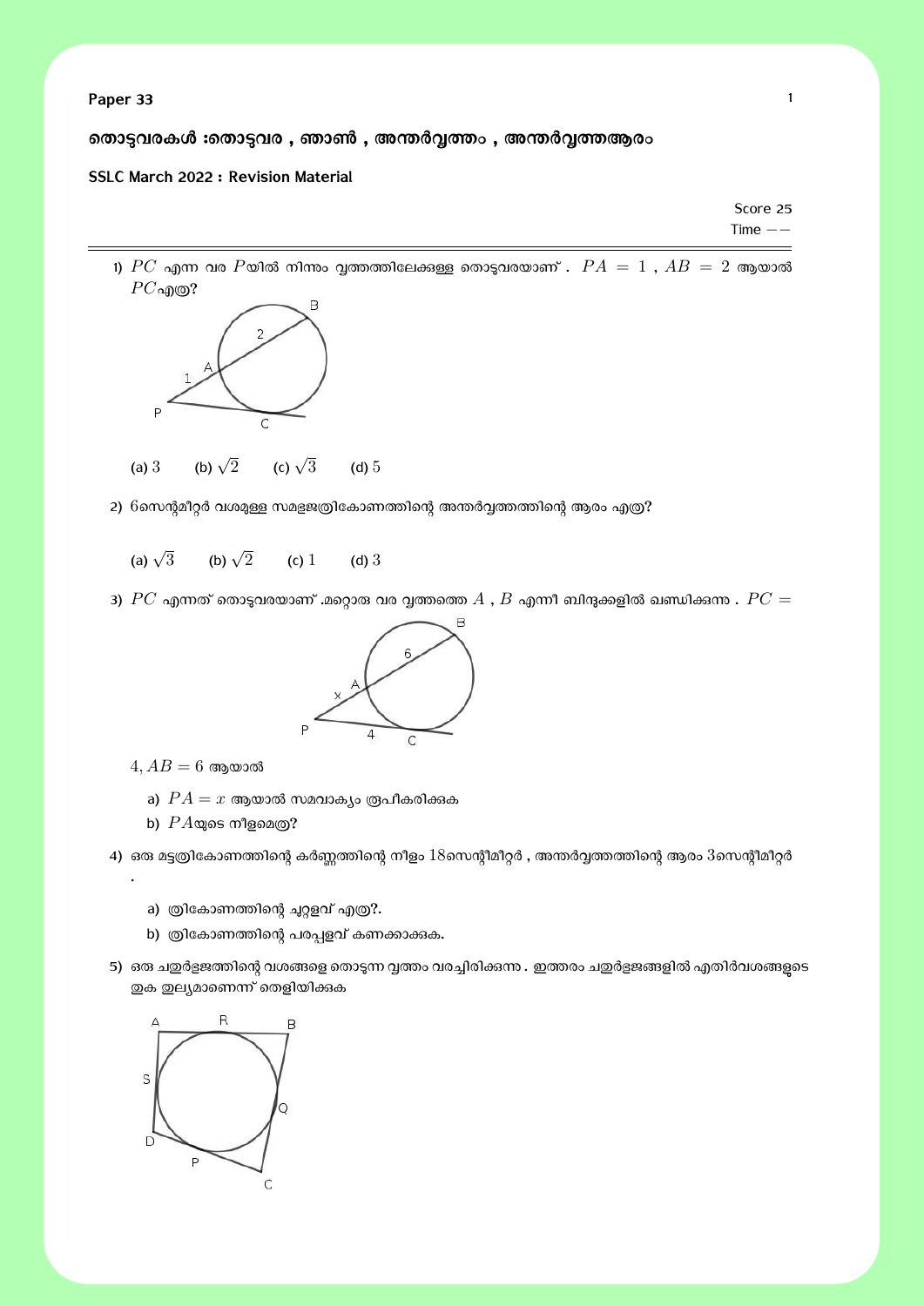**Paper 33**

**തൊട്ടുവരകൾ :തൊട്ടുവര , ഞാൺ , അന്തർവൃത്തം , അന്തർവൃത്തആരം**

**SSLC March 2022 : Revision Material**

Score 25
Time −−

---

1) $PC$ എന്ന വര $P$യിൽ നിന്നും വൃത്തത്തിലേക്കുള്ള തൊട്ടുവരയാണ് . $PA = 1$ , $AB = 2$ ആയാൽ $PC$എത്ര?

   (a) $3$ (b) $\sqrt{2}$ (c) $\sqrt{3}$ (d) $5$

2) $6$സെന്റീമീറ്റർ വശമുള്ള സമഭുജത്രികോണത്തിന്റെ അന്തർവൃത്തത്തിന്റെ ആരം എത്ര?

   (a) $\sqrt{3}$ (b) $\sqrt{2}$ (c) $1$ (d) $3$

3) $PC$ എന്നത് തൊട്ടുവരയാണ് .മറ്റൊരു വര വൃത്തത്തെ $A$ , $B$ എന്നീ ബിന്ദുക്കളിൽ ഖണ്ഡിക്കുന്നു . $PC = 4, AB = 6$ ആയാൽ

   a) $PA = x$ ആയാൽ സമവാക്യം രൂപീകരിക്കുക
   b) $PA$യുടെ നീളമെത്ര?

4) ഒരു മട്ടത്രികോണത്തിന്റെ കർണ്ണത്തിന്റെ നീളം $18$സെന്റീമീറ്റർ , അന്തർവൃത്തത്തിന്റെ ആരം $3$സെന്റീമീറ്റർ .

   a) ത്രികോണത്തിന്റെ ചുറ്റളവ് എത്ര?.
   b) ത്രികോണത്തിന്റെ പരപ്പളവ് കണക്കാക്കുക.

5) ഒരു ചതുർഭുജത്തിന്റെ വശങ്ങളെ തൊടുന്ന വൃത്തം വരച്ചിരിക്കുന്നു . ഇത്തരം ചതുർഭുജങ്ങളിൽ എതിർവശങ്ങളുടെ തുക തുല്യമാണെന്ന് തെളിയിക്കുക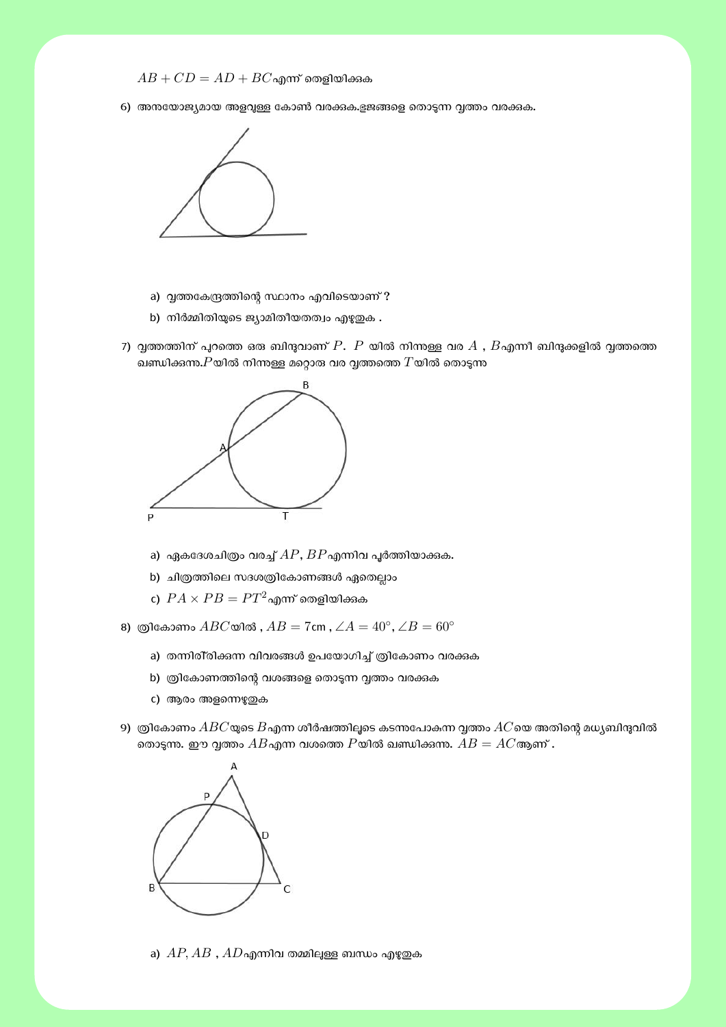$AB + CD = AD + BC$ എന്ന് തെളിയിക്കുക

6) അനയോജ്യമായ അളവുള്ള കോൺ വരക്കുക.ഭുജങ്ങളെ തൊടുന്ന വൃത്തം വരക്കുക.

   a) വൃത്തകേന്ദ്രത്തിന്റെ സ്ഥാനം എവിടെയാണ് ?
   b) നിർമ്മിതിയുടെ ജ്യാമിതീയതത്വം എഴുതുക .

7) വൃത്തത്തിന് പുറത്തെ ഒരു ബിന്ദുവാണ് $P$. $P$ യിൽ നിന്നുള്ള വര $A$ , $B$ എന്നീ ബിന്ദുക്കളിൽ വൃത്തത്തെ ഖണ്ഡിക്കുന്നു.$P$ യിൽ നിന്നുള്ള മറ്റൊരു വര വൃത്തത്തെ $T$ യിൽ തൊടുന്നു

   a) ഏകദേശചിത്രം വരച്ച് $AP$, $BP$ എന്നിവ പൂർത്തിയാക്കുക.
   b) ചിത്രത്തിലെ സദശത്രികോണങ്ങൾ ഏതെല്ലാം
   c) $PA \times PB = PT^2$ എന്ന് തെളിയിക്കുക

8) ത്രികോണം $ABC$ യിൽ , $AB = 7$cm , $\angle A = 40^\circ, \angle B = 60^\circ$

   a) തന്നിരിക്കുന്ന വിവരങ്ങൾ ഉപയോഗിച്ച് ത്രികോണം വരക്കുക
   b) ത്രികോണത്തിന്റെ വശങ്ങളെ തൊടുന്ന വൃത്തം വരക്കുക
   c) ആരം അളന്നെഴുതുക

9) ത്രികോണം $ABC$ യുടെ $B$ എന്ന ശീർഷത്തിലൂടെ കടന്നപോകുന്ന വൃത്തം $AC$ യെ അതിന്റെ മധ്യബിന്ദുവിൽ തൊടുന്നു. ഈ വൃത്തം $AB$ എന്ന വശത്തെ $P$ യിൽ ഖണ്ഡിക്കുന്നു. $AB = AC$ ആണ് .

   a) $AP, AB$ , $AD$ എന്നിവ തമ്മിലുള്ള ബന്ധം എഴുതുക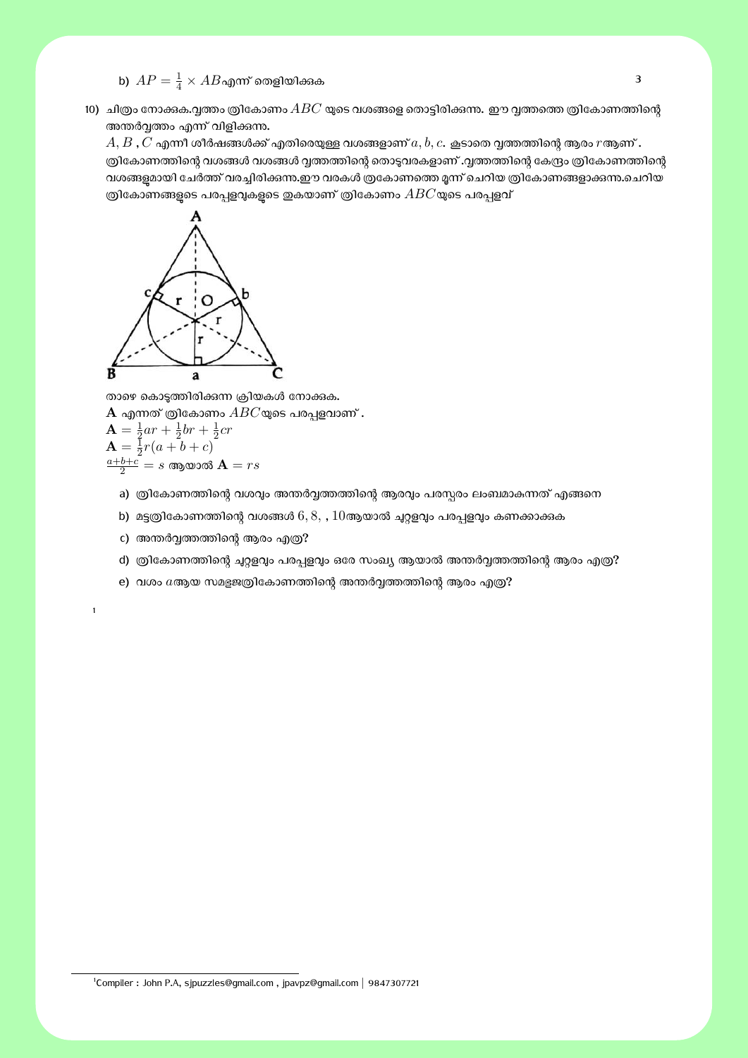b) $AP = \frac{1}{4} \times AB$ എന്ന് തെളിയിക്കുക

10) ചിത്രം നോക്കുക.വൃത്തം ത്രികോണം $ABC$ യുടെ വശങ്ങളെ തൊട്ടിരിക്കുന്നു. ഈ വൃത്തത്തെ ത്രികോണത്തിന്റെ അന്തർവൃത്തം എന്ന് വിളിക്കുന്നു.
$A, B, C$ എന്നീ ശീർഷങ്ങൾക്ക് എതിരെയുള്ള വശങ്ങളാണ് $a, b, c$. കൂടാതെ വൃത്തത്തിന്റെ ആരം $r$ ആണ്. ത്രികോണത്തിന്റെ വശങ്ങൾ വശങ്ങൾ വൃത്തത്തിന്റെ തൊട്ടുവരകളാണ്.വൃത്തത്തിന്റെ കേന്ദ്രം ത്രികോണത്തിന്റെ വശങ്ങളുമായി ചേർത്ത് വരച്ചിരിക്കുന്നു.ഈ വരകൾ ത്രകോണത്തെ മൂന്ന് ചെറിയ ത്രികോണങ്ങളാക്കുന്നു.ചെറിയ ത്രികോണങ്ങളുടെ പരപ്പളവുകളുടെ തുകയാണ് ത്രികോണം $ABC$ യുടെ പരപ്പളവ്

താഴെ കൊടുത്തിരിക്കുന്ന ക്രിയകൾ നോക്കുക.
$\mathbf{A}$ എന്നത് ത്രികോണം $ABC$ യുടെ പരപ്പളവാണ്.
$\mathbf{A} = \frac{1}{2}ar + \frac{1}{2}br + \frac{1}{2}cr$
$\mathbf{A} = \frac{1}{2}r(a+b+c)$
$\frac{a+b+c}{2} = s$ ആയാൽ $\mathbf{A} = rs$

a) ത്രികോണത്തിന്റെ വശവും അന്തർവൃത്തത്തിന്റെ ആരവും പരസ്പരം ലംബമാകുന്നത് എങ്ങനെ

b) മട്ടത്രികോണത്തിന്റെ വശങ്ങൾ $6, 8, , 10$ ആയാൽ ചുറ്റളവും പരപ്പളവും കണക്കാക്കുക

c) അന്തർവൃത്തത്തിന്റെ ആരം എത്ര?

d) ത്രികോണത്തിന്റെ ചുറ്റളവും പരപ്പളവും ഒരേ സംഖ്യ ആയാൽ അന്തർവൃത്തത്തിന്റെ ആരം എത്ര?

e) വശം $a$ ആയ സമഭുജത്രികോണത്തിന്റെ അന്തർവൃത്തത്തിന്റെ ആരം എത്ര?

[1]Compiler : John P.A, sjpuzzles@gmail.com , jpavpz@gmail.com | 9847307721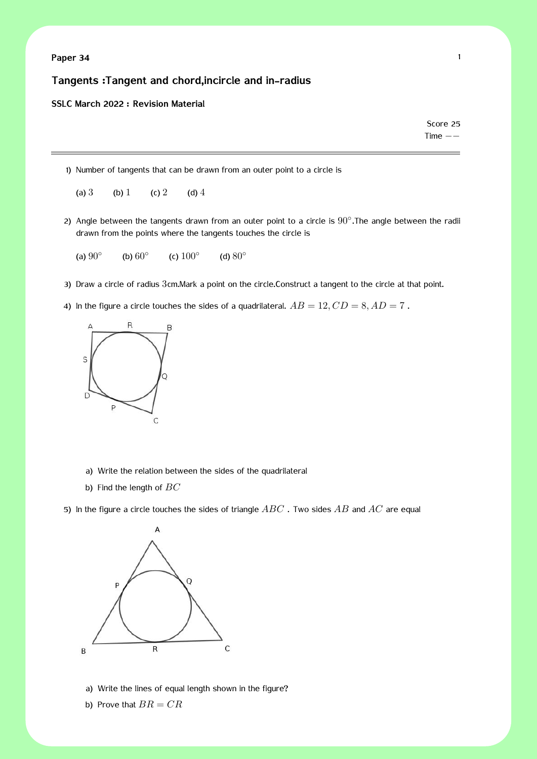**Paper 34**

## Tangents :Tangent and chord,incircle and in-radius

**SSLC March 2022 : Revision Material**

Score 25

Time $--$

---

1) Number of tangents that can be drawn from an outer point to a circle is

   (a) $3$ (b) $1$ (c) $2$ (d) $4$

2) Angle between the tangents drawn from an outer point to a circle is $90^\circ$.The angle between the radii drawn from the points where the tangents touches the circle is

   (a) $90^\circ$ (b) $60^\circ$ (c) $100^\circ$ (d) $80^\circ$

3) Draw a circle of radius $3$cm.Mark a point on the circle.Construct a tangent to the circle at that point.

4) In the figure a circle touches the sides of a quadrilateral. $AB = 12, CD = 8, AD = 7$ .

   a) Write the relation between the sides of the quadrilateral

   b) Find the length of $BC$

5) In the figure a circle touches the sides of triangle $ABC$ . Two sides $AB$ and $AC$ are equal

   a) Write the lines of equal length shown in the figure?

   b) Prove that $BR = CR$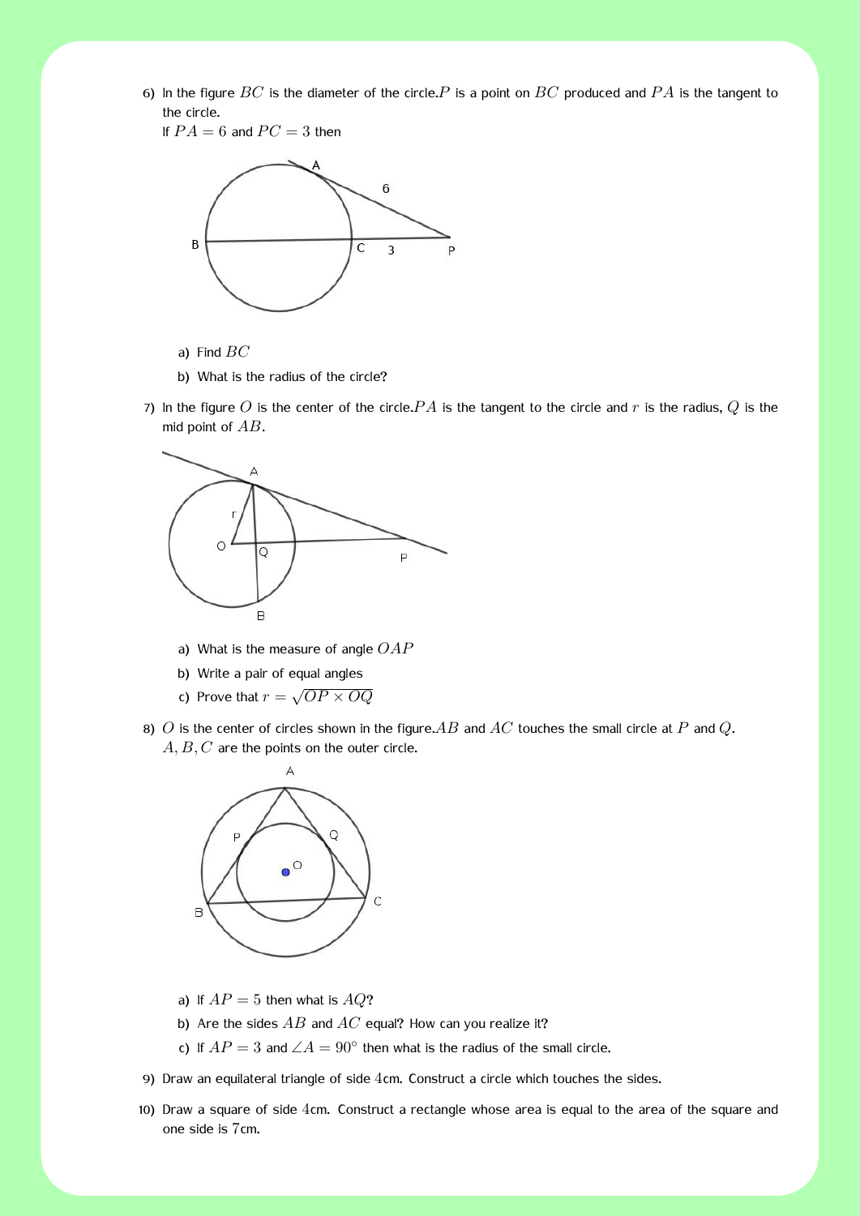6) In the figure $BC$ is the diameter of the circle.$P$ is a point on $BC$ produced and $PA$ is the tangent to the circle.
   If $PA = 6$ and $PC = 3$ then

   a) Find $BC$
   b) What is the radius of the circle?

7) In the figure $O$ is the center of the circle.$PA$ is the tangent to the circle and $r$ is the radius, $Q$ is the mid point of $AB$.

   a) What is the measure of angle $OAP$
   b) Write a pair of equal angles
   c) Prove that $r = \sqrt{OP \times OQ}$

8) $O$ is the center of circles shown in the figure.$AB$ and $AC$ touches the small circle at $P$ and $Q$.
   $A, B, C$ are the points on the outer circle.

   a) If $AP = 5$ then what is $AQ$?
   b) Are the sides $AB$ and $AC$ equal? How can you realize it?
   c) If $AP = 3$ and $\angle A = 90°$ then what is the radius of the small circle.

9) Draw an equilateral triangle of side $4$cm. Construct a circle which touches the sides.

10) Draw a square of side $4$cm. Construct a rectangle whose area is equal to the area of the square and one side is $7$cm.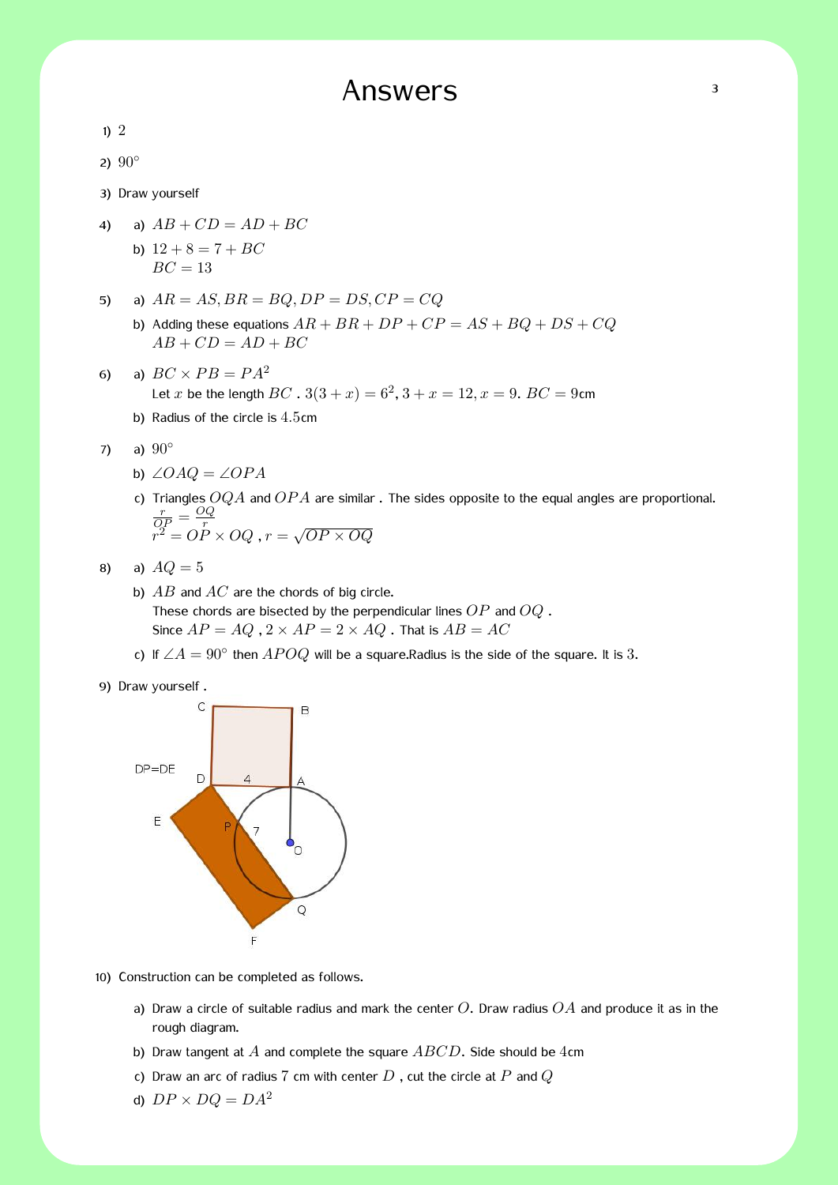# Answers

1) 2

2) $90°$

3) Draw yourself

4) a) $AB + CD = AD + BC$

   b) $12 + 8 = 7 + BC$
   $BC = 13$

5) a) $AR = AS, BR = BQ, DP = DS, CP = CQ$

   b) Adding these equations $AR + BR + DP + CP = AS + BQ + DS + CQ$
   $AB + CD = AD + BC$

6) a) $BC \times PB = PA^2$
   Let $x$ be the length $BC$ . $3(3 + x) = 6^2$, $3 + x = 12, x = 9$. $BC = 9$cm

   b) Radius of the circle is $4.5$cm

7) a) $90°$

   b) $\angle OAQ = \angle OPA$

   c) Triangles $OQA$ and $OPA$ are similar . The sides opposite to the equal angles are proportional.
   $\frac{r}{OP} = \frac{OQ}{r}$
   $r^2 = OP \times OQ$ , $r = \sqrt{OP \times OQ}$

8) a) $AQ = 5$

   b) $AB$ and $AC$ are the chords of big circle.
   These chords are bisected by the perpendicular lines $OP$ and $OQ$ .
   Since $AP = AQ$ , $2 \times AP = 2 \times AQ$ . That is $AB = AC$

   c) If $\angle A = 90°$ then $APOQ$ will be a square.Radius is the side of the square. It is $3$.

9) Draw yourself .

DP=DE

10) Construction can be completed as follows.

   a) Draw a circle of suitable radius and mark the center $O$. Draw radius $OA$ and produce it as in the rough diagram.

   b) Draw tangent at $A$ and complete the square $ABCD$. Side should be $4$cm

   c) Draw an arc of radius $7$ cm with center $D$ , cut the circle at $P$ and $Q$

   d) $DP \times DQ = DA^2$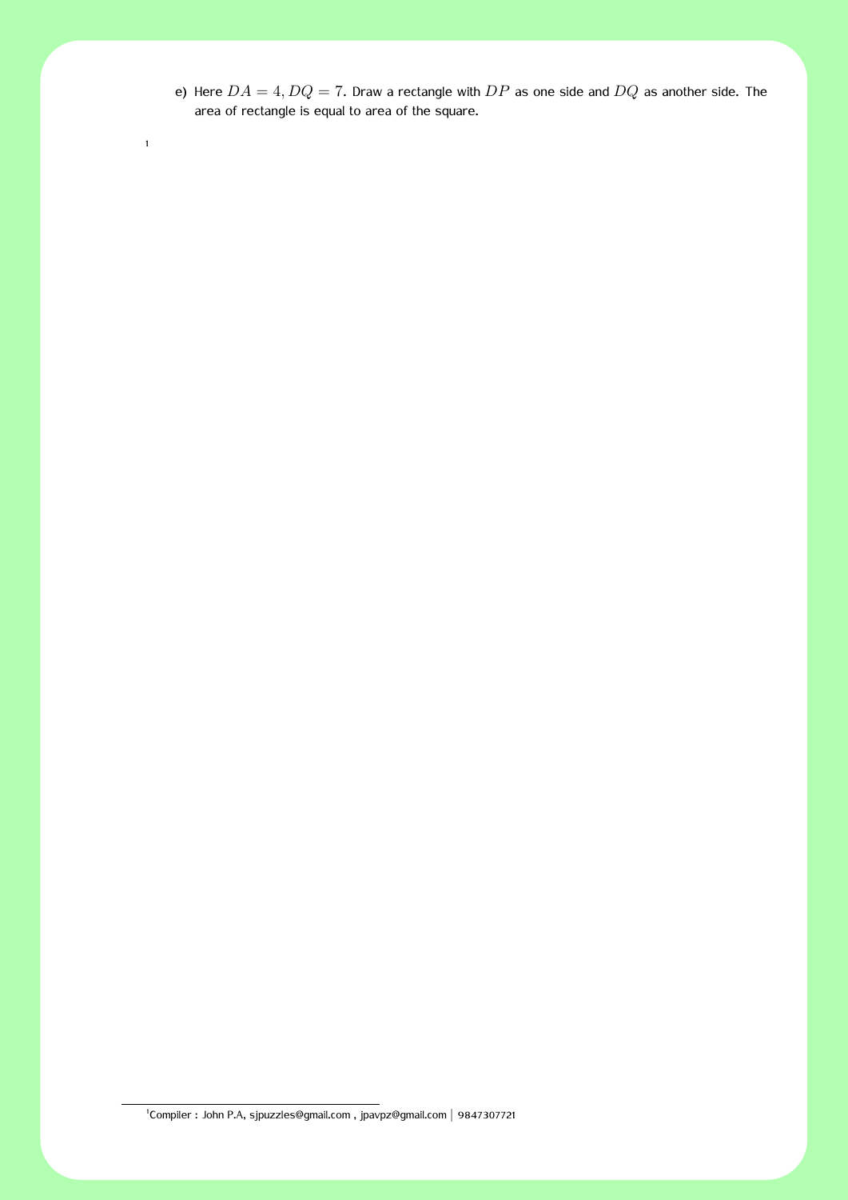e) Here $DA = 4, DQ = 7$. Draw a rectangle with $DP$ as one side and $DQ$ as another side. The area of rectangle is equal to area of the square.

[1]

---

[1] Compiler : John P.A, sjpuzzles@gmail.com , jpavpz@gmail.com | 9847307721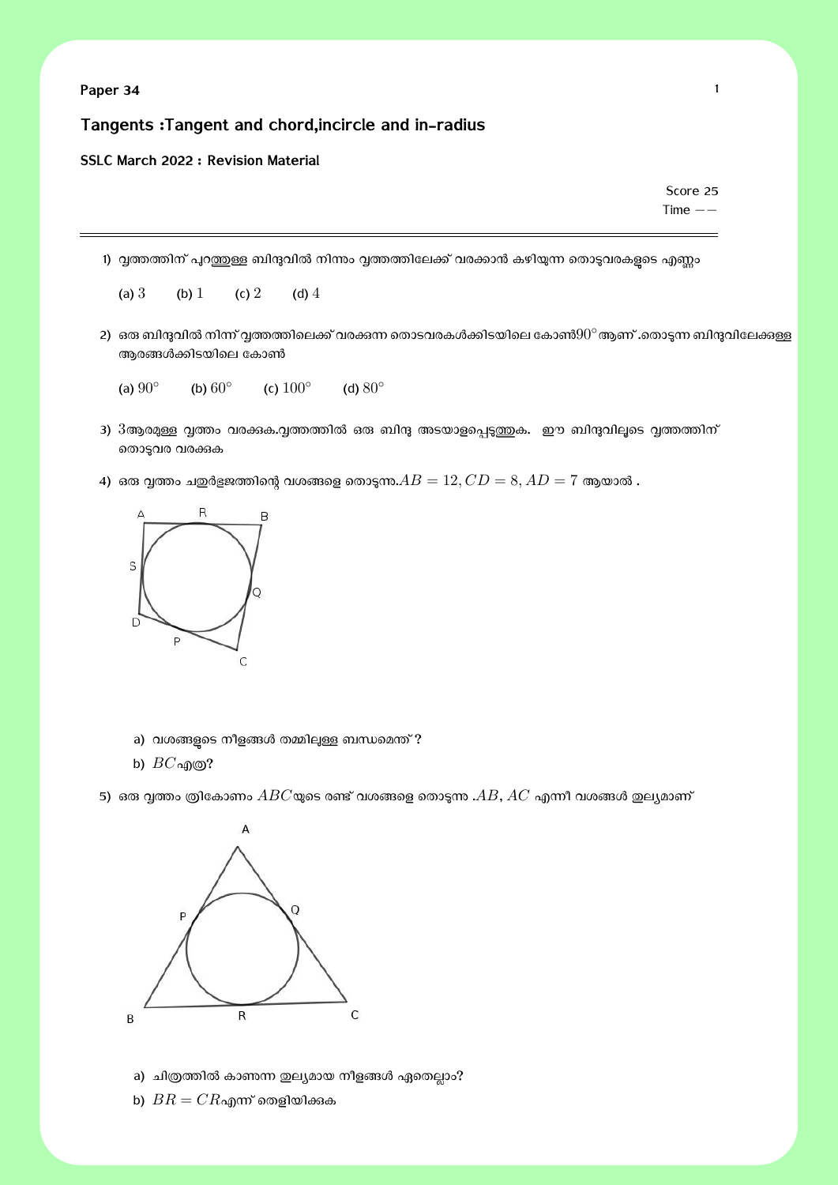**Paper 34**

## Tangents :Tangent and chord,incircle and in-radius

**SSLC March 2022 : Revision Material**

Score 25
Time −−

---

1) വൃത്തത്തിന് പുറത്തുള്ള ബിന്ദുവിൽ നിന്നും വൃത്തത്തിലേക്ക് വരക്കാൻ കഴിയുന്ന തൊട്ടുവരകളുടെ എണ്ണം

   (a) $3$ (b) $1$ (c) $2$ (d) $4$

2) ഒരു ബിന്ദുവിൽ നിന്ന് വൃത്തത്തിലെക്ക് വരക്കുന്ന തൊടവരകൾക്കിടയിലെ കോൺ$90^\circ$ ആണ് .തൊടുന്ന ബിന്ദുവിലേക്കുള്ള ആരങ്ങൾക്കിടയിലെ കോൺ

   (a) $90^\circ$ (b) $60^\circ$ (c) $100^\circ$ (d) $80^\circ$

3) $3$ആരമുള്ള വൃത്തം വരക്കുക.വൃത്തത്തിൽ ഒരു ബിന്ദു അടയാളപ്പെടുത്തുക. ഈ ബിന്ദുവിലൂടെ വൃത്തത്തിന് തൊടുവര വരക്കുക

4) ഒരു വൃത്തം ചതുർഭുജത്തിന്റെ വശങ്ങളെ തൊടുന്നു.$AB = 12, CD = 8, AD = 7$ ആയാൽ .

   a) വശങ്ങളുടെ നീളങ്ങൾ തമ്മിലുള്ള ബന്ധമെന്ത് ?

   b) $BC$എത്ര?

5) ഒരു വൃത്തം ത്രികോണം $ABC$യുടെ രണ്ട് വശങ്ങളെ തൊടുന്നു .$AB$, $AC$ എന്നീ വശങ്ങൾ തുല്യമാണ്

   a) ചിത്രത്തിൽ കാണുന്ന തുല്യമായ നീളങ്ങൾ ഏതെല്ലാം?

   b) $BR = CR$എന്ന് തെളിയിക്കുക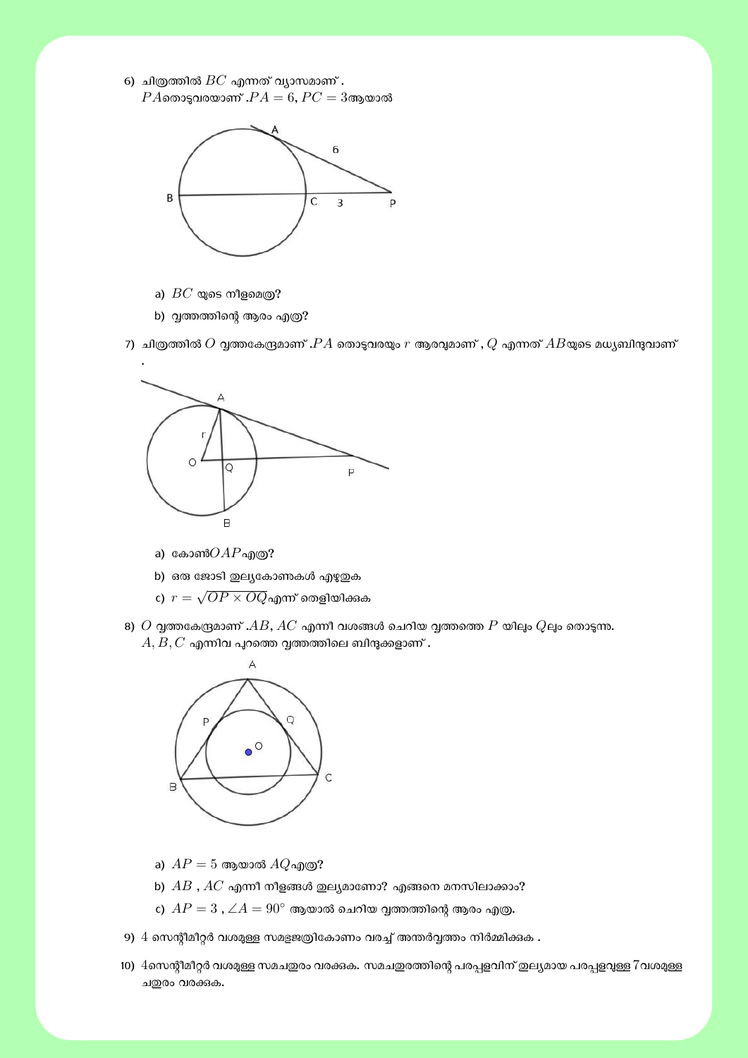6) ചിത്രത്തിൽ $BC$ എന്നത് വ്യാസമാണ് .
$PA$തൊട്ടുവരയാണ് .$PA = 6, PC = 3$ആയാൽ

a) $BC$ യുടെ നീളമെത്ര?

b) വൃത്തത്തിന്റെ ആരം എത്ര?

7) ചിത്രത്തിൽ $O$ വൃത്തകേന്ദ്രമാണ് .$PA$ തൊട്ടുവരയും $r$ ആരവുമാണ് , $Q$ എന്നത് $AB$യുടെ മധ്യബിന്ദുവാണ് .

a) കോൺ$OAP$എത്ര?

b) ഒരു ജോടി തുല്യകോണുകൾ എഴുതുക

c) $r = \sqrt{OP \times OQ}$എന്ന് തെളിയിക്കുക

8) $O$ വൃത്തകേന്ദ്രമാണ് .$AB$, $AC$ എന്നീ വശങ്ങൾ ചെറിയ വൃത്തത്തെ $P$ യിലും $Q$ലും തൊടുന്നു.
$A, B, C$ എന്നിവ പുറത്തെ വൃത്തത്തിലെ ബിന്ദുക്കളാണ് .

a) $AP = 5$ ആയാൽ $AQ$എത്ര?

b) $AB$ , $AC$ എന്നീ നീളങ്ങൾ തുല്യമാണോ? എങ്ങനെ മനസിലാക്കാം?

c) $AP = 3$ , $\angle A = 90^\circ$ ആയാൽ ചെറിയ വൃത്തത്തിന്റെ ആരം എത്ര.

9) $4$ സെന്റീമീറ്റർ വശമുള്ള സമഭുജത്രികോണം വരച്ച് അന്തർവൃത്തം നിർമ്മിക്കുക .

10) $4$സെന്റീമീറ്റർ വശമുള്ള സമചതുരം വരക്കുക. സമചതുരത്തിന്റെ പരപ്പളവിന് തുല്യമായ പരപ്പളവുള്ള $7$വശമുള്ള ചതുരം വരക്കുക.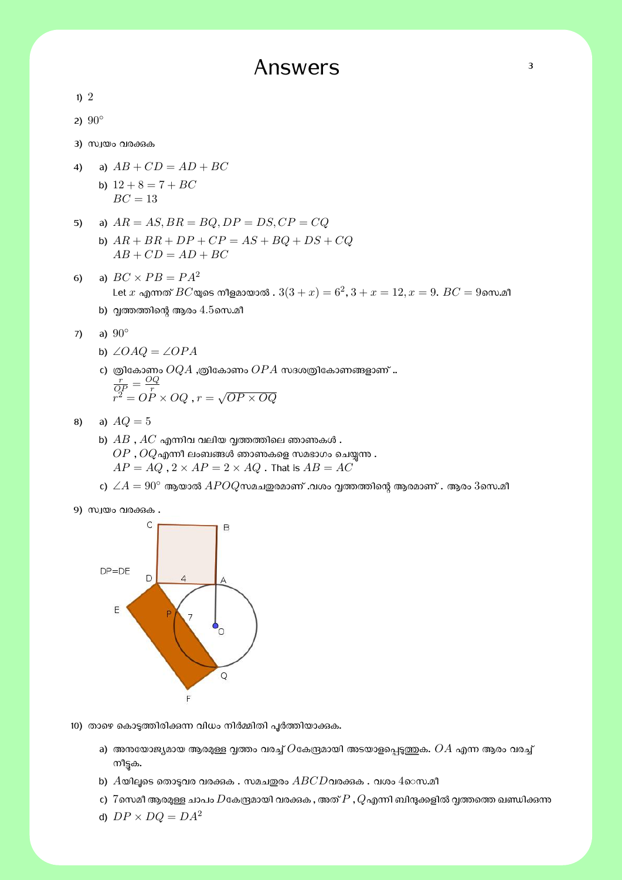# Answers

1) $2$

2) $90^\circ$

3) സ്വയം വരക്കുക

4)
   a) $AB + CD = AD + BC$
   b) $12 + 8 = 7 + BC$
      $BC = 13$

5)
   a) $AR = AS, BR = BQ, DP = DS, CP = CQ$
   b) $AR + BR + DP + CP = AS + BQ + DS + CQ$
      $AB + CD = AD + BC$

6)
   a) $BC \times PB = PA^2$
      Let $x$ എന്നത് $BC$യുടെ നീളമായാൽ . $3(3 + x) = 6^2, 3 + x = 12, x = 9.$ $BC = 9$സെ.മീ
   b) വൃത്തത്തിന്റെ ആരം $4.5$സെ.മീ

7)
   a) $90^\circ$
   b) $\angle OAQ = \angle OPA$
   c) ത്രികോണം $OQA$ ,ത്രികോണം $OPA$ സദൃശത്രികോണങ്ങളാണ് ..
      $\frac{r}{OP} = \frac{OQ}{r}$
      $r^2 = OP \times OQ$ , $r = \sqrt{OP \times OQ}$

8)
   a) $AQ = 5$
   b) $AB$ , $AC$ എന്നിവ വലിയ വൃത്തത്തിലെ ഞാണുകൾ .
      $OP$ , $OQ$എന്നീ ലംബങ്ങൾ ഞാണുകളെ സമഭാഗം ചെയ്യുന്നു .
      $AP = AQ$ , $2 \times AP = 2 \times AQ$ . That is $AB = AC$
   c) $\angle A = 90^\circ$ ആയാൽ $APOQ$സമചതുരമാണ് .വശം വൃത്തത്തിന്റെ ആരമാണ് . ആരം $3$സെ.മീ

9) സ്വയം വരക്കുക .

DP=DE

10) താഴെ കൊടുത്തിരിക്കുന്ന വിധം നിർമ്മിതി പൂർത്തിയാക്കുക.
   a) അനുയോജ്യമായ ആരമുള്ള വൃത്തം വരച്ച് $O$കേന്ദ്രമായി അടയാളപ്പെടുത്തുക. $OA$ എന്ന ആരം വരച്ച് നീട്ടുക.
   b) $A$യിലൂടെ തൊടുവര വരക്കുക . സമചതുരം $ABCD$വരക്കുക . വശം $4$സെ.മീ
   c) $7$സെമീ ആരമുള്ള ചാപം $D$കേന്ദ്രമായി വരക്കുക , അത് $P$ , $Q$എന്നി ബിന്ദുക്കളിൽ വൃത്തത്തെ ഖണ്ഡിക്കുന്നു
   d) $DP \times DQ = DA^2$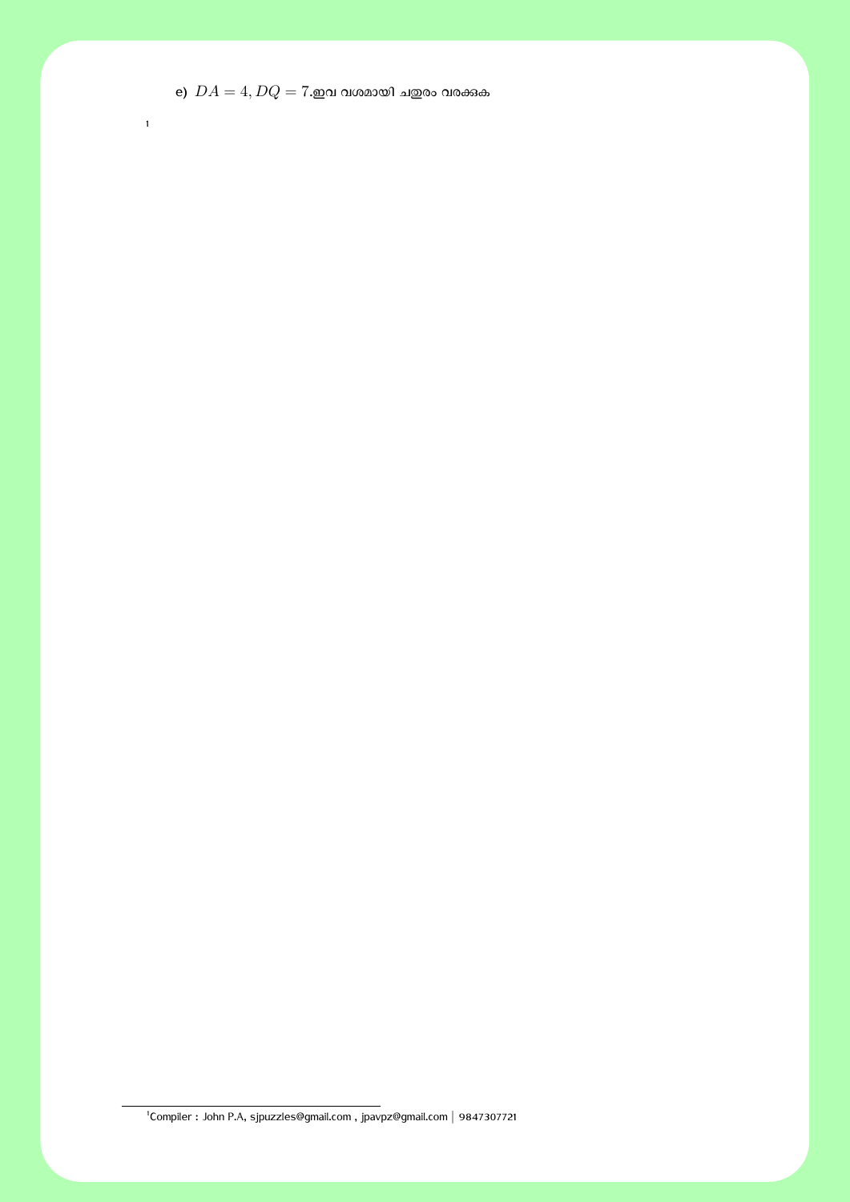e) $DA = 4, DQ = 7$.ഇവ വശമായി ചതുരം വരക്കുക

[1] Compiler : John P.A, sjpuzzles@gmail.com , jpavpz@gmail.com | 9847307721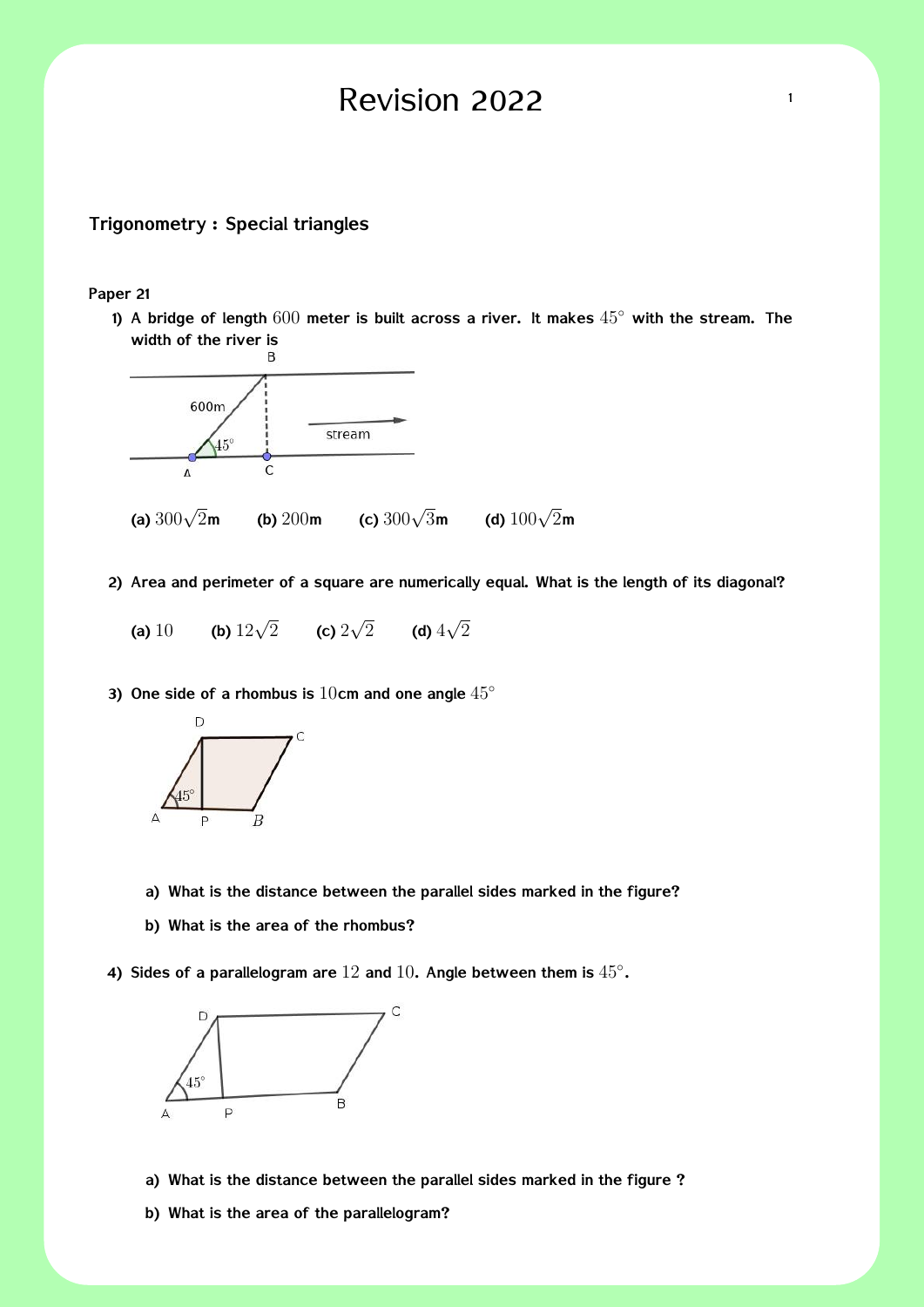# Revision 2022

## Trigonometry : Special triangles

**Paper 21**

1) A bridge of length $600$ meter is built across a river. It makes $45^\circ$ with the stream. The width of the river is

   (a) $300\sqrt{2}$m (b) $200$m (c) $300\sqrt{3}$m (d) $100\sqrt{2}$m

2) Area and perimeter of a square are numerically equal. What is the length of its diagonal?

   (a) $10$ (b) $12\sqrt{2}$ (c) $2\sqrt{2}$ (d) $4\sqrt{2}$

3) One side of a rhombus is $10$cm and one angle $45^\circ$

   a) What is the distance between the parallel sides marked in the figure?

   b) What is the area of the rhombus?

4) Sides of a parallelogram are $12$ and $10$. Angle between them is $45^\circ$.

   a) What is the distance between the parallel sides marked in the figure ?

   b) What is the area of the parallelogram?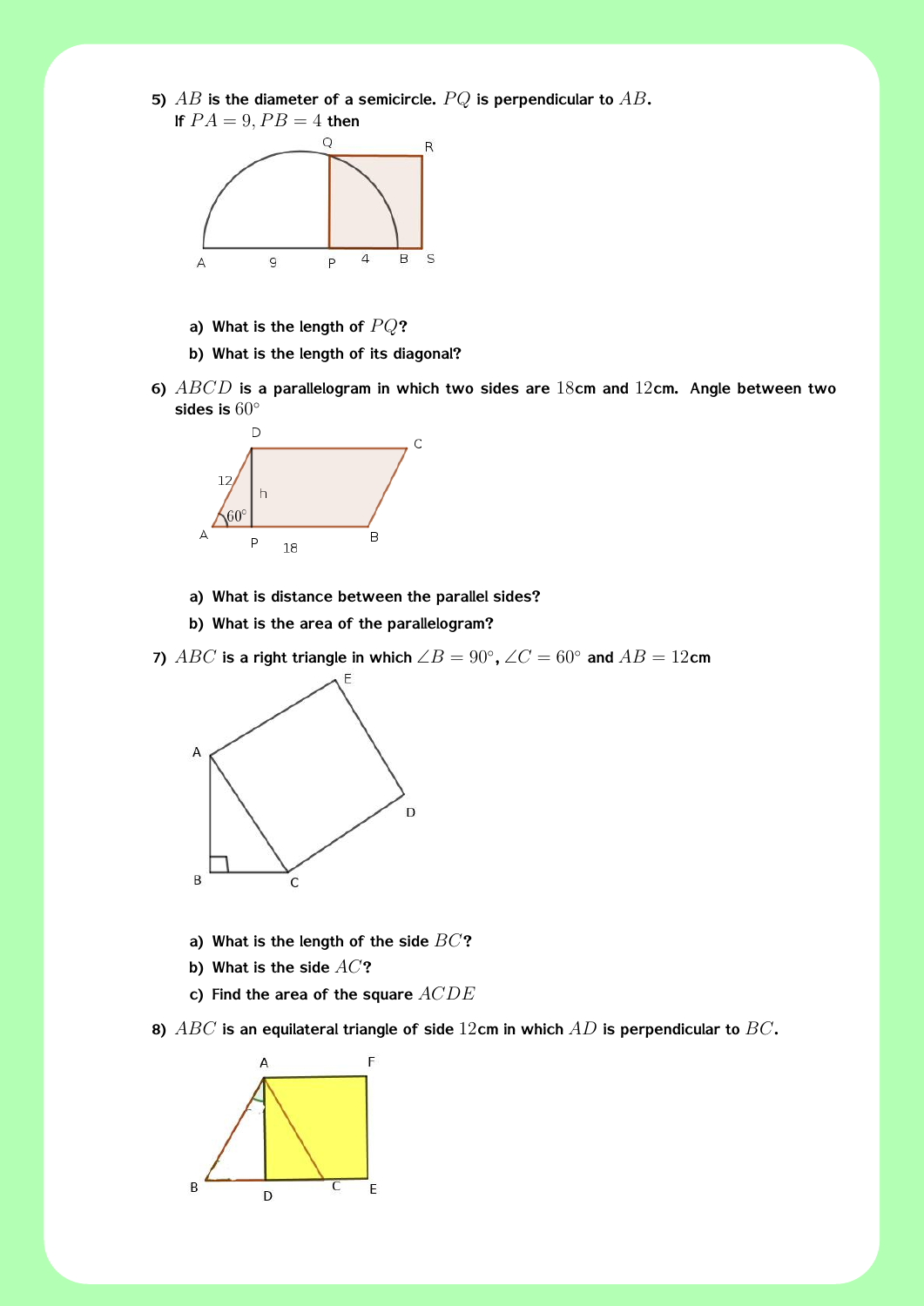5) $AB$ is the diameter of a semicircle. $PQ$ is perpendicular to $AB$. If $PA = 9, PB = 4$ then

   a) What is the length of $PQ$?

   b) What is the length of its diagonal?

6) $ABCD$ is a parallelogram in which two sides are $18$cm and $12$cm. Angle between two sides is $60°$

   a) What is distance between the parallel sides?

   b) What is the area of the parallelogram?

7) $ABC$ is a right triangle in which $\angle B = 90°$, $\angle C = 60°$ and $AB = 12$cm

   a) What is the length of the side $BC$?

   b) What is the side $AC$?

   c) Find the area of the square $ACDE$

8) $ABC$ is an equilateral triangle of side $12$cm in which $AD$ is perpendicular to $BC$.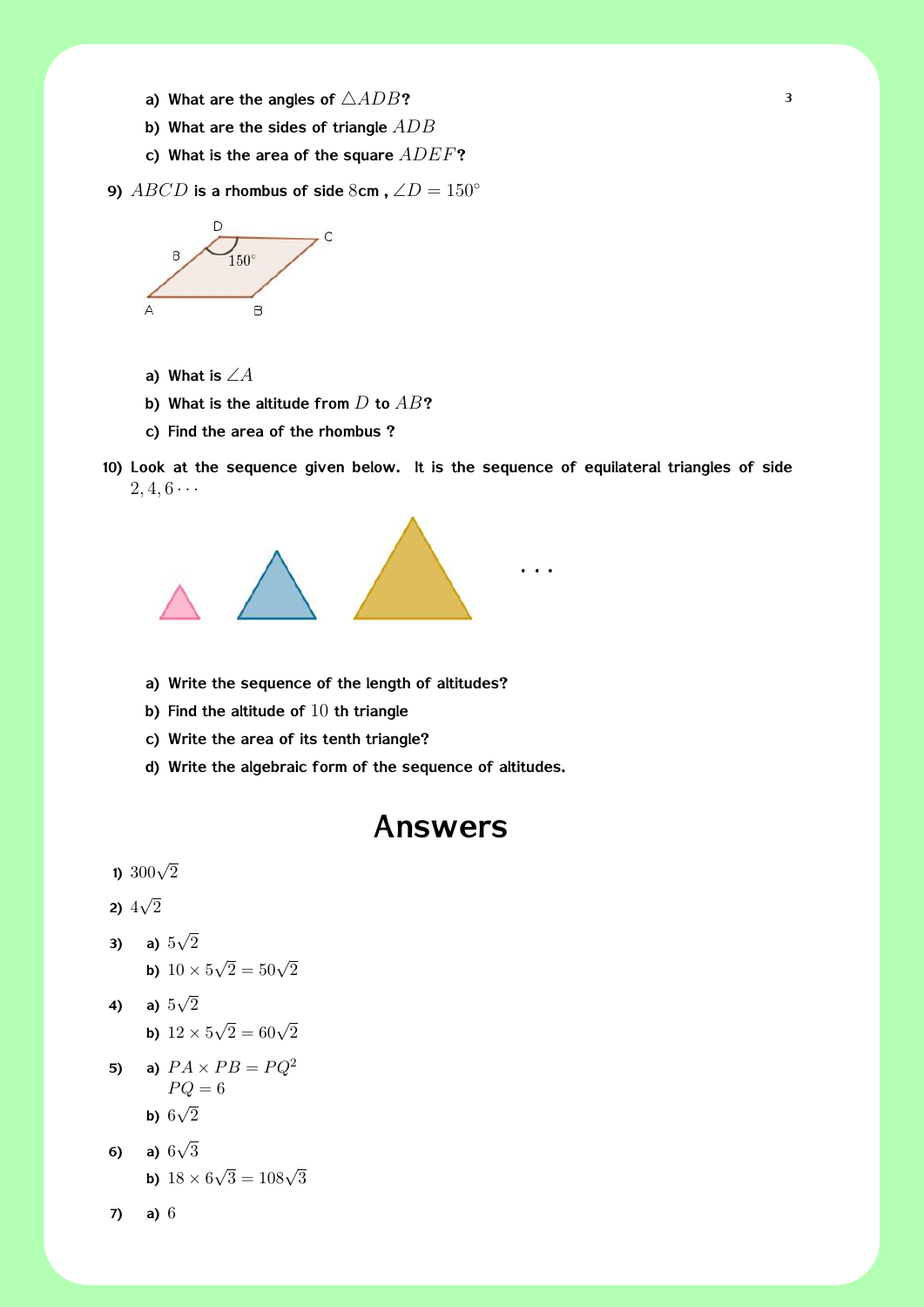a) What are the angles of $\triangle ADB$?

b) What are the sides of triangle $ADB$

c) What is the area of the square $ADEF$?

9) $ABCD$ is a rhombus of side $8$cm , $\angle D = 150°$

a) What is $\angle A$

b) What is the altitude from $D$ to $AB$?

c) Find the area of the rhombus ?

10) Look at the sequence given below. It is the sequence of equilateral triangles of side $2, 4, 6 \cdots$

a) Write the sequence of the length of altitudes?

b) Find the altitude of $10$ th triangle

c) Write the area of its tenth triangle?

d) Write the algebraic form of the sequence of altitudes.

# Answers

1) $300\sqrt{2}$

2) $4\sqrt{2}$

3) a) $5\sqrt{2}$

   b) $10 \times 5\sqrt{2} = 50\sqrt{2}$

4) a) $5\sqrt{2}$

   b) $12 \times 5\sqrt{2} = 60\sqrt{2}$

5) a) $PA \times PB = PQ^2$
   $PQ = 6$

   b) $6\sqrt{2}$

6) a) $6\sqrt{3}$

   b) $18 \times 6\sqrt{3} = 108\sqrt{3}$

7) a) $6$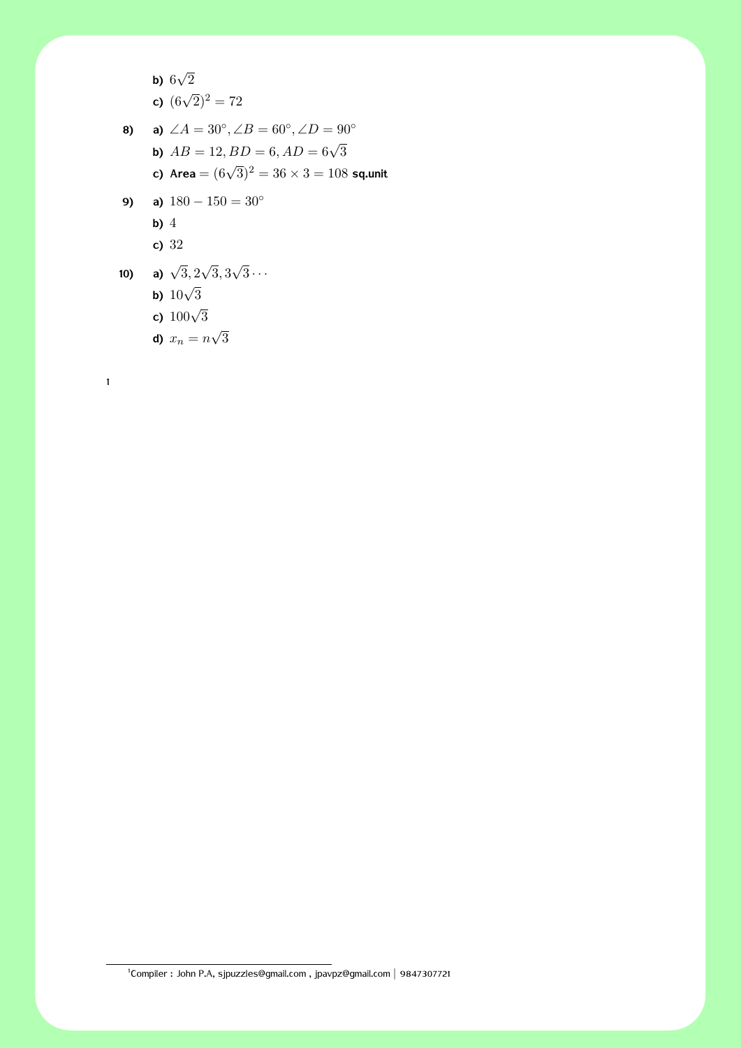- **b)** $6\sqrt{2}$
- **c)** $(6\sqrt{2})^2 = 72$

**8)**
- **a)** $\angle A = 30^\circ, \angle B = 60^\circ, \angle D = 90^\circ$
- **b)** $AB = 12, BD = 6, AD = 6\sqrt{3}$
- **c)** Area $= (6\sqrt{3})^2 = 36 \times 3 = 108$ sq.unit

**9)**
- **a)** $180 - 150 = 30^\circ$
- **b)** $4$
- **c)** $32$

**10)**
- **a)** $\sqrt{3}, 2\sqrt{3}, 3\sqrt{3} \cdots$
- **b)** $10\sqrt{3}$
- **c)** $100\sqrt{3}$
- **d)** $x_n = n\sqrt{3}$

[1]

---

[1] Compiler : John P.A, sjpuzzles@gmail.com , jpavpz@gmail.com | 9847307721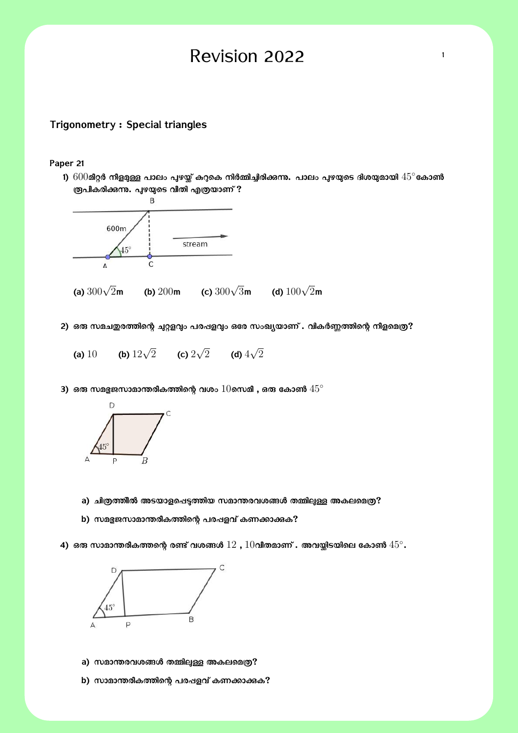# Revision 2022

## Trigonometry : Special triangles

**Paper 21**

1) $600$മീറ്റർ നീളമുള്ള പാലം പുഴയ്ക്ക് കുറുകെ നിർമ്മിച്ചിരിക്കുന്നു. പാലം പുഴയുടെ ദിശയുമായി $45^\circ$കോൺ രൂപീകരിക്കുന്നു. പുഴയുടെ വീതി എത്രയാണ് ?

   (a) $300\sqrt{2}$m (b) $200$m (c) $300\sqrt{3}$m (d) $100\sqrt{2}$m

2) ഒരു സമചതുരത്തിന്റെ ചുറ്റളവും പരപ്പളവും ഒരേ സംഖ്യയാണ്. വികർണ്ണത്തിന്റെ നീളമെത്ര?

   (a) $10$ (b) $12\sqrt{2}$ (c) $2\sqrt{2}$ (d) $4\sqrt{2}$

3) ഒരു സമഭുജസാമാന്തരികത്തിന്റെ വശം $10$സെമീ , ഒരു കോൺ $45^\circ$

   a) ചിത്രത്തിൽ അടയാളപ്പെടുത്തിയ സമാന്തരവശങ്ങൾ തമ്മിലുള്ള അകലമെത്ര?

   b) സമഭുജസാമാന്തരികത്തിന്റെ പരപ്പളവ് കണക്കാക്കുക?

4) ഒരു സാമാന്തരികത്തന്റെ രണ്ട് വശങ്ങൾ $12$ , $10$വീതമാണ്. അവയ്ക്കിടയിലെ കോൺ $45^\circ$.

   a) സമാന്തരവശങ്ങൾ തമ്മിലുള്ള അകലമെത്ര?

   b) സാമാന്തരികത്തിന്റെ പരപ്പളവ് കണക്കാക്കുക?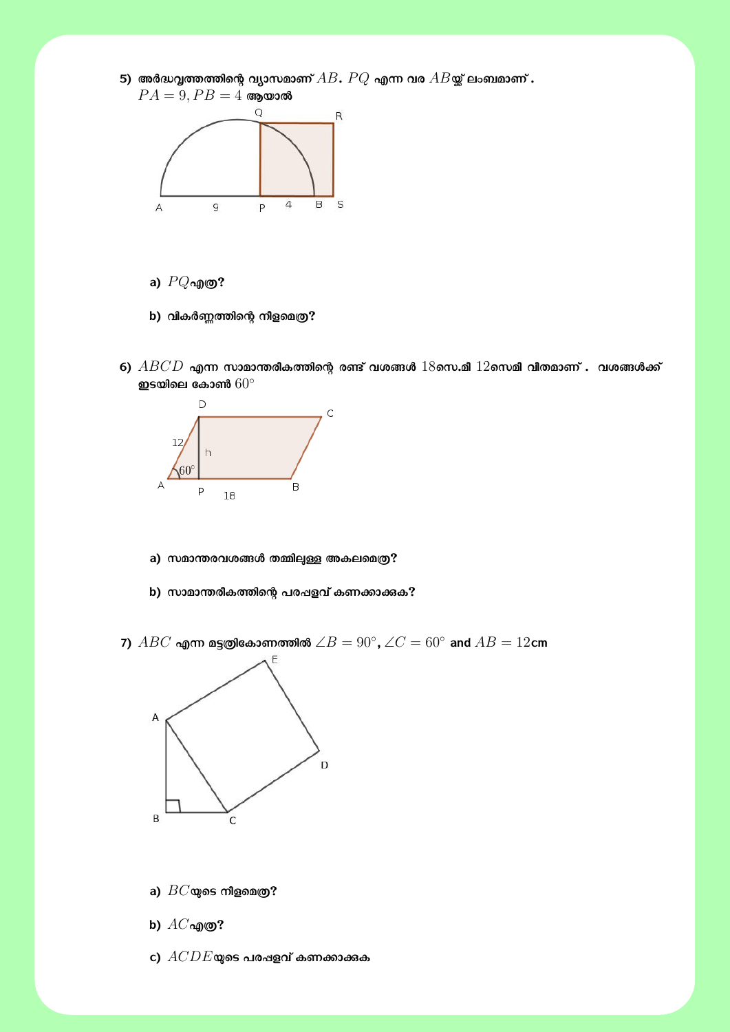5) അർദ്ധവൃത്തത്തിന്റെ വ്യാസമാണ് $AB$. $PQ$ എന്ന വര $AB$യ്ക്ക് ലംബമാണ്. $PA = 9, PB = 4$ ആയാൽ

a) $PQ$എത്ര?

b) വികർണ്ണത്തിന്റെ നീളമെത്ര?

6) $ABCD$ എന്ന സാമാന്തരീകത്തിന്റെ രണ്ട് വശങ്ങൾ $18$സെ.മീ $12$സെമീ വീതമാണ്. വശങ്ങൾക്ക് ഇടയിലെ കോൺ $60^\circ$

a) സമാന്തരവശങ്ങൾ തമ്മിലുള്ള അകലമെത്ര?

b) സാമാന്തരീകത്തിന്റെ പരപ്പളവ് കണക്കാക്കുക?

7) $ABC$ എന്ന മട്ടത്രികോണത്തിൽ $\angle B = 90^\circ$, $\angle C = 60^\circ$ and $AB = 12$cm

a) $BC$യുടെ നീളമെത്ര?

b) $AC$എത്ര?

c) $ACDE$യുടെ പരപ്പളവ് കണക്കാക്കുക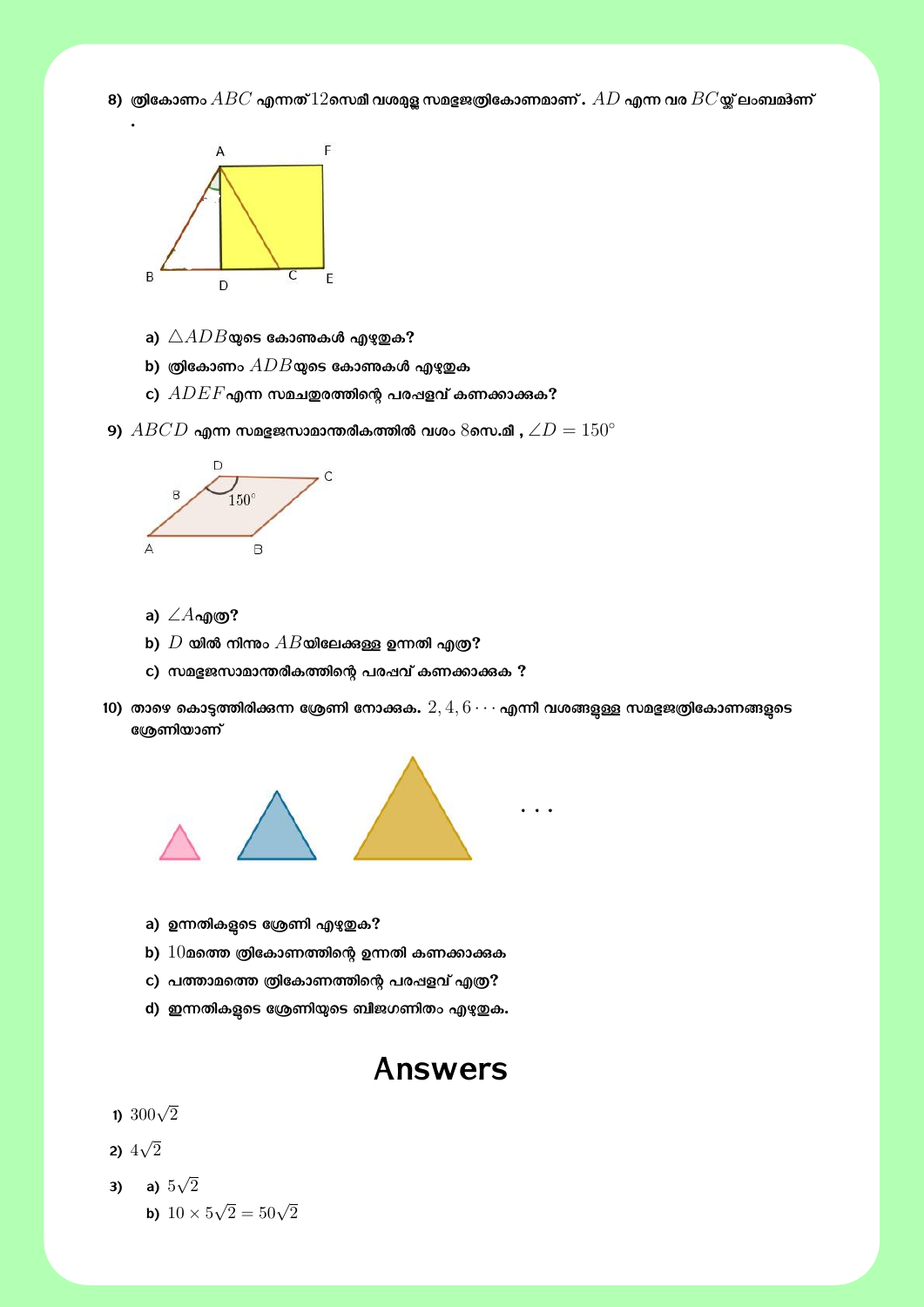8) ത്രികോണം $ABC$ എന്നത് $12$സെമി വശമുള്ള സമഭുജത്രികോണമാണ്. $AD$ എന്ന വര $BC$യ്ക്ക് ലംബമാണ് .

a) $\triangle ADB$യുടെ കോണുകൾ എഴുതുക?

b) ത്രികോണം $ADB$യുടെ കോണുകൾ എഴുതുക

c) $ADEF$എന്ന സമചതുരത്തിന്റെ പരപ്പളവ് കണക്കാക്കുക?

9) $ABCD$ എന്ന സമഭുജസാമാന്തരികത്തിൽ വശം $8$സെ.മീ , $\angle D = 150^\circ$

a) $\angle A$എത്ര?

b) $D$ യിൽ നിന്നും $AB$യിലേക്കുള്ള ഉന്നതി എത്ര?

c) സമഭുജസാമാന്തരികത്തിന്റെ പരപ്പ് കണക്കാക്കുക ?

10) താഴെ കൊടുത്തിരിക്കുന്ന ശ്രേണി നോക്കുക. $2, 4, 6 \cdots$ എന്നി വശങ്ങളുള്ള സമഭുജത്രികോണങ്ങളുടെ ശ്രേണിയാണ്

a) ഉന്നതികളുടെ ശ്രേണി എഴുതുക?

b) $10$മത്തെ ത്രികോണത്തിന്റെ ഉന്നതി കണക്കാക്കുക

c) പത്താമത്തെ ത്രികോണത്തിന്റെ പരപ്പളവ് എത്ര?

d) ഉന്നതികളുടെ ശ്രേണിയുടെ ബീജഗണിതം എഴുതുക.

# Answers

1) $300\sqrt{2}$

2) $4\sqrt{2}$

3) a) $5\sqrt{2}$

   b) $10 \times 5\sqrt{2} = 50\sqrt{2}$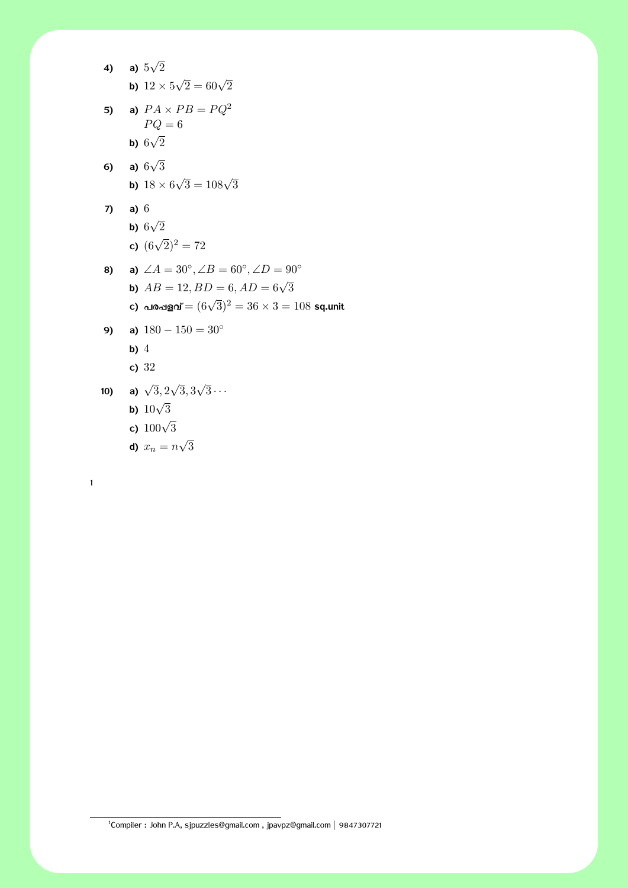**4)**
- **a)** $5\sqrt{2}$
- **b)** $12 \times 5\sqrt{2} = 60\sqrt{2}$

**5)**
- **a)** $PA \times PB = PQ^2$
  $PQ = 6$
- **b)** $6\sqrt{2}$

**6)**
- **a)** $6\sqrt{3}$
- **b)** $18 \times 6\sqrt{3} = 108\sqrt{3}$

**7)**
- **a)** $6$
- **b)** $6\sqrt{2}$
- **c)** $(6\sqrt{2})^2 = 72$

**8)**
- **a)** $\angle A = 30^\circ, \angle B = 60^\circ, \angle D = 90^\circ$
- **b)** $AB = 12, BD = 6, AD = 6\sqrt{3}$
- **c)** പരപ്പളവ് $= (6\sqrt{3})^2 = 36 \times 3 = 108$ **sq.unit**

**9)**
- **a)** $180 - 150 = 30^\circ$
- **b)** $4$
- **c)** $32$

**10)**
- **a)** $\sqrt{3}, 2\sqrt{3}, 3\sqrt{3} \cdots$
- **b)** $10\sqrt{3}$
- **c)** $100\sqrt{3}$
- **d)** $x_n = n\sqrt{3}$

[1] Compiler : John P.A, sjpuzzles@gmail.com , jpavpz@gmail.com | 9847307721